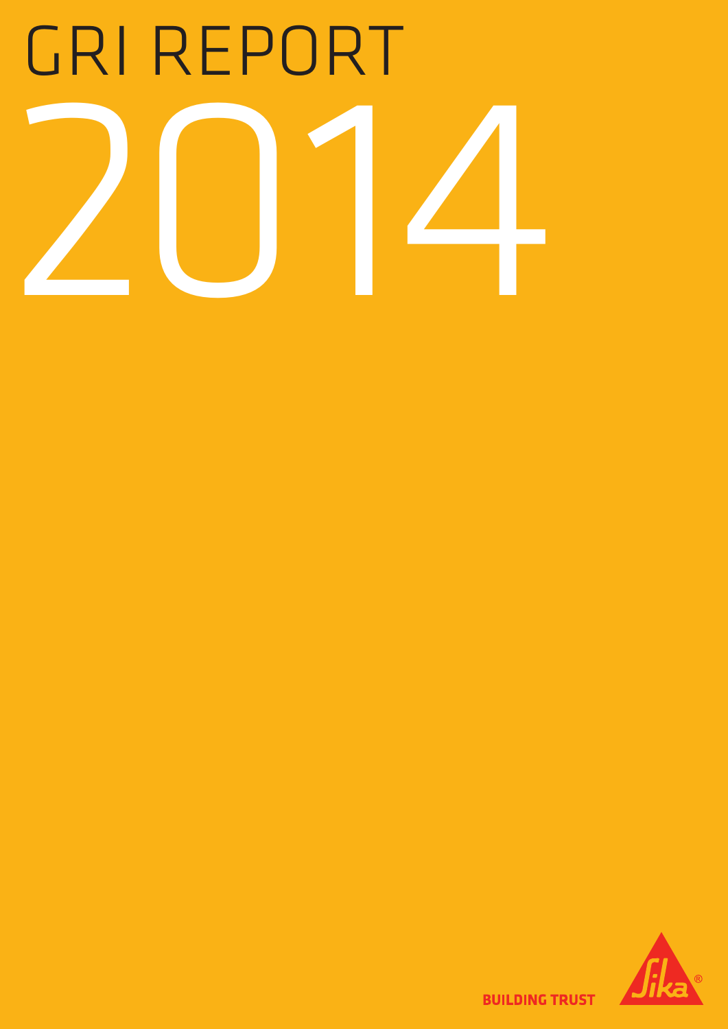# GRI REPORT 2014

BUILDING TRUST

Sika®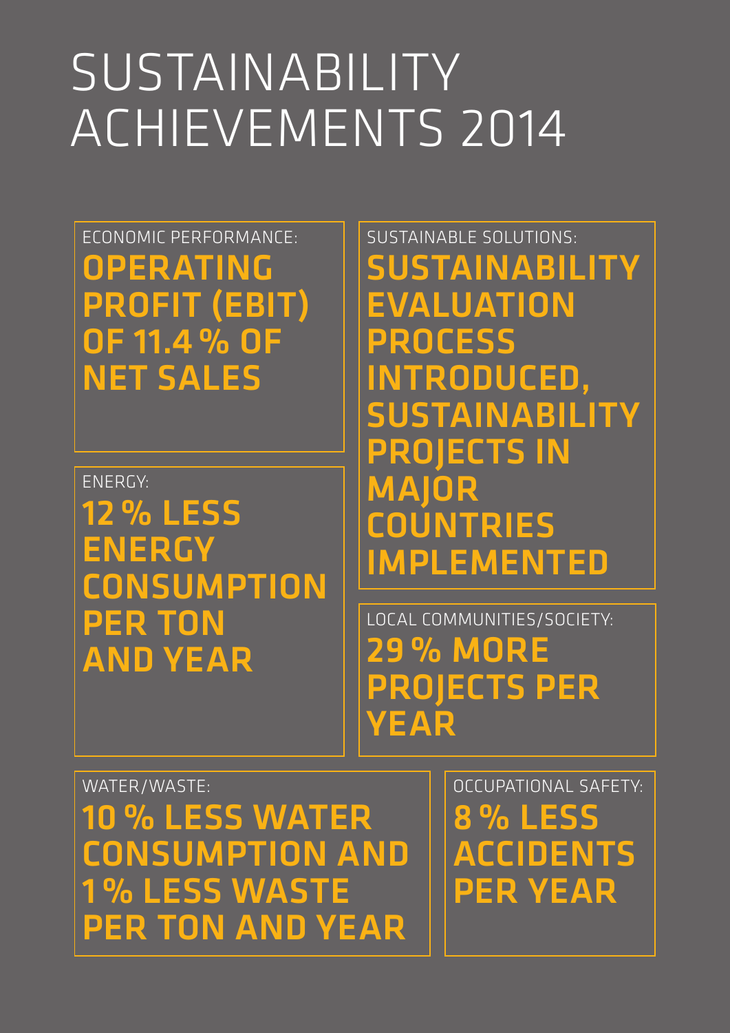# SUSTAINABILITY ACHIEVEMENTS 2014

ECONOMIC PERFORMANCE:

**OPERATING PROFIT (EBIT) OF 11.4 % OF NET SALES**

ENERGY:

**12 % LESS ENERGY CONSUMPTION PER TON AND YEAR**

SUSTAINABLE SOLUTIONS:

**SUSTAINABILITY EVALUATION PROCESS INTRODUCED, SUSTAINABILITY PROJECTS IN MAJOR COUNTRIES IMPLEMENTED**

LOCAL COMMUNITIES/SOCIETY:

**29 % MORE PROJECTS PER YEAR**

WATER/WASTE:

**10 % LESS WATER CONSUMPTION AND 1 % LESS WASTE PER TON AND YEAR**

OCCUPATIONAL SAFETY:

**8 % LESS ACCIDENTS PER YEAR**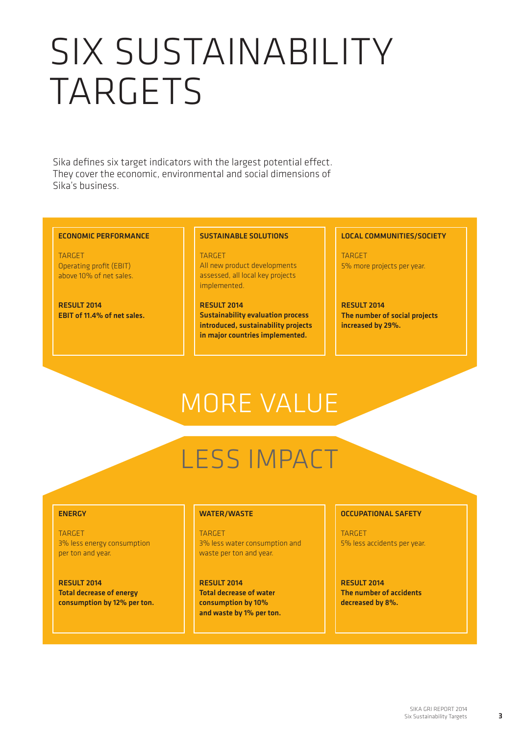# SIX SUSTAINABILITY TARGETS

Sika defines six target indicators with the largest potential effect. They cover the economic, environmental and social dimensions of Sika's business.

### ECONOMIC PERFORMANCE

TARGET
Operating profit (EBIT) above 10% of net sales.

**RESULT 2014**
**EBIT of 11.4% of net sales.**

### SUSTAINABLE SOLUTIONS

TARGET
All new product developments assessed, all local key projects implemented.

**RESULT 2014**
**Sustainability evaluation process introduced, sustainability projects in major countries implemented.**

### LOCAL COMMUNITIES/SOCIETY

TARGET
5% more projects per year.

**RESULT 2014**
**The number of social projects increased by 29%.**

## MORE VALUE

## LESS IMPACT

### ENERGY

TARGET
3% less energy consumption per ton and year.

**RESULT 2014**
**Total decrease of energy consumption by 12% per ton.**

### WATER/WASTE

TARGET
3% less water consumption and waste per ton and year.

**RESULT 2014**
**Total decrease of water consumption by 10% and waste by 1% per ton.**

### OCCUPATIONAL SAFETY

TARGET
5% less accidents per year.

**RESULT 2014**
**The number of accidents decreased by 8%.**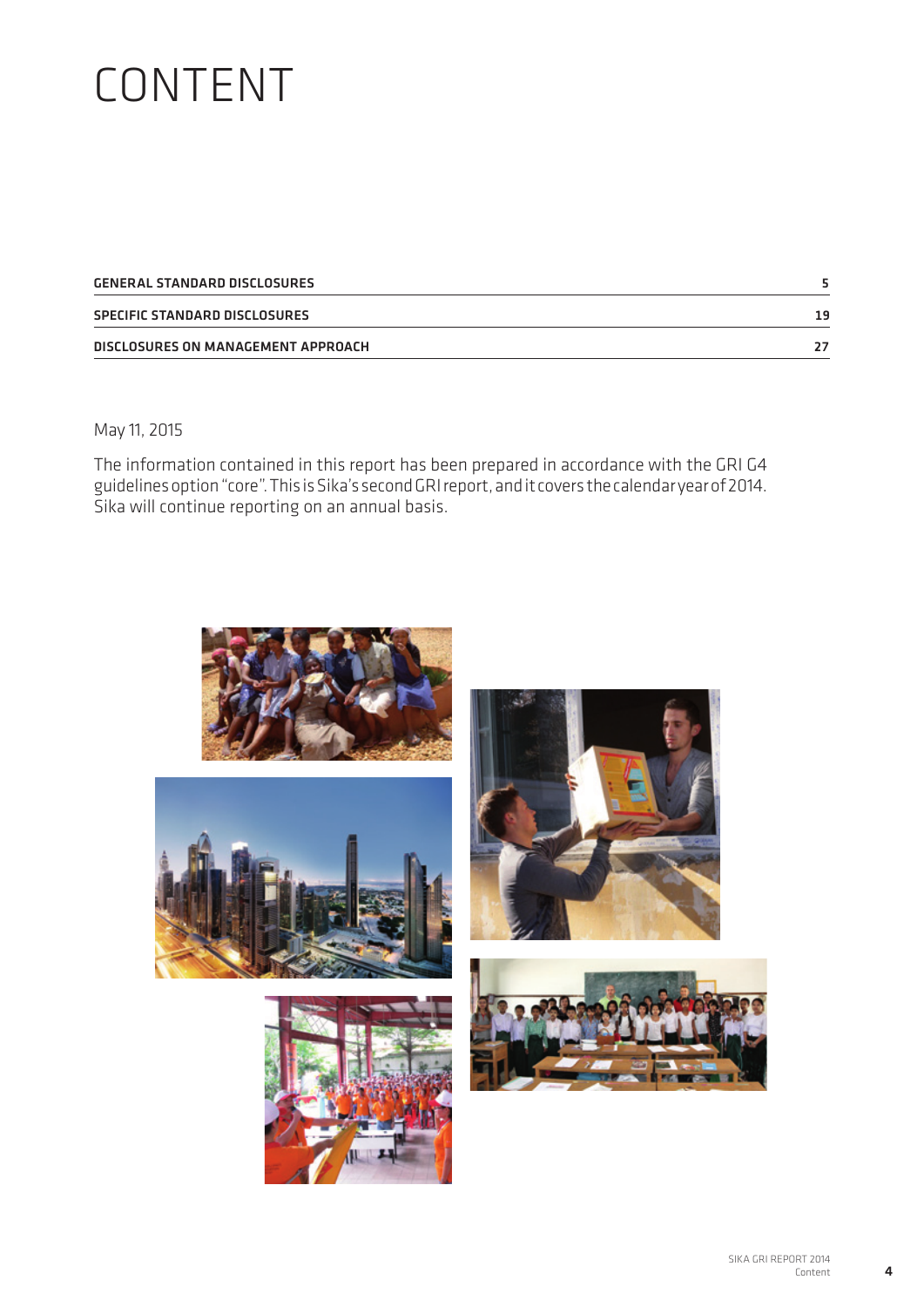# CONTENT

| | |
|---|---|
| **GENERAL STANDARD DISCLOSURES** | **5** |
| **SPECIFIC STANDARD DISCLOSURES** | **19** |
| **DISCLOSURES ON MANAGEMENT APPROACH** | **27** |

May 11, 2015

The information contained in this report has been prepared in accordance with the GRI G4 guidelines option "core". This is Sika's second GRI report, and it covers the calendar year of 2014. Sika will continue reporting on an annual basis.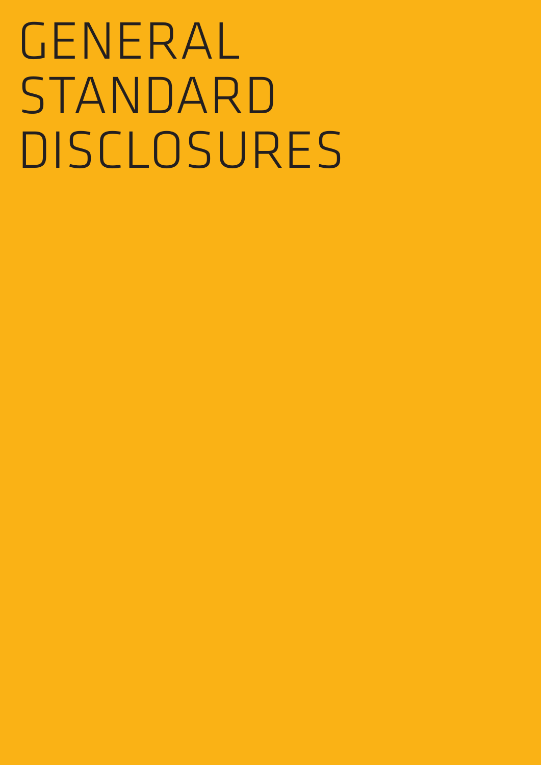# GENERAL STANDARD DISCLOSURES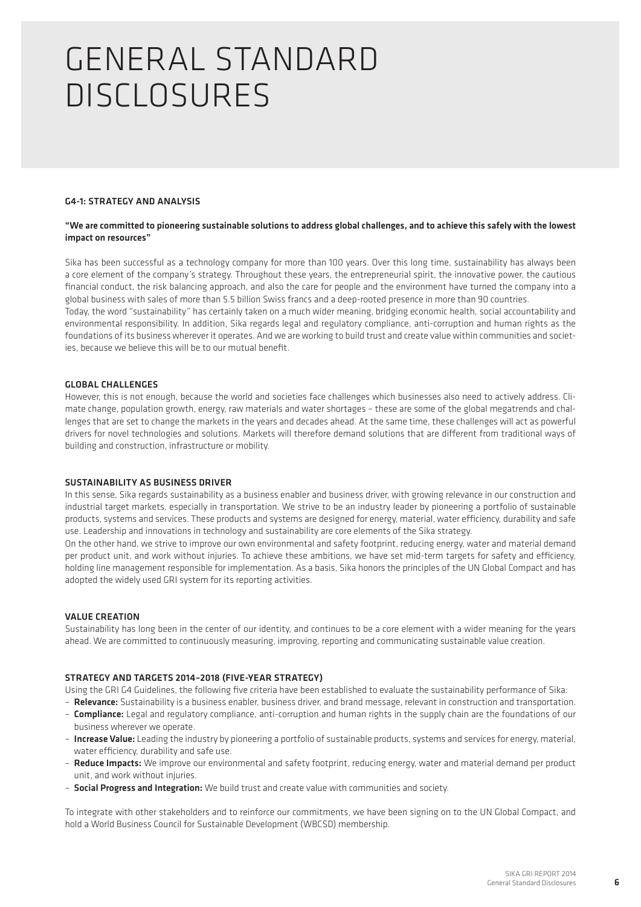# GENERAL STANDARD DISCLOSURES

### G4-1: STRATEGY AND ANALYSIS

**"We are committed to pioneering sustainable solutions to address global challenges, and to achieve this safely with the lowest impact on resources"**

Sika has been successful as a technology company for more than 100 years. Over this long time, sustainability has always been a core element of the company's strategy. Throughout these years, the entrepreneurial spirit, the innovative power, the cautious financial conduct, the risk balancing approach, and also the care for people and the environment have turned the company into a global business with sales of more than 5.5 billion Swiss francs and a deep-rooted presence in more than 90 countries.
Today, the word "sustainability" has certainly taken on a much wider meaning, bridging economic health, social accountability and environmental responsibility. In addition, Sika regards legal and regulatory compliance, anti-corruption and human rights as the foundations of its business wherever it operates. And we are working to build trust and create value within communities and societies, because we believe this will be to our mutual benefit.

### GLOBAL CHALLENGES

However, this is not enough, because the world and societies face challenges which businesses also need to actively address. Climate change, population growth, energy, raw materials and water shortages – these are some of the global megatrends and challenges that are set to change the markets in the years and decades ahead. At the same time, these challenges will act as powerful drivers for novel technologies and solutions. Markets will therefore demand solutions that are different from traditional ways of building and construction, infrastructure or mobility.

### SUSTAINABILITY AS BUSINESS DRIVER

In this sense, Sika regards sustainability as a business enabler and business driver, with growing relevance in our construction and industrial target markets, especially in transportation. We strive to be an industry leader by pioneering a portfolio of sustainable products, systems and services. These products and systems are designed for energy, material, water efficiency, durability and safe use. Leadership and innovations in technology and sustainability are core elements of the Sika strategy.
On the other hand, we strive to improve our own environmental and safety footprint, reducing energy, water and material demand per product unit, and work without injuries. To achieve these ambitions, we have set mid-term targets for safety and efficiency, holding line management responsible for implementation. As a basis, Sika honors the principles of the UN Global Compact and has adopted the widely used GRI system for its reporting activities.

### VALUE CREATION

Sustainability has long been in the center of our identity, and continues to be a core element with a wider meaning for the years ahead. We are committed to continuously measuring, improving, reporting and communicating sustainable value creation.

### STRATEGY AND TARGETS 2014–2018 (FIVE-YEAR STRATEGY)

Using the GRI G4 Guidelines, the following five criteria have been established to evaluate the sustainability performance of Sika:

- **Relevance:** Sustainability is a business enabler, business driver, and brand message, relevant in construction and transportation.
- **Compliance:** Legal and regulatory compliance, anti-corruption and human rights in the supply chain are the foundations of our business wherever we operate.
- **Increase Value:** Leading the industry by pioneering a portfolio of sustainable products, systems and services for energy, material, water efficiency, durability and safe use.
- **Reduce Impacts:** We improve our environmental and safety footprint, reducing energy, water and material demand per product unit, and work without injuries.
- **Social Progress and Integration:** We build trust and create value with communities and society.

To integrate with other stakeholders and to reinforce our commitments, we have been signing on to the UN Global Compact, and hold a World Business Council for Sustainable Development (WBCSD) membership.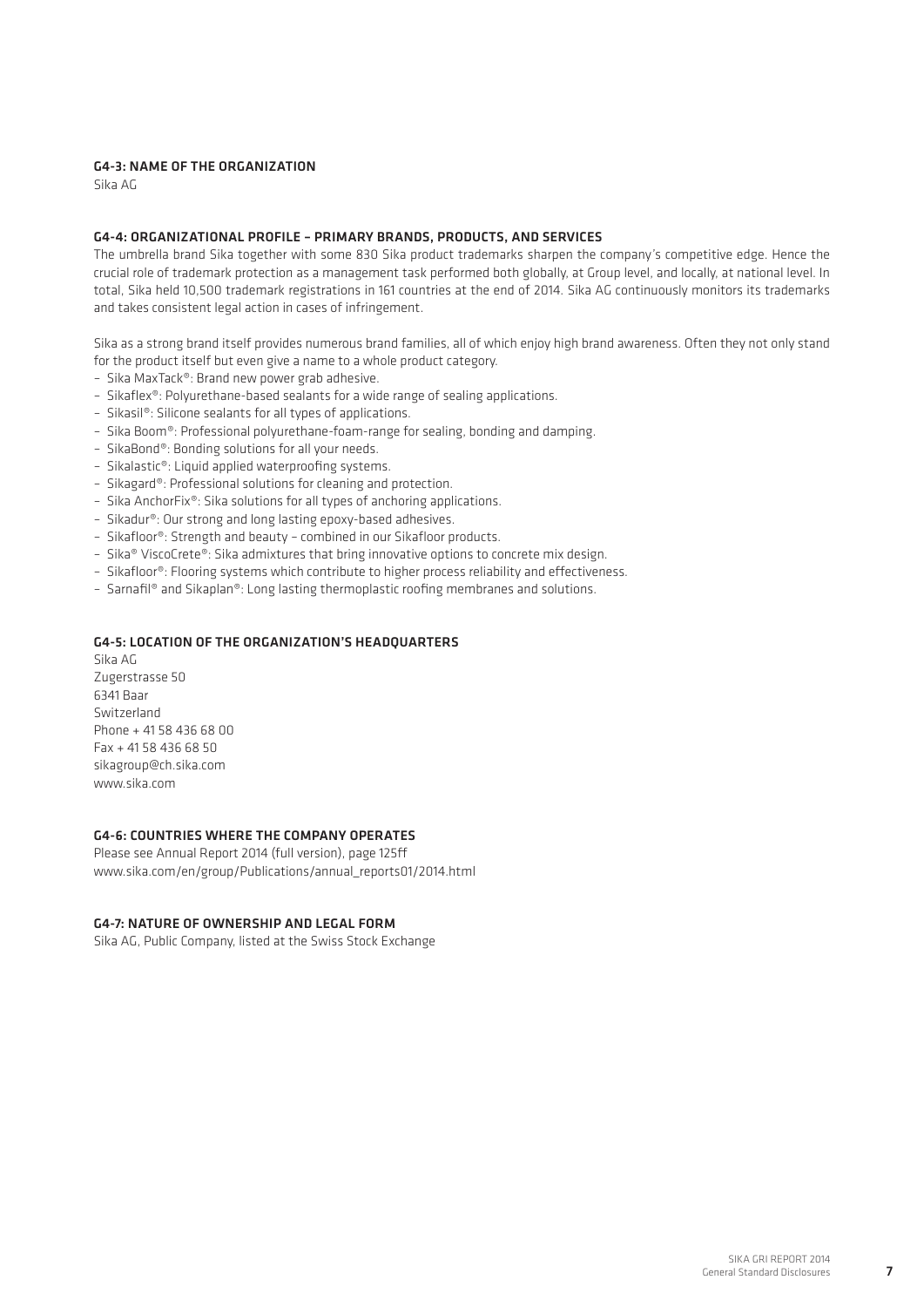## G4-3: NAME OF THE ORGANIZATION

Sika AG

## G4-4: ORGANIZATIONAL PROFILE – PRIMARY BRANDS, PRODUCTS, AND SERVICES

The umbrella brand Sika together with some 830 Sika product trademarks sharpen the company's competitive edge. Hence the crucial role of trademark protection as a management task performed both globally, at Group level, and locally, at national level. In total, Sika held 10,500 trademark registrations in 161 countries at the end of 2014. Sika AG continuously monitors its trademarks and takes consistent legal action in cases of infringement.

Sika as a strong brand itself provides numerous brand families, all of which enjoy high brand awareness. Often they not only stand for the product itself but even give a name to a whole product category.

- Sika MaxTack®: Brand new power grab adhesive.
- Sikaflex®: Polyurethane-based sealants for a wide range of sealing applications.
- Sikasil®: Silicone sealants for all types of applications.
- Sika Boom®: Professional polyurethane-foam-range for sealing, bonding and damping.
- SikaBond®: Bonding solutions for all your needs.
- Sikalastic®: Liquid applied waterproofing systems.
- Sikagard®: Professional solutions for cleaning and protection.
- Sika AnchorFix®: Sika solutions for all types of anchoring applications.
- Sikadur®: Our strong and long lasting epoxy-based adhesives.
- Sikafloor®: Strength and beauty – combined in our Sikafloor products.
- Sika® ViscoCrete®: Sika admixtures that bring innovative options to concrete mix design.
- Sikafloor®: Flooring systems which contribute to higher process reliability and effectiveness.
- Sarnafil® and Sikaplan®: Long lasting thermoplastic roofing membranes and solutions.

## G4-5: LOCATION OF THE ORGANIZATION'S HEADQUARTERS

Sika AG
Zugerstrasse 50
6341 Baar
Switzerland
Phone + 41 58 436 68 00
Fax + 41 58 436 68 50
sikagroup@ch.sika.com
www.sika.com

## G4-6: COUNTRIES WHERE THE COMPANY OPERATES

Please see Annual Report 2014 (full version), page 125ff
www.sika.com/en/group/Publications/annual_reports01/2014.html

## G4-7: NATURE OF OWNERSHIP AND LEGAL FORM

Sika AG, Public Company, listed at the Swiss Stock Exchange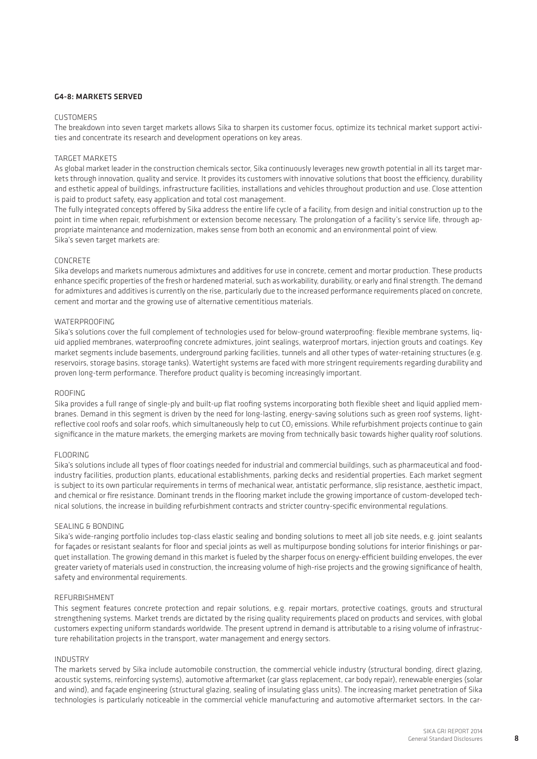## G4-8: MARKETS SERVED

### CUSTOMERS

The breakdown into seven target markets allows Sika to sharpen its customer focus, optimize its technical market support activities and concentrate its research and development operations on key areas.

### TARGET MARKETS

As global market leader in the construction chemicals sector, Sika continuously leverages new growth potential in all its target markets through innovation, quality and service. It provides its customers with innovative solutions that boost the efficiency, durability and esthetic appeal of buildings, infrastructure facilities, installations and vehicles throughout production and use. Close attention is paid to product safety, easy application and total cost management.

The fully integrated concepts offered by Sika address the entire life cycle of a facility, from design and initial construction up to the point in time when repair, refurbishment or extension become necessary. The prolongation of a facility's service life, through appropriate maintenance and modernization, makes sense from both an economic and an environmental point of view.

Sika's seven target markets are:

### CONCRETE

Sika develops and markets numerous admixtures and additives for use in concrete, cement and mortar production. These products enhance specific properties of the fresh or hardened material, such as workability, durability, or early and final strength. The demand for admixtures and additives is currently on the rise, particularly due to the increased performance requirements placed on concrete, cement and mortar and the growing use of alternative cementitious materials.

### WATERPROOFING

Sika's solutions cover the full complement of technologies used for below-ground waterproofing: flexible membrane systems, liquid applied membranes, waterproofing concrete admixtures, joint sealings, waterproof mortars, injection grouts and coatings. Key market segments include basements, underground parking facilities, tunnels and all other types of water-retaining structures (e.g. reservoirs, storage basins, storage tanks). Watertight systems are faced with more stringent requirements regarding durability and proven long-term performance. Therefore product quality is becoming increasingly important.

### ROOFING

Sika provides a full range of single-ply and built-up flat roofing systems incorporating both flexible sheet and liquid applied membranes. Demand in this segment is driven by the need for long-lasting, energy-saving solutions such as green roof systems, light-reflective cool roofs and solar roofs, which simultaneously help to cut $CO_2$ emissions. While refurbishment projects continue to gain significance in the mature markets, the emerging markets are moving from technically basic towards higher quality roof solutions.

### FLOORING

Sika's solutions include all types of floor coatings needed for industrial and commercial buildings, such as pharmaceutical and food-industry facilities, production plants, educational establishments, parking decks and residential properties. Each market segment is subject to its own particular requirements in terms of mechanical wear, antistatic performance, slip resistance, aesthetic impact, and chemical or fire resistance. Dominant trends in the flooring market include the growing importance of custom-developed technical solutions, the increase in building refurbishment contracts and stricter country-specific environmental regulations.

### SEALING & BONDING

Sika's wide-ranging portfolio includes top-class elastic sealing and bonding solutions to meet all job site needs, e.g. joint sealants for façades or resistant sealants for floor and special joints as well as multipurpose bonding solutions for interior finishings or parquet installation. The growing demand in this market is fueled by the sharper focus on energy-efficient building envelopes, the ever greater variety of materials used in construction, the increasing volume of high-rise projects and the growing significance of health, safety and environmental requirements.

### REFURBISHMENT

This segment features concrete protection and repair solutions, e.g. repair mortars, protective coatings, grouts and structural strengthening systems. Market trends are dictated by the rising quality requirements placed on products and services, with global customers expecting uniform standards worldwide. The present uptrend in demand is attributable to a rising volume of infrastructure rehabilitation projects in the transport, water management and energy sectors.

### INDUSTRY

The markets served by Sika include automobile construction, the commercial vehicle industry (structural bonding, direct glazing, acoustic systems, reinforcing systems), automotive aftermarket (car glass replacement, car body repair), renewable energies (solar and wind), and façade engineering (structural glazing, sealing of insulating glass units). The increasing market penetration of Sika technologies is particularly noticeable in the commercial vehicle manufacturing and automotive aftermarket sectors. In the car-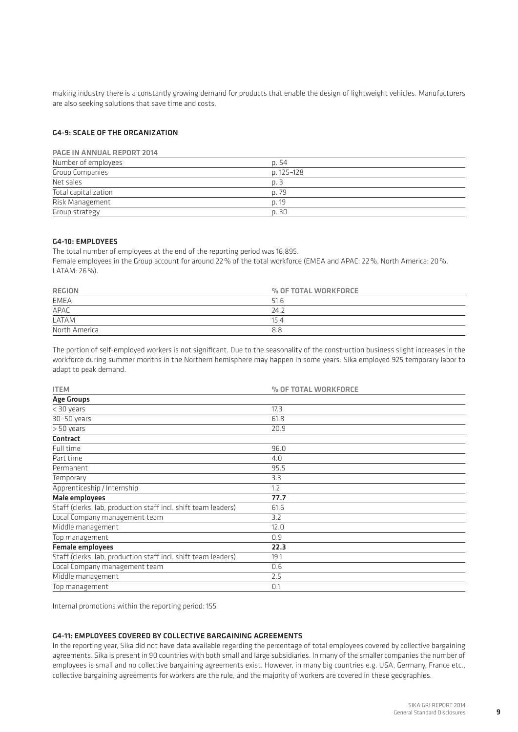making industry there is a constantly growing demand for products that enable the design of lightweight vehicles. Manufacturers are also seeking solutions that save time and costs.

## G4-9: SCALE OF THE ORGANIZATION

| PAGE IN ANNUAL REPORT 2014 | |
|---|---|
| Number of employees | p. 54 |
| Group Companies | p. 125–128 |
| Net sales | p. 3 |
| Total capitalization | p. 79 |
| Risk Management | p. 19 |
| Group strategy | p. 30 |

## G4-10: EMPLOYEES

The total number of employees at the end of the reporting period was 16,895.
Female employees in the Group account for around 22 % of the total workforce (EMEA and APAC: 22 %, North America: 20 %, LATAM: 26 %).

| REGION | % OF TOTAL WORKFORCE |
|---|---|
| EMEA | 51.6 |
| APAC | 24.2 |
| LATAM | 15.4 |
| North America | 8.8 |

The portion of self-employed workers is not significant. Due to the seasonality of the construction business slight increases in the workforce during summer months in the Northern hemisphere may happen in some years. Sika employed 925 temporary labor to adapt to peak demand.

| ITEM | % OF TOTAL WORKFORCE |
|---|---|
| **Age Groups** | |
| < 30 years | 17.3 |
| 30–50 years | 61.8 |
| > 50 years | 20.9 |
| **Contract** | |
| Full time | 96.0 |
| Part time | 4.0 |
| Permanent | 95.5 |
| Temporary | 3.3 |
| Apprenticeship / Internship | 1.2 |
| **Male employees** | **77.7** |
| Staff (clerks, lab, production staff incl. shift team leaders) | 61.6 |
| Local Company management team | 3.2 |
| Middle management | 12.0 |
| Top management | 0.9 |
| **Female employees** | **22.3** |
| Staff (clerks, lab, production staff incl. shift team leaders) | 19.1 |
| Local Company management team | 0.6 |
| Middle management | 2.5 |
| Top management | 0.1 |

Internal promotions within the reporting period: 155

## G4-11: EMPLOYEES COVERED BY COLLECTIVE BARGAINING AGREEMENTS

In the reporting year, Sika did not have data available regarding the percentage of total employees covered by collective bargaining agreements. Sika is present in 90 countries with both small and large subsidiaries. In many of the smaller companies the number of employees is small and no collective bargaining agreements exist. However, in many big countries e.g. USA, Germany, France etc., collective bargaining agreements for workers are the rule, and the majority of workers are covered in these geographies.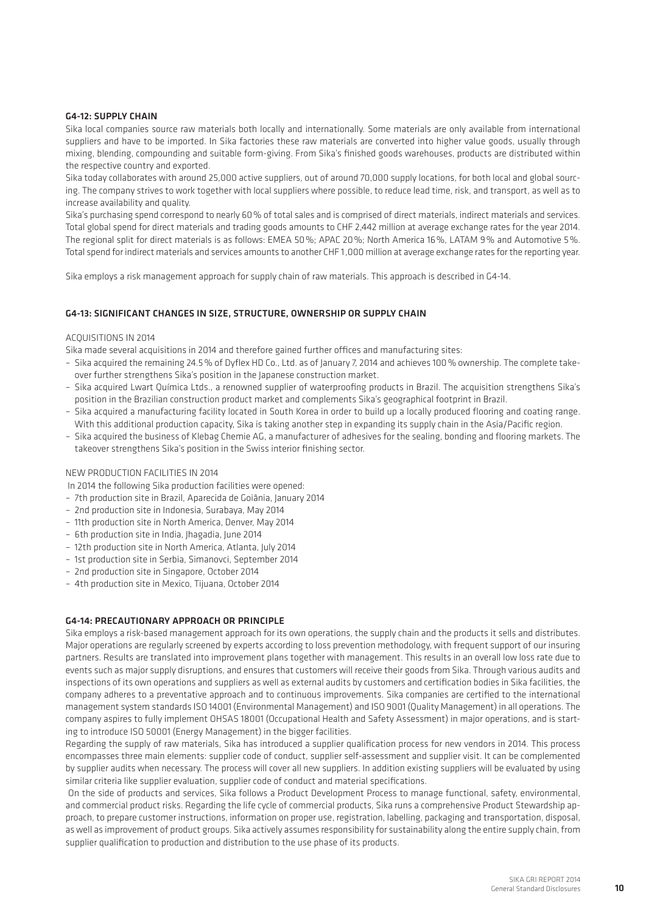## G4-12: SUPPLY CHAIN

Sika local companies source raw materials both locally and internationally. Some materials are only available from international suppliers and have to be imported. In Sika factories these raw materials are converted into higher value goods, usually through mixing, blending, compounding and suitable form-giving. From Sika's finished goods warehouses, products are distributed within the respective country and exported.

Sika today collaborates with around 25,000 active suppliers, out of around 70,000 supply locations, for both local and global sourcing. The company strives to work together with local suppliers where possible, to reduce lead time, risk, and transport, as well as to increase availability and quality.

Sika's purchasing spend correspond to nearly 60% of total sales and is comprised of direct materials, indirect materials and services. Total global spend for direct materials and trading goods amounts to CHF 2,442 million at average exchange rates for the year 2014. The regional split for direct materials is as follows: EMEA 50%; APAC 20%; North America 16%, LATAM 9% and Automotive 5%. Total spend for indirect materials and services amounts to another CHF 1,000 million at average exchange rates for the reporting year.

Sika employs a risk management approach for supply chain of raw materials. This approach is described in G4-14.

## G4-13: SIGNIFICANT CHANGES IN SIZE, STRUCTURE, OWNERSHIP OR SUPPLY CHAIN

ACQUISITIONS IN 2014

Sika made several acquisitions in 2014 and therefore gained further offices and manufacturing sites:

- Sika acquired the remaining 24.5% of Dyflex HD Co., Ltd. as of January 7, 2014 and achieves 100% ownership. The complete takeover further strengthens Sika's position in the Japanese construction market.
- Sika acquired Lwart Química Ltds., a renowned supplier of waterproofing products in Brazil. The acquisition strengthens Sika's position in the Brazilian construction product market and complements Sika's geographical footprint in Brazil.
- Sika acquired a manufacturing facility located in South Korea in order to build up a locally produced flooring and coating range. With this additional production capacity, Sika is taking another step in expanding its supply chain in the Asia/Pacific region.
- Sika acquired the business of Klebag Chemie AG, a manufacturer of adhesives for the sealing, bonding and flooring markets. The takeover strengthens Sika's position in the Swiss interior finishing sector.

NEW PRODUCTION FACILITIES IN 2014

In 2014 the following Sika production facilities were opened:

- 7th production site in Brazil, Aparecida de Goiânia, January 2014
- 2nd production site in Indonesia, Surabaya, May 2014
- 11th production site in North America, Denver, May 2014
- 6th production site in India, Jhagadia, June 2014
- 12th production site in North America, Atlanta, July 2014
- 1st production site in Serbia, Simanovci, September 2014
- 2nd production site in Singapore, October 2014
- 4th production site in Mexico, Tijuana, October 2014

## G4-14: PRECAUTIONARY APPROACH OR PRINCIPLE

Sika employs a risk-based management approach for its own operations, the supply chain and the products it sells and distributes. Major operations are regularly screened by experts according to loss prevention methodology, with frequent support of our insuring partners. Results are translated into improvement plans together with management. This results in an overall low loss rate due to events such as major supply disruptions, and ensures that customers will receive their goods from Sika. Through various audits and inspections of its own operations and suppliers as well as external audits by customers and certification bodies in Sika facilities, the company adheres to a preventative approach and to continuous improvements. Sika companies are certified to the international management system standards ISO 14001 (Environmental Management) and ISO 9001 (Quality Management) in all operations. The company aspires to fully implement OHSAS 18001 (Occupational Health and Safety Assessment) in major operations, and is starting to introduce ISO 50001 (Energy Management) in the bigger facilities.

Regarding the supply of raw materials, Sika has introduced a supplier qualification process for new vendors in 2014. This process encompasses three main elements: supplier code of conduct, supplier self-assessment and supplier visit. It can be complemented by supplier audits when necessary. The process will cover all new suppliers. In addition existing suppliers will be evaluated by using similar criteria like supplier evaluation, supplier code of conduct and material specifications.

On the side of products and services, Sika follows a Product Development Process to manage functional, safety, environmental, and commercial product risks. Regarding the life cycle of commercial products, Sika runs a comprehensive Product Stewardship approach, to prepare customer instructions, information on proper use, registration, labelling, packaging and transportation, disposal, as well as improvement of product groups. Sika actively assumes responsibility for sustainability along the entire supply chain, from supplier qualification to production and distribution to the use phase of its products.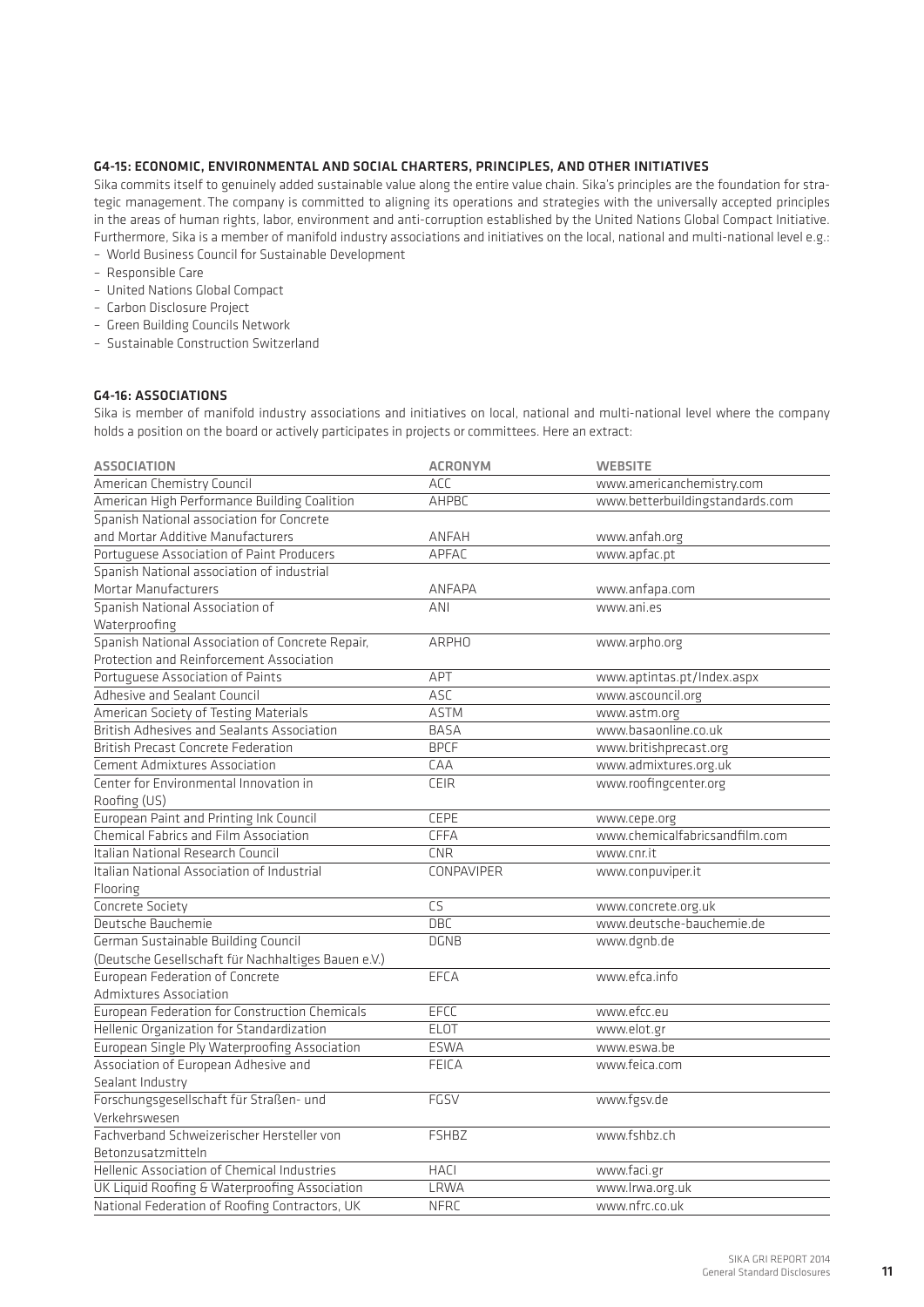### G4-15: ECONOMIC, ENVIRONMENTAL AND SOCIAL CHARTERS, PRINCIPLES, AND OTHER INITIATIVES

Sika commits itself to genuinely added sustainable value along the entire value chain. Sika's principles are the foundation for strategic management. The company is committed to aligning its operations and strategies with the universally accepted principles in the areas of human rights, labor, environment and anti-corruption established by the United Nations Global Compact Initiative. Furthermore, Sika is a member of manifold industry associations and initiatives on the local, national and multi-national level e.g.:

- World Business Council for Sustainable Development
- Responsible Care
- United Nations Global Compact
- Carbon Disclosure Project
- Green Building Councils Network
- Sustainable Construction Switzerland

### G4-16: ASSOCIATIONS

Sika is member of manifold industry associations and initiatives on local, national and multi-national level where the company holds a position on the board or actively participates in projects or committees. Here an extract:

| ASSOCIATION | ACRONYM | WEBSITE |
|---|---|---|
| American Chemistry Council | ACC | www.americanchemistry.com |
| American High Performance Building Coalition | AHPBC | www.betterbuildingstandards.com |
| Spanish National association for Concrete and Mortar Additive Manufacturers | ANFAH | www.anfah.org |
| Portuguese Association of Paint Producers | APFAC | www.apfac.pt |
| Spanish National association of industrial Mortar Manufacturers | ANFAPA | www.anfapa.com |
| Spanish National Association of Waterproofing | ANI | www.ani.es |
| Spanish National Association of Concrete Repair, Protection and Reinforcement Association | ARPHO | www.arpho.org |
| Portuguese Association of Paints | APT | www.aptintas.pt/Index.aspx |
| Adhesive and Sealant Council | ASC | www.ascouncil.org |
| American Society of Testing Materials | ASTM | www.astm.org |
| British Adhesives and Sealants Association | BASA | www.basaonline.co.uk |
| British Precast Concrete Federation | BPCF | www.britishprecast.org |
| Cement Admixtures Association | CAA | www.admixtures.org.uk |
| Center for Environmental Innovation in Roofing (US) | CEIR | www.roofingcenter.org |
| European Paint and Printing Ink Council | CEPE | www.cepe.org |
| Chemical Fabrics and Film Association | CFFA | www.chemicalfabricsandfilm.com |
| Italian National Research Council | CNR | www.cnr.it |
| Italian National Association of Industrial Flooring | CONPAVIPER | www.conpuviper.it |
| Concrete Society | CS | www.concrete.org.uk |
| Deutsche Bauchemie | DBC | www.deutsche-bauchemie.de |
| German Sustainable Building Council (Deutsche Gesellschaft für Nachhaltiges Bauen e.V.) | DGNB | www.dgnb.de |
| European Federation of Concrete Admixtures Association | EFCA | www.efca.info |
| European Federation for Construction Chemicals | EFCC | www.efcc.eu |
| Hellenic Organization for Standardization | ELOT | www.elot.gr |
| European Single Ply Waterproofing Association | ESWA | www.eswa.be |
| Association of European Adhesive and Sealant Industry | FEICA | www.feica.com |
| Forschungsgesellschaft für Straßen- und Verkehrswesen | FGSV | www.fgsv.de |
| Fachverband Schweizerischer Hersteller von Betonzusatzmitteln | FSHBZ | www.fshbz.ch |
| Hellenic Association of Chemical Industries | HACI | www.faci.gr |
| UK Liquid Roofing & Waterproofing Association | LRWA | www.lrwa.org.uk |
| National Federation of Roofing Contractors, UK | NFRC | www.nfrc.co.uk |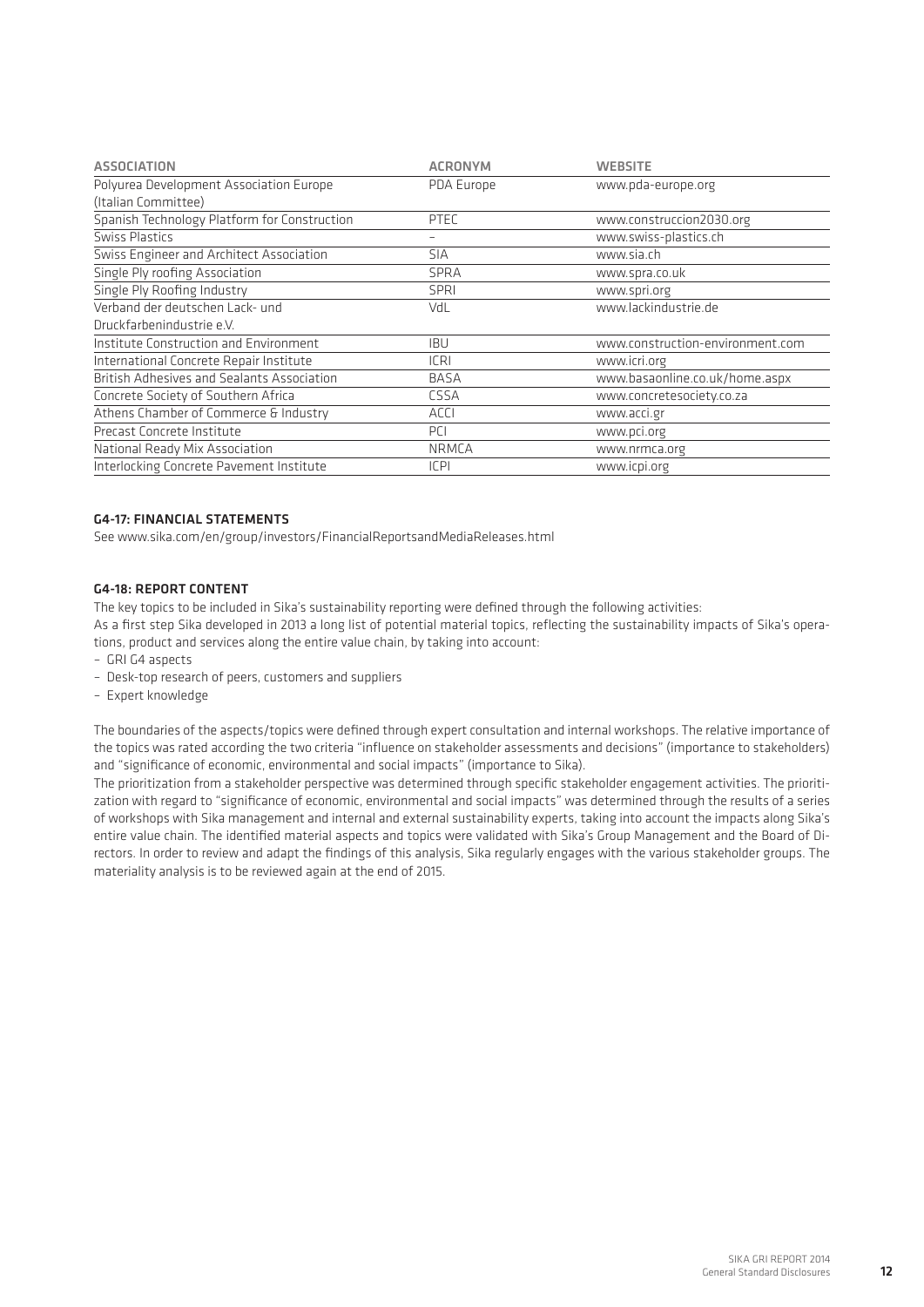| ASSOCIATION | ACRONYM | WEBSITE |
| --- | --- | --- |
| Polyurea Development Association Europe (Italian Committee) | PDA Europe | www.pda-europe.org |
| Spanish Technology Platform for Construction | PTEC | www.construccion2030.org |
| Swiss Plastics | – | www.swiss-plastics.ch |
| Swiss Engineer and Architect Association | SIA | www.sia.ch |
| Single Ply roofing Association | SPRA | www.spra.co.uk |
| Single Ply Roofing Industry | SPRI | www.spri.org |
| Verband der deutschen Lack- und Druckfarbenindustrie e.V. | VdL | www.lackindustrie.de |
| Institute Construction and Environment | IBU | www.construction-environment.com |
| International Concrete Repair Institute | ICRI | www.icri.org |
| British Adhesives and Sealants Association | BASA | www.basaonline.co.uk/home.aspx |
| Concrete Society of Southern Africa | CSSA | www.concretesociety.co.za |
| Athens Chamber of Commerce & Industry | ACCI | www.acci.gr |
| Precast Concrete Institute | PCI | www.pci.org |
| National Ready Mix Association | NRMCA | www.nrmca.org |
| Interlocking Concrete Pavement Institute | ICPI | www.icpi.org |

### G4-17: FINANCIAL STATEMENTS

See www.sika.com/en/group/investors/FinancialReportsandMediaReleases.html

### G4-18: REPORT CONTENT

The key topics to be included in Sika's sustainability reporting were defined through the following activities:
As a first step Sika developed in 2013 a long list of potential material topics, reflecting the sustainability impacts of Sika's operations, product and services along the entire value chain, by taking into account:

- GRI G4 aspects
- Desk-top research of peers, customers and suppliers
- Expert knowledge

The boundaries of the aspects/topics were defined through expert consultation and internal workshops. The relative importance of the topics was rated according the two criteria "influence on stakeholder assessments and decisions" (importance to stakeholders) and "significance of economic, environmental and social impacts" (importance to Sika).
The prioritization from a stakeholder perspective was determined through specific stakeholder engagement activities. The prioritization with regard to "significance of economic, environmental and social impacts" was determined through the results of a series of workshops with Sika management and internal and external sustainability experts, taking into account the impacts along Sika's entire value chain. The identified material aspects and topics were validated with Sika's Group Management and the Board of Directors. In order to review and adapt the findings of this analysis, Sika regularly engages with the various stakeholder groups. The materiality analysis is to be reviewed again at the end of 2015.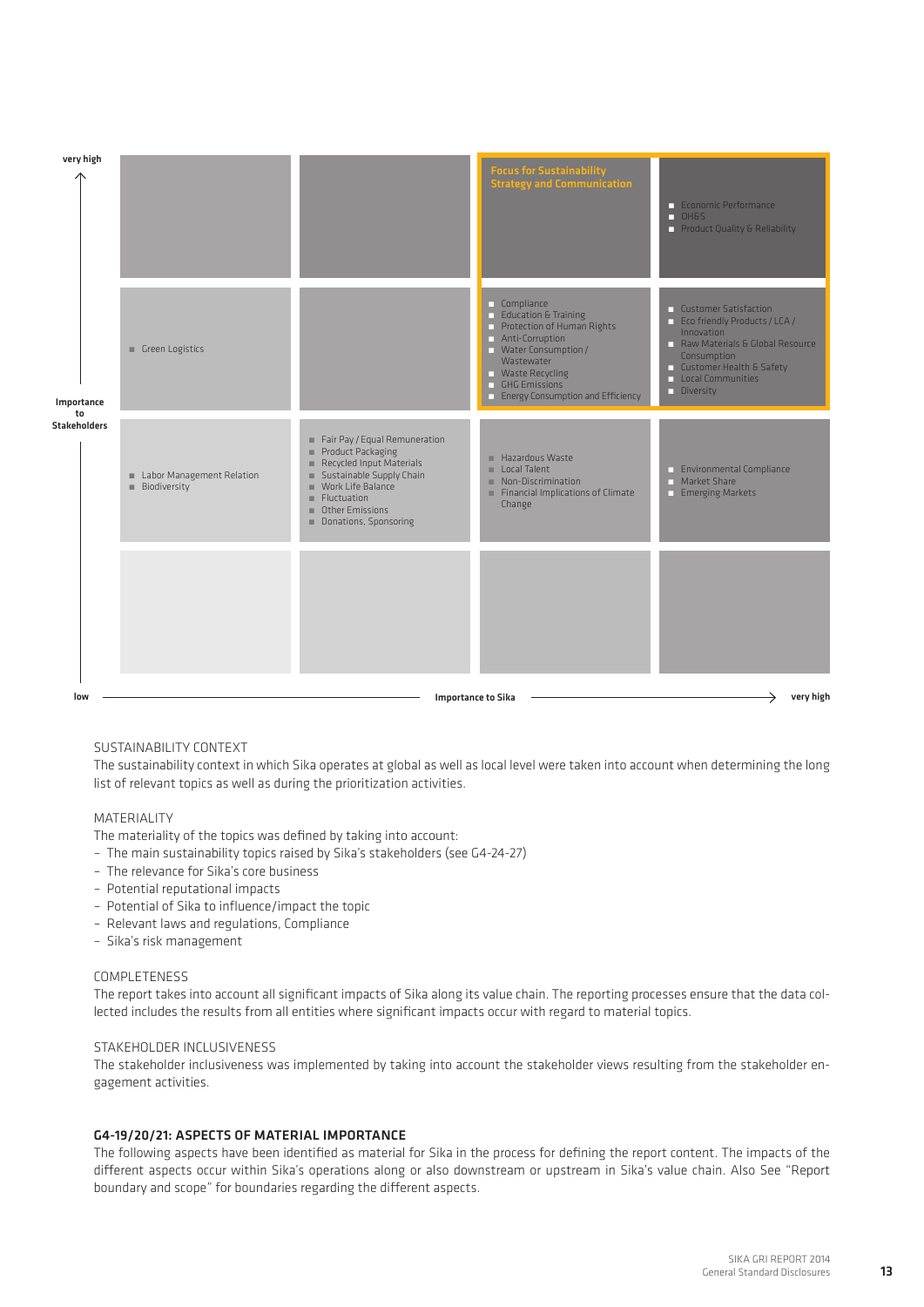| Importance to Stakeholders ↑ / Importance to Sika → | low | | | very high |
|---|---|---|---|---|
| very high | | | Focus for Sustainability Strategy and Communication | ■ Economic Performance<br>■ OH&S<br>■ Product Quality & Reliability |
| | ■ Green Logistics | | ■ Compliance<br>■ Education & Training<br>■ Protection of Human Rights<br>■ Anti-Corruption<br>■ Water Consumption / Wastewater<br>■ Waste Recycling<br>■ GHG Emissions<br>■ Energy Consumption and Efficiency | ■ Customer Satisfaction<br>■ Eco friendly Products / LCA / Innovation<br>■ Raw Materials & Global Resource Consumption<br>■ Customer Health & Safety<br>■ Local Communities<br>■ Diversity |
| | ■ Labor Management Relation<br>■ Biodiversity | ■ Fair Pay / Equal Remuneration<br>■ Product Packaging<br>■ Recycled Input Materials<br>■ Sustainable Supply Chain<br>■ Work Life Balance<br>■ Fluctuation<br>■ Other Emissions<br>■ Donations, Sponsoring | ■ Hazardous Waste<br>■ Local Talent<br>■ Non-Discrimination<br>■ Financial Implications of Climate Change | ■ Environmental Compliance<br>■ Market Share<br>■ Emerging Markets |
| low | | | | |

SUSTAINABILITY CONTEXT

The sustainability context in which Sika operates at global as well as local level were taken into account when determining the long list of relevant topics as well as during the prioritization activities.

MATERIALITY

The materiality of the topics was defined by taking into account:

- The main sustainability topics raised by Sika's stakeholders (see G4-24-27)
- The relevance for Sika's core business
- Potential reputational impacts
- Potential of Sika to influence/impact the topic
- Relevant laws and regulations, Compliance
- Sika's risk management

COMPLETENESS

The report takes into account all significant impacts of Sika along its value chain. The reporting processes ensure that the data collected includes the results from all entities where significant impacts occur with regard to material topics.

STAKEHOLDER INCLUSIVENESS

The stakeholder inclusiveness was implemented by taking into account the stakeholder views resulting from the stakeholder engagement activities.

## G4-19/20/21: ASPECTS OF MATERIAL IMPORTANCE

The following aspects have been identified as material for Sika in the process for defining the report content. The impacts of the different aspects occur within Sika's operations along or also downstream or upstream in Sika's value chain. Also See "Report boundary and scope" for boundaries regarding the different aspects.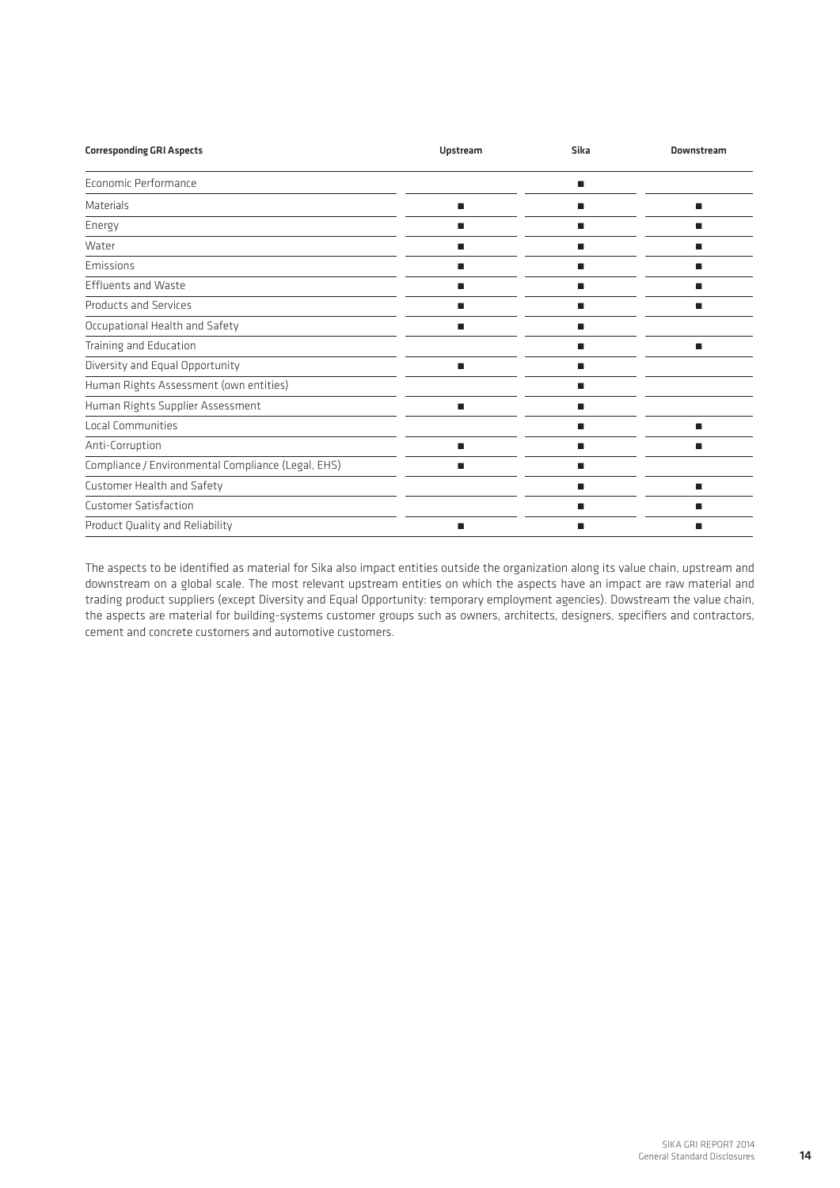| Corresponding GRI Aspects | Upstream | Sika | Downstream |
|---|---|---|---|
| Economic Performance | | ■ | |
| Materials | ■ | ■ | ■ |
| Energy | ■ | ■ | ■ |
| Water | ■ | ■ | ■ |
| Emissions | ■ | ■ | ■ |
| Effluents and Waste | ■ | ■ | ■ |
| Products and Services | ■ | ■ | ■ |
| Occupational Health and Safety | ■ | ■ | |
| Training and Education | | ■ | ■ |
| Diversity and Equal Opportunity | ■ | ■ | |
| Human Rights Assessment (own entities) | | ■ | |
| Human Rights Supplier Assessment | ■ | ■ | |
| Local Communities | | ■ | ■ |
| Anti-Corruption | ■ | ■ | ■ |
| Compliance / Environmental Compliance (Legal, EHS) | ■ | ■ | |
| Customer Health and Safety | | ■ | ■ |
| Customer Satisfaction | | ■ | ■ |
| Product Quality and Reliability | ■ | ■ | ■ |

The aspects to be identified as material for Sika also impact entities outside the organization along its value chain, upstream and downstream on a global scale. The most relevant upstream entities on which the aspects have an impact are raw material and trading product suppliers (except Diversity and Equal Opportunity: temporary employment agencies). Dowstream the value chain, the aspects are material for building-systems customer groups such as owners, architects, designers, specifiers and contractors, cement and concrete customers and automotive customers.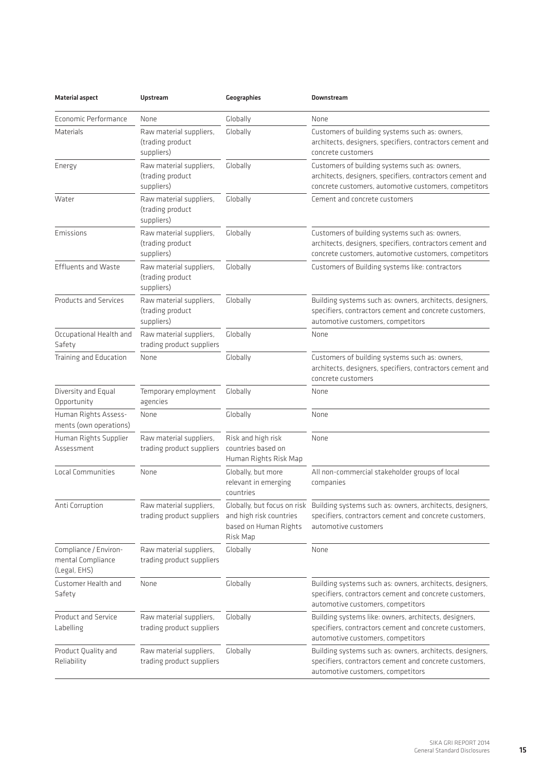| Material aspect | Upstream | Geographies | Downstream |
|---|---|---|---|
| Economic Performance | None | Globally | None |
| Materials | Raw material suppliers, (trading product suppliers) | Globally | Customers of building systems such as: owners, architects, designers, specifiers, contractors cement and concrete customers |
| Energy | Raw material suppliers, (trading product suppliers) | Globally | Customers of building systems such as: owners, architects, designers, specifiers, contractors cement and concrete customers, automotive customers, competitors |
| Water | Raw material suppliers, (trading product suppliers) | Globally | Cement and concrete customers |
| Emissions | Raw material suppliers, (trading product suppliers) | Globally | Customers of building systems such as: owners, architects, designers, specifiers, contractors cement and concrete customers, automotive customers, competitors |
| Effluents and Waste | Raw material suppliers, (trading product suppliers) | Globally | Customers of Building systems like: contractors |
| Products and Services | Raw material suppliers, (trading product suppliers) | Globally | Building systems such as: owners, architects, designers, specifiers, contractors cement and concrete customers, automotive customers, competitors |
| Occupational Health and Safety | Raw material suppliers, trading product suppliers | Globally | None |
| Training and Education | None | Globally | Customers of building systems such as: owners, architects, designers, specifiers, contractors cement and concrete customers |
| Diversity and Equal Opportunity | Temporary employment agencies | Globally | None |
| Human Rights Assessments (own operations) | None | Globally | None |
| Human Rights Supplier Assessment | Raw material suppliers, trading product suppliers | Risk and high risk countries based on Human Rights Risk Map | None |
| Local Communities | None | Globally, but more relevant in emerging countries | All non-commercial stakeholder groups of local companies |
| Anti Corruption | Raw material suppliers, trading product suppliers | Globally, but focus on risk and high risk countries based on Human Rights Risk Map | Building systems such as: owners, architects, designers, specifiers, contractors cement and concrete customers, automotive customers |
| Compliance / Environmental Compliance (Legal, EHS) | Raw material suppliers, trading product suppliers | Globally | None |
| Customer Health and Safety | None | Globally | Building systems such as: owners, architects, designers, specifiers, contractors cement and concrete customers, automotive customers, competitors |
| Product and Service Labelling | Raw material suppliers, trading product suppliers | Globally | Building systems like: owners, architects, designers, specifiers, contractors cement and concrete customers, automotive customers, competitors |
| Product Quality and Reliability | Raw material suppliers, trading product suppliers | Globally | Building systems such as: owners, architects, designers, specifiers, contractors cement and concrete customers, automotive customers, competitors |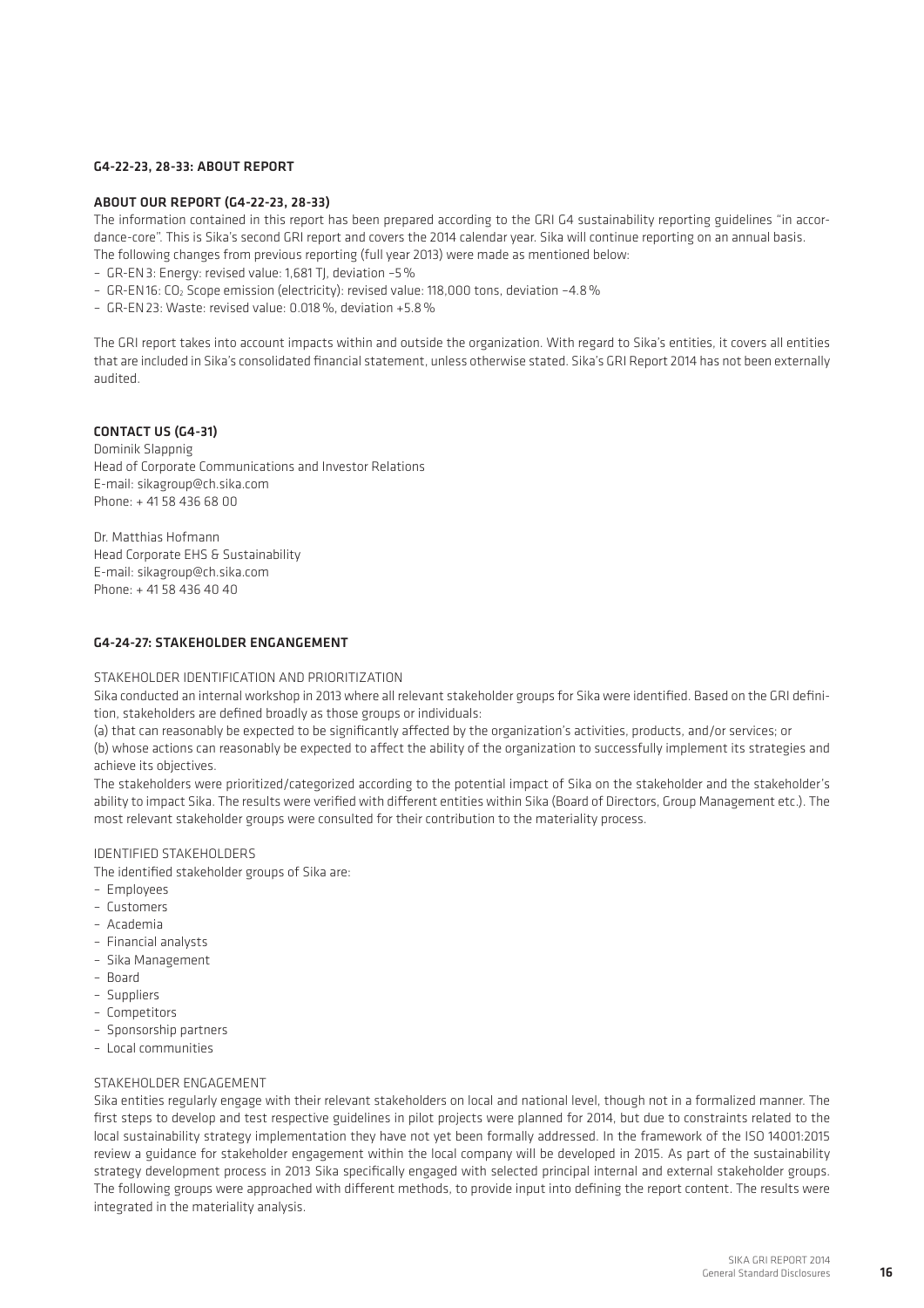## G4-22-23, 28-33: ABOUT REPORT

### ABOUT OUR REPORT (G4-22-23, 28-33)

The information contained in this report has been prepared according to the GRI G4 sustainability reporting guidelines "in accordance-core". This is Sika's second GRI report and covers the 2014 calendar year. Sika will continue reporting on an annual basis. The following changes from previous reporting (full year 2013) were made as mentioned below:

- GR-EN 3: Energy: revised value: 1,681 TJ, deviation –5 %
- GR-EN16: $CO_2$ Scope emission (electricity): revised value: 118,000 tons, deviation –4.8 %
- GR-EN 23: Waste: revised value: 0.018 %, deviation +5.8 %

The GRI report takes into account impacts within and outside the organization. With regard to Sika's entities, it covers all entities that are included in Sika's consolidated financial statement, unless otherwise stated. Sika's GRI Report 2014 has not been externally audited.

### CONTACT US (G4-31)

Dominik Slappnig
Head of Corporate Communications and Investor Relations
E-mail: sikagroup@ch.sika.com
Phone: + 41 58 436 68 00

Dr. Matthias Hofmann
Head Corporate EHS & Sustainability
E-mail: sikagroup@ch.sika.com
Phone: + 41 58 436 40 40

## G4-24-27: STAKEHOLDER ENGANGEMENT

STAKEHOLDER IDENTIFICATION AND PRIORITIZATION

Sika conducted an internal workshop in 2013 where all relevant stakeholder groups for Sika were identified. Based on the GRI definition, stakeholders are defined broadly as those groups or individuals:

(a) that can reasonably be expected to be significantly affected by the organization's activities, products, and/or services; or
(b) whose actions can reasonably be expected to affect the ability of the organization to successfully implement its strategies and achieve its objectives.

The stakeholders were prioritized/categorized according to the potential impact of Sika on the stakeholder and the stakeholder's ability to impact Sika. The results were verified with different entities within Sika (Board of Directors, Group Management etc.). The most relevant stakeholder groups were consulted for their contribution to the materiality process.

IDENTIFIED STAKEHOLDERS

The identified stakeholder groups of Sika are:

- Employees
- Customers
- Academia
- Financial analysts
- Sika Management
- Board
- Suppliers
- Competitors
- Sponsorship partners
- Local communities

STAKEHOLDER ENGAGEMENT

Sika entities regularly engage with their relevant stakeholders on local and national level, though not in a formalized manner. The first steps to develop and test respective guidelines in pilot projects were planned for 2014, but due to constraints related to the local sustainability strategy implementation they have not yet been formally addressed. In the framework of the ISO 14001:2015 review a guidance for stakeholder engagement within the local company will be developed in 2015. As part of the sustainability strategy development process in 2013 Sika specifically engaged with selected principal internal and external stakeholder groups. The following groups were approached with different methods, to provide input into defining the report content. The results were integrated in the materiality analysis.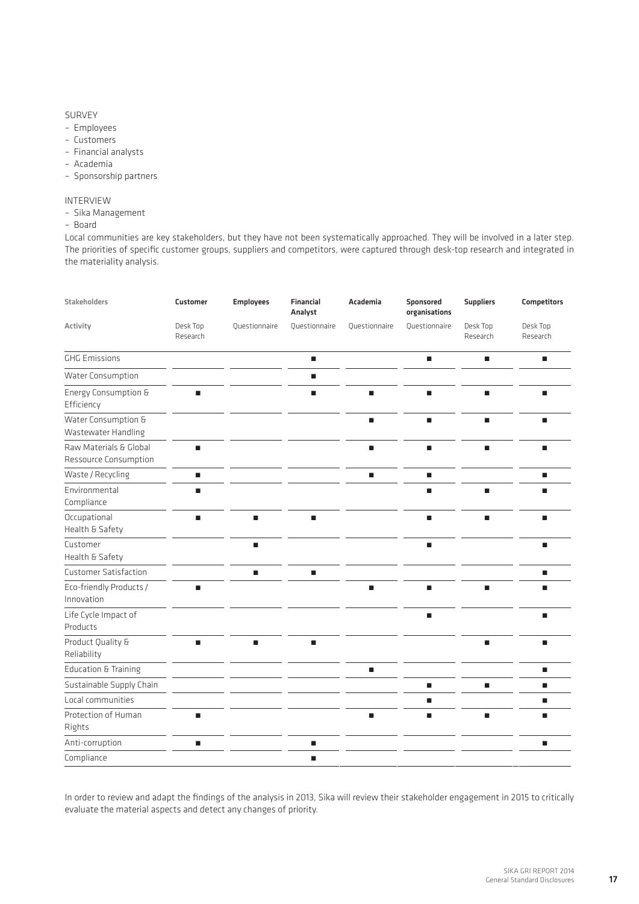SURVEY

- Employees
- Customers
- Financial analysts
- Academia
- Sponsorship partners

INTERVIEW

- Sika Management
- Board

Local communities are key stakeholders, but they have not been systematically approached. They will be involved in a later step. The priorities of specific customer groups, suppliers and competitors, were captured through desk-top research and integrated in the materiality analysis.

| Stakeholders | Customer | Employees | Financial Analyst | Academia | Sponsored organisations | Suppliers | Competitors |
|---|---|---|---|---|---|---|---|
| Activity | Desk Top Research | Questionnaire | Questionnaire | Questionnaire | Questionnaire | Desk Top Research | Desk Top Research |
| GHG Emissions | | | ■ | | ■ | ■ | ■ |
| Water Consumption | | | ■ | | | | |
| Energy Consumption & Efficiency | ■ | | ■ | ■ | ■ | ■ | ■ |
| Water Consumption & Wastewater Handling | | | | ■ | ■ | ■ | ■ |
| Raw Materials & Global Ressource Consumption | ■ | | | ■ | ■ | ■ | ■ |
| Waste / Recycling | ■ | | | ■ | ■ | | ■ |
| Environmental Compliance | ■ | | | | ■ | ■ | ■ |
| Occupational Health & Safety | ■ | ■ | ■ | | ■ | ■ | ■ |
| Customer Health & Safety | | ■ | | | ■ | | ■ |
| Customer Satisfaction | | ■ | ■ | | | | ■ |
| Eco-friendly Products / Innovation | ■ | | | ■ | ■ | ■ | ■ |
| Life Cycle Impact of Products | | | | | ■ | | ■ |
| Product Quality & Reliability | ■ | ■ | ■ | | | ■ | ■ |
| Education & Training | | | | ■ | | | ■ |
| Sustainable Supply Chain | | | | | ■ | ■ | ■ |
| Local communities | | | | | ■ | | ■ |
| Protection of Human Rights | ■ | | | ■ | ■ | ■ | ■ |
| Anti-corruption | ■ | | ■ | | | | ■ |
| Compliance | | | ■ | | | | |

In order to review and adapt the findings of the analysis in 2013, Sika will review their stakeholder engagement in 2015 to critically evaluate the material aspects and detect any changes of priority.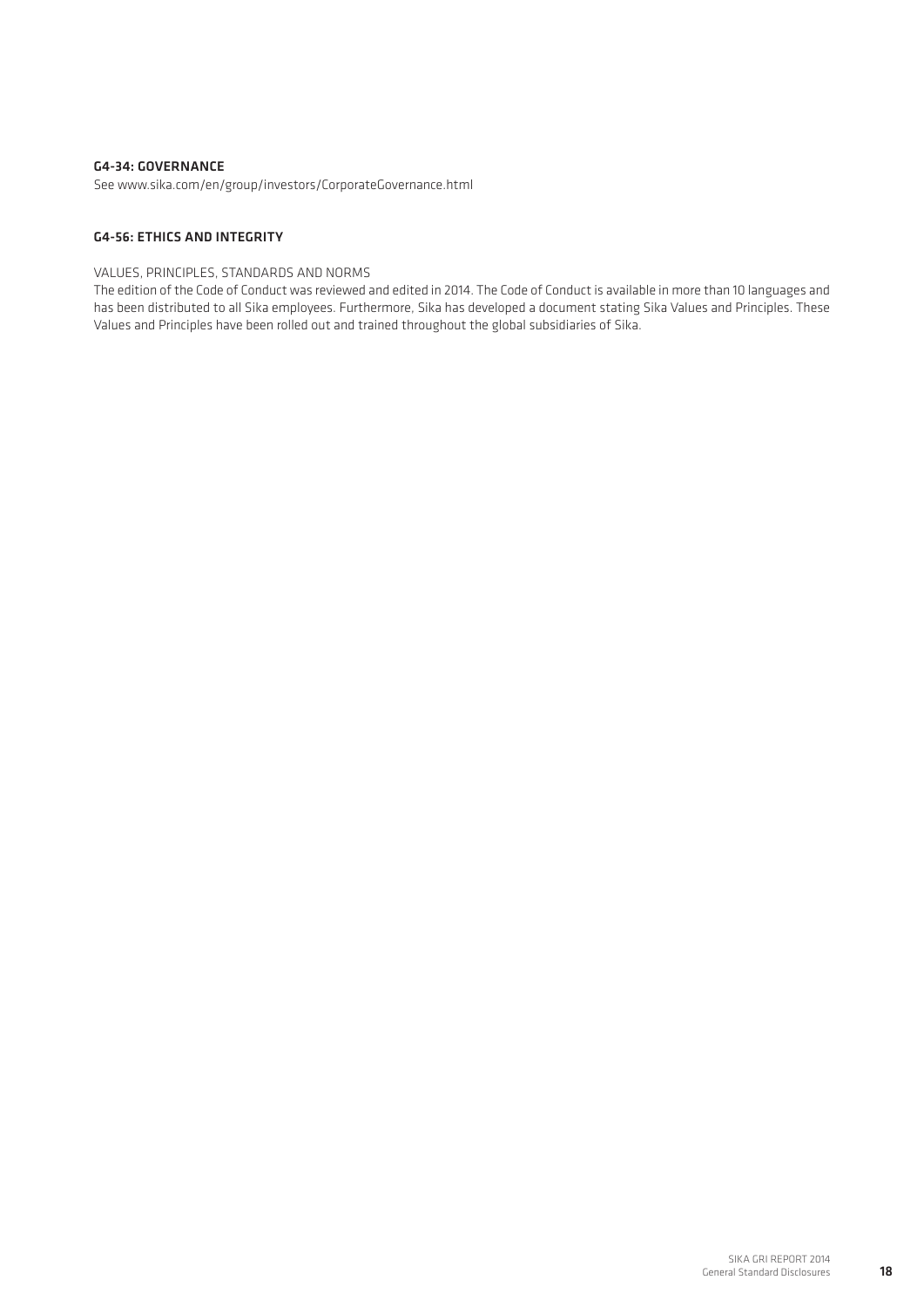## G4-34: GOVERNANCE

See www.sika.com/en/group/investors/CorporateGovernance.html

## G4-56: ETHICS AND INTEGRITY

### VALUES, PRINCIPLES, STANDARDS AND NORMS

The edition of the Code of Conduct was reviewed and edited in 2014. The Code of Conduct is available in more than 10 languages and has been distributed to all Sika employees. Furthermore, Sika has developed a document stating Sika Values and Principles. These Values and Principles have been rolled out and trained throughout the global subsidiaries of Sika.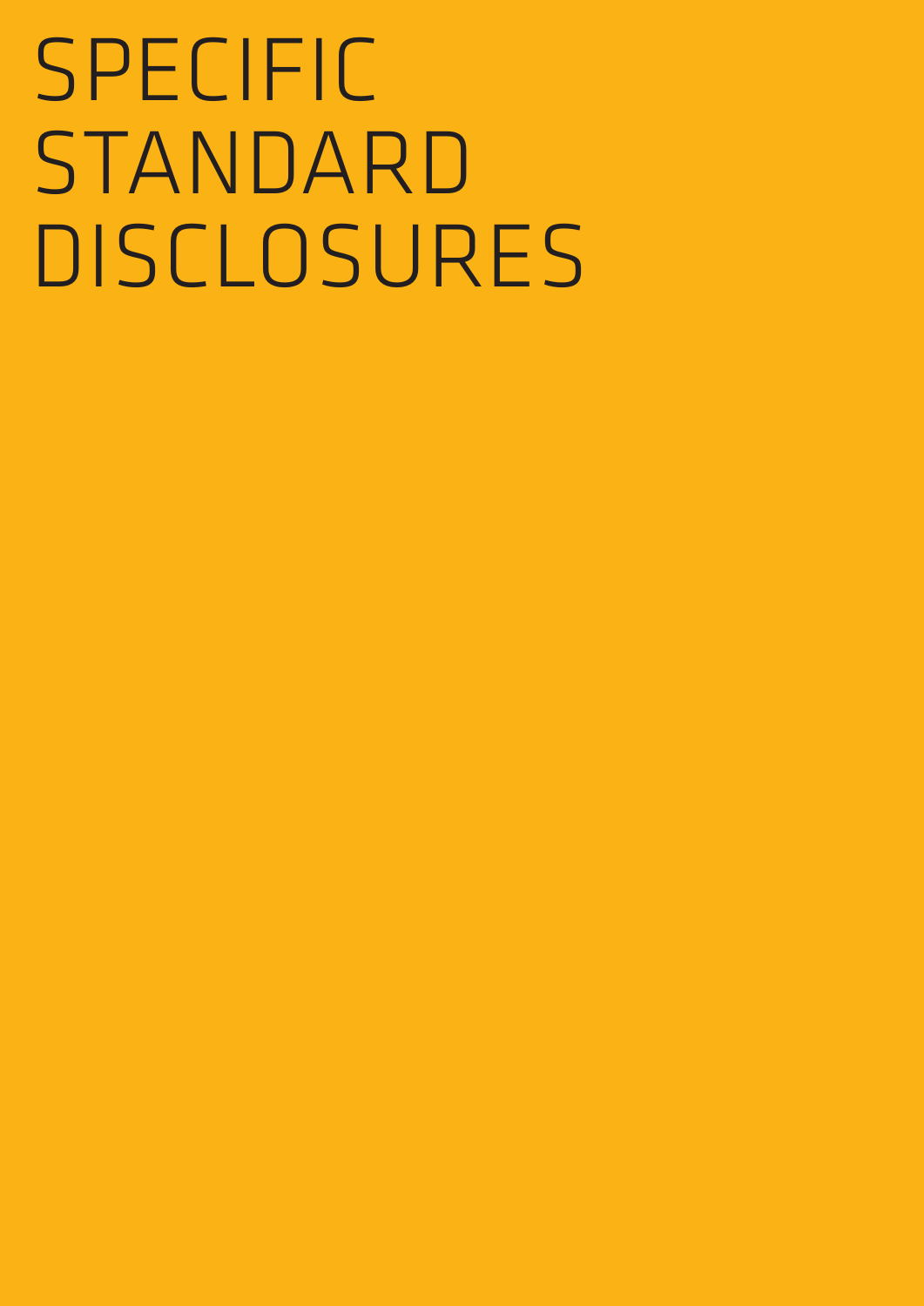# SPECIFIC STANDARD DISCLOSURES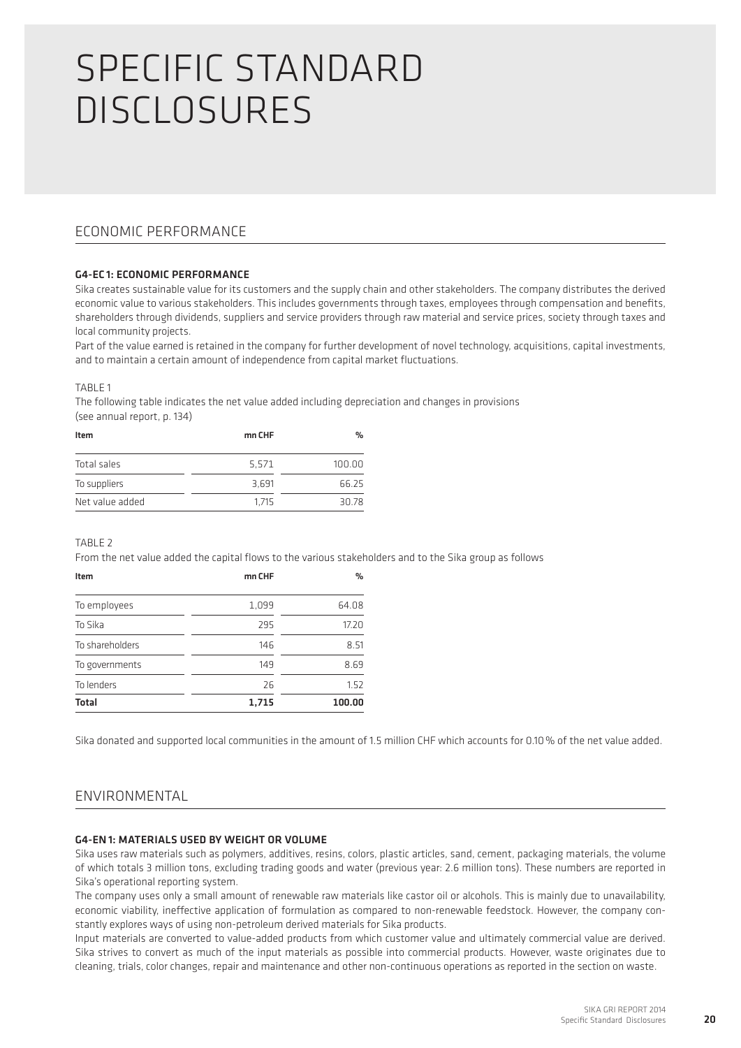# SPECIFIC STANDARD DISCLOSURES

## ECONOMIC PERFORMANCE

### G4-EC1: ECONOMIC PERFORMANCE

Sika creates sustainable value for its customers and the supply chain and other stakeholders. The company distributes the derived economic value to various stakeholders. This includes governments through taxes, employees through compensation and benefits, shareholders through dividends, suppliers and service providers through raw material and service prices, society through taxes and local community projects.

Part of the value earned is retained in the company for further development of novel technology, acquisitions, capital investments, and to maintain a certain amount of independence from capital market fluctuations.

TABLE 1

The following table indicates the net value added including depreciation and changes in provisions (see annual report, p. 134)

| Item | mn CHF | % |
|---|---|---|
| Total sales | 5,571 | 100.00 |
| To suppliers | 3,691 | 66.25 |
| Net value added | 1,715 | 30.78 |

TABLE 2

From the net value added the capital flows to the various stakeholders and to the Sika group as follows

| Item | mn CHF | % |
|---|---|---|
| To employees | 1,099 | 64.08 |
| To Sika | 295 | 17.20 |
| To shareholders | 146 | 8.51 |
| To governments | 149 | 8.69 |
| To lenders | 26 | 1.52 |
| **Total** | **1,715** | **100.00** |

Sika donated and supported local communities in the amount of 1.5 million CHF which accounts for 0.10 % of the net value added.

## ENVIRONMENTAL

### G4-EN1: MATERIALS USED BY WEIGHT OR VOLUME

Sika uses raw materials such as polymers, additives, resins, colors, plastic articles, sand, cement, packaging materials, the volume of which totals 3 million tons, excluding trading goods and water (previous year: 2.6 million tons). These numbers are reported in Sika's operational reporting system.

The company uses only a small amount of renewable raw materials like castor oil or alcohols. This is mainly due to unavailability, economic viability, ineffective application of formulation as compared to non-renewable feedstock. However, the company constantly explores ways of using non-petroleum derived materials for Sika products.

Input materials are converted to value-added products from which customer value and ultimately commercial value are derived. Sika strives to convert as much of the input materials as possible into commercial products. However, waste originates due to cleaning, trials, color changes, repair and maintenance and other non-continuous operations as reported in the section on waste.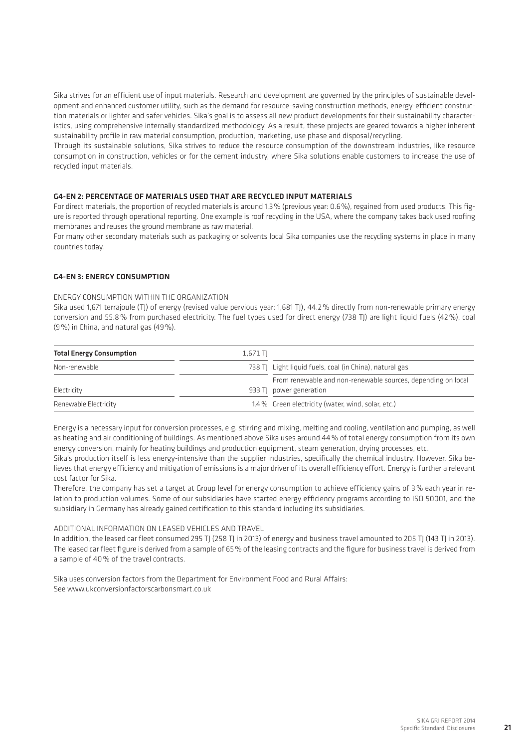Sika strives for an efficient use of input materials. Research and development are governed by the principles of sustainable development and enhanced customer utility, such as the demand for resource-saving construction methods, energy-efficient construction materials or lighter and safer vehicles. Sika's goal is to assess all new product developments for their sustainability characteristics, using comprehensive internally standardized methodology. As a result, these projects are geared towards a higher inherent sustainability profile in raw material consumption, production, marketing, use phase and disposal/recycling.

Through its sustainable solutions, Sika strives to reduce the resource consumption of the downstream industries, like resource consumption in construction, vehicles or for the cement industry, where Sika solutions enable customers to increase the use of recycled input materials.

## G4-EN 2: PERCENTAGE OF MATERIALS USED THAT ARE RECYCLED INPUT MATERIALS

For direct materials, the proportion of recycled materials is around 1.3% (previous year: 0.6%), regained from used products. This figure is reported through operational reporting. One example is roof recycling in the USA, where the company takes back used roofing membranes and reuses the ground membrane as raw material.

For many other secondary materials such as packaging or solvents local Sika companies use the recycling systems in place in many countries today.

## G4-EN 3: ENERGY CONSUMPTION

ENERGY CONSUMPTION WITHIN THE ORGANIZATION

Sika used 1,671 terrajoule (TJ) of energy (revised value pervious year: 1,681 TJ), 44.2% directly from non-renewable primary energy conversion and 55.8% from purchased electricity. The fuel types used for direct energy (738 TJ) are light liquid fuels (42%), coal (9%) in China, and natural gas (49%).

| **Total Energy Consumption** | 1,671 TJ | |
|---|---|---|
| Non-renewable | 738 TJ | Light liquid fuels, coal (in China), natural gas |
| Electricity | 933 TJ | From renewable and non-renewable sources, depending on local power generation |
| Renewable Electricity | 1.4% | Green electricity (water, wind, solar, etc.) |

Energy is a necessary input for conversion processes, e.g. stirring and mixing, melting and cooling, ventilation and pumping, as well as heating and air conditioning of buildings. As mentioned above Sika uses around 44% of total energy consumption from its own energy conversion, mainly for heating buildings and production equipment, steam generation, drying processes, etc.

Sika's production itself is less energy-intensive than the supplier industries, specifically the chemical industry. However, Sika believes that energy efficiency and mitigation of emissions is a major driver of its overall efficiency effort. Energy is further a relevant cost factor for Sika.

Therefore, the company has set a target at Group level for energy consumption to achieve efficiency gains of 3% each year in relation to production volumes. Some of our subsidiaries have started energy efficiency programs according to ISO 50001, and the subsidiary in Germany has already gained certification to this standard including its subsidiaries.

ADDITIONAL INFORMATION ON LEASED VEHICLES AND TRAVEL

In addition, the leased car fleet consumed 295 TJ (258 TJ in 2013) of energy and business travel amounted to 205 TJ (143 TJ in 2013). The leased car fleet figure is derived from a sample of 65% of the leasing contracts and the figure for business travel is derived from a sample of 40% of the travel contracts.

Sika uses conversion factors from the Department for Environment Food and Rural Affairs:
See www.ukconversionfactorscarbonsmart.co.uk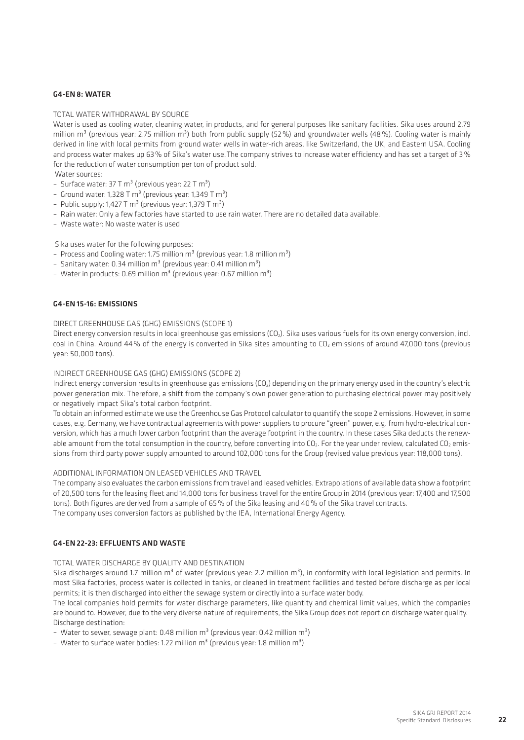## G4-EN 8: WATER

TOTAL WATER WITHDRAWAL BY SOURCE

Water is used as cooling water, cleaning water, in products, and for general purposes like sanitary facilities. Sika uses around 2.79 million $m^3$ (previous year: 2.75 million $m^3$) both from public supply (52 %) and groundwater wells (48 %). Cooling water is mainly derived in line with local permits from ground water wells in water-rich areas, like Switzerland, the UK, and Eastern USA. Cooling and process water makes up 63 % of Sika's water use. The company strives to increase water efficiency and has set a target of 3 % for the reduction of water consumption per ton of product sold.

Water sources:

- Surface water: 37 T $m^3$ (previous year: 22 T $m^3$)
- Ground water: 1,328 T $m^3$ (previous year: 1,349 T $m^3$)
- Public supply: 1,427 T $m^3$ (previous year: 1,379 T $m^3$)
- Rain water: Only a few factories have started to use rain water. There are no detailed data available.
- Waste water: No waste water is used

Sika uses water for the following purposes:

- Process and Cooling water: 1.75 million $m^3$ (previous year: 1.8 million $m^3$)
- Sanitary water: 0.34 million $m^3$ (previous year: 0.41 million $m^3$)
- Water in products: 0.69 million $m^3$ (previous year: 0.67 million $m^3$)

## G4-EN 15-16: EMISSIONS

DIRECT GREENHOUSE GAS (GHG) EMISSIONS (SCOPE 1)

Direct energy conversion results in local greenhouse gas emissions ($CO_2$). Sika uses various fuels for its own energy conversion, incl. coal in China. Around 44 % of the energy is converted in Sika sites amounting to $CO_2$ emissions of around 47,000 tons (previous year: 50,000 tons).

INDIRECT GREENHOUSE GAS (GHG) EMISSIONS (SCOPE 2)

Indirect energy conversion results in greenhouse gas emissions ($CO_2$) depending on the primary energy used in the country's electric power generation mix. Therefore, a shift from the company's own power generation to purchasing electrical power may positively or negatively impact Sika's total carbon footprint.

To obtain an informed estimate we use the Greenhouse Gas Protocol calculator to quantify the scope 2 emissions. However, in some cases, e.g. Germany, we have contractual agreements with power suppliers to procure "green" power, e.g. from hydro-electrical conversion, which has a much lower carbon footprint than the average footprint in the country. In these cases Sika deducts the renewable amount from the total consumption in the country, before converting into $CO_2$. For the year under review, calculated $CO_2$ emissions from third party power supply amounted to around 102,000 tons for the Group (revised value previous year: 118,000 tons).

ADDITIONAL INFORMATION ON LEASED VEHICLES AND TRAVEL

The company also evaluates the carbon emissions from travel and leased vehicles. Extrapolations of available data show a footprint of 20,500 tons for the leasing fleet and 14,000 tons for business travel for the entire Group in 2014 (previous year: 17,400 and 17,500 tons). Both figures are derived from a sample of 65 % of the Sika leasing and 40 % of the Sika travel contracts.

The company uses conversion factors as published by the IEA, International Energy Agency.

## G4-EN 22-23: EFFLUENTS AND WASTE

TOTAL WATER DISCHARGE BY QUALITY AND DESTINATION

Sika discharges around 1.7 million $m^3$ of water (previous year: 2.2 million $m^3$), in conformity with local legislation and permits. In most Sika factories, process water is collected in tanks, or cleaned in treatment facilities and tested before discharge as per local permits; it is then discharged into either the sewage system or directly into a surface water body.

The local companies hold permits for water discharge parameters, like quantity and chemical limit values, which the companies are bound to. However, due to the very diverse nature of requirements, the Sika Group does not report on discharge water quality.

Discharge destination:

- Water to sewer, sewage plant: 0.48 million $m^3$ (previous year: 0.42 million $m^3$)
- Water to surface water bodies: 1.22 million $m^3$ (previous year: 1.8 million $m^3$)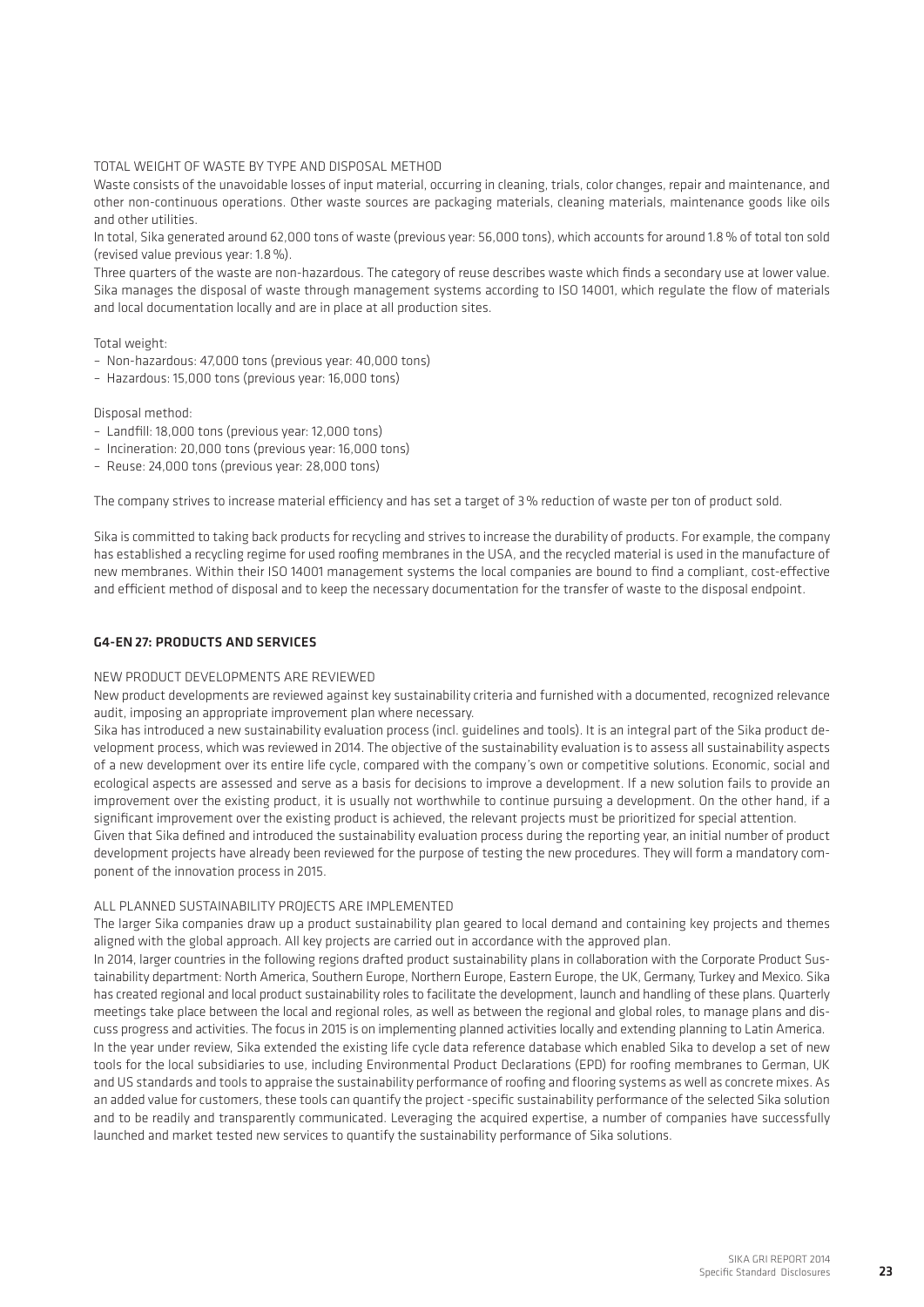TOTAL WEIGHT OF WASTE BY TYPE AND DISPOSAL METHOD

Waste consists of the unavoidable losses of input material, occurring in cleaning, trials, color changes, repair and maintenance, and other non-continuous operations. Other waste sources are packaging materials, cleaning materials, maintenance goods like oils and other utilities.

In total, Sika generated around 62,000 tons of waste (previous year: 56,000 tons), which accounts for around 1.8 % of total ton sold (revised value previous year: 1.8 %).

Three quarters of the waste are non-hazardous. The category of reuse describes waste which finds a secondary use at lower value. Sika manages the disposal of waste through management systems according to ISO 14001, which regulate the flow of materials and local documentation locally and are in place at all production sites.

Total weight:

- Non-hazardous: 47,000 tons (previous year: 40,000 tons)
- Hazardous: 15,000 tons (previous year: 16,000 tons)

Disposal method:

- Landfill: 18,000 tons (previous year: 12,000 tons)
- Incineration: 20,000 tons (previous year: 16,000 tons)
- Reuse: 24,000 tons (previous year: 28,000 tons)

The company strives to increase material efficiency and has set a target of 3 % reduction of waste per ton of product sold.

Sika is committed to taking back products for recycling and strives to increase the durability of products. For example, the company has established a recycling regime for used roofing membranes in the USA, and the recycled material is used in the manufacture of new membranes. Within their ISO 14001 management systems the local companies are bound to find a compliant, cost-effective and efficient method of disposal and to keep the necessary documentation for the transfer of waste to the disposal endpoint.

## G4-EN 27: PRODUCTS AND SERVICES

NEW PRODUCT DEVELOPMENTS ARE REVIEWED

New product developments are reviewed against key sustainability criteria and furnished with a documented, recognized relevance audit, imposing an appropriate improvement plan where necessary.

Sika has introduced a new sustainability evaluation process (incl. guidelines and tools). It is an integral part of the Sika product development process, which was reviewed in 2014. The objective of the sustainability evaluation is to assess all sustainability aspects of a new development over its entire life cycle, compared with the company's own or competitive solutions. Economic, social and ecological aspects are assessed and serve as a basis for decisions to improve a development. If a new solution fails to provide an improvement over the existing product, it is usually not worthwhile to continue pursuing a development. On the other hand, if a significant improvement over the existing product is achieved, the relevant projects must be prioritized for special attention.

Given that Sika defined and introduced the sustainability evaluation process during the reporting year, an initial number of product development projects have already been reviewed for the purpose of testing the new procedures. They will form a mandatory component of the innovation process in 2015.

ALL PLANNED SUSTAINABILITY PROJECTS ARE IMPLEMENTED

The larger Sika companies draw up a product sustainability plan geared to local demand and containing key projects and themes aligned with the global approach. All key projects are carried out in accordance with the approved plan.

In 2014, larger countries in the following regions drafted product sustainability plans in collaboration with the Corporate Product Sustainability department: North America, Southern Europe, Northern Europe, Eastern Europe, the UK, Germany, Turkey and Mexico. Sika has created regional and local product sustainability roles to facilitate the development, launch and handling of these plans. Quarterly meetings take place between the local and regional roles, as well as between the regional and global roles, to manage plans and discuss progress and activities. The focus in 2015 is on implementing planned activities locally and extending planning to Latin America.

In the year under review, Sika extended the existing life cycle data reference database which enabled Sika to develop a set of new tools for the local subsidiaries to use, including Environmental Product Declarations (EPD) for roofing membranes to German, UK and US standards and tools to appraise the sustainability performance of roofing and flooring systems as well as concrete mixes. As an added value for customers, these tools can quantify the project -specific sustainability performance of the selected Sika solution and to be readily and transparently communicated. Leveraging the acquired expertise, a number of companies have successfully launched and market tested new services to quantify the sustainability performance of Sika solutions.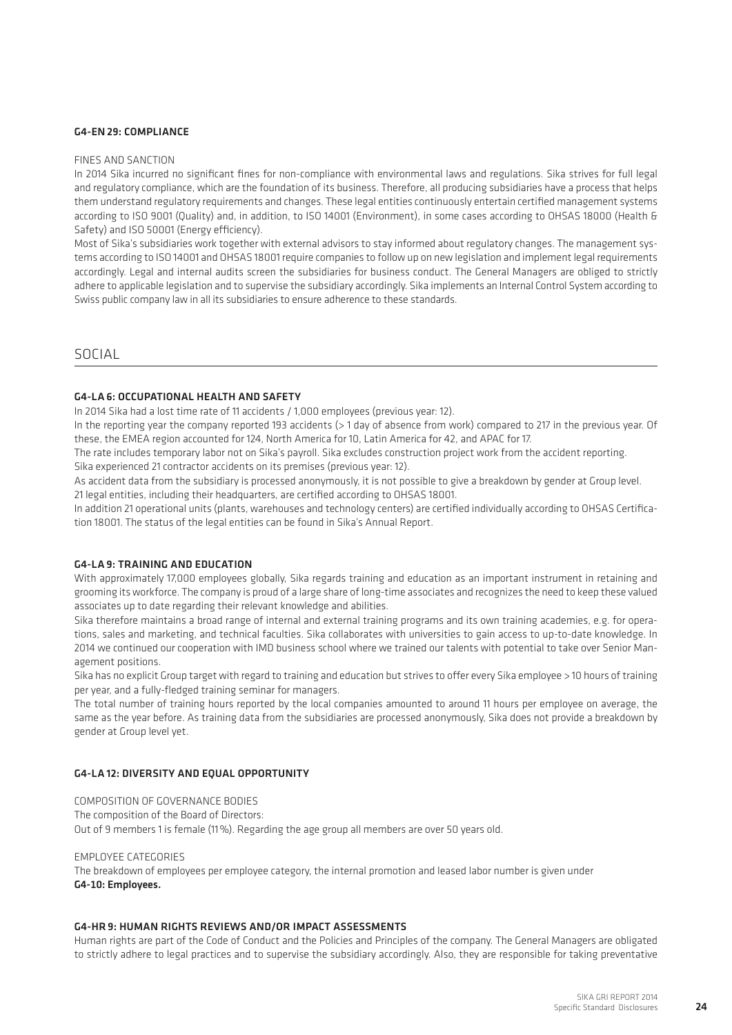### G4-EN 29: COMPLIANCE

FINES AND SANCTION

In 2014 Sika incurred no significant fines for non-compliance with environmental laws and regulations. Sika strives for full legal and regulatory compliance, which are the foundation of its business. Therefore, all producing subsidiaries have a process that helps them understand regulatory requirements and changes. These legal entities continuously entertain certified management systems according to ISO 9001 (Quality) and, in addition, to ISO 14001 (Environment), in some cases according to OHSAS 18000 (Health & Safety) and ISO 50001 (Energy efficiency).

Most of Sika's subsidiaries work together with external advisors to stay informed about regulatory changes. The management systems according to ISO 14001 and OHSAS 18001 require companies to follow up on new legislation and implement legal requirements accordingly. Legal and internal audits screen the subsidiaries for business conduct. The General Managers are obliged to strictly adhere to applicable legislation and to supervise the subsidiary accordingly. Sika implements an Internal Control System according to Swiss public company law in all its subsidiaries to ensure adherence to these standards.

## SOCIAL

### G4-LA 6: OCCUPATIONAL HEALTH AND SAFETY

In 2014 Sika had a lost time rate of 11 accidents / 1,000 employees (previous year: 12).

In the reporting year the company reported 193 accidents (> 1 day of absence from work) compared to 217 in the previous year. Of these, the EMEA region accounted for 124, North America for 10, Latin America for 42, and APAC for 17.

The rate includes temporary labor not on Sika's payroll. Sika excludes construction project work from the accident reporting.

Sika experienced 21 contractor accidents on its premises (previous year: 12).

As accident data from the subsidiary is processed anonymously, it is not possible to give a breakdown by gender at Group level.

21 legal entities, including their headquarters, are certified according to OHSAS 18001.

In addition 21 operational units (plants, warehouses and technology centers) are certified individually according to OHSAS Certification 18001. The status of the legal entities can be found in Sika's Annual Report.

### G4-LA 9: TRAINING AND EDUCATION

With approximately 17,000 employees globally, Sika regards training and education as an important instrument in retaining and grooming its workforce. The company is proud of a large share of long-time associates and recognizes the need to keep these valued associates up to date regarding their relevant knowledge and abilities.

Sika therefore maintains a broad range of internal and external training programs and its own training academies, e.g. for operations, sales and marketing, and technical faculties. Sika collaborates with universities to gain access to up-to-date knowledge. In 2014 we continued our cooperation with IMD business school where we trained our talents with potential to take over Senior Management positions.

Sika has no explicit Group target with regard to training and education but strives to offer every Sika employee > 10 hours of training per year, and a fully-fledged training seminar for managers.

The total number of training hours reported by the local companies amounted to around 11 hours per employee on average, the same as the year before. As training data from the subsidiaries are processed anonymously, Sika does not provide a breakdown by gender at Group level yet.

### G4-LA 12: DIVERSITY AND EQUAL OPPORTUNITY

COMPOSITION OF GOVERNANCE BODIES

The composition of the Board of Directors:

Out of 9 members 1 is female (11%). Regarding the age group all members are over 50 years old.

EMPLOYEE CATEGORIES

The breakdown of employees per employee category, the internal promotion and leased labor number is given under **G4-10: Employees.**

### G4-HR 9: HUMAN RIGHTS REVIEWS AND/OR IMPACT ASSESSMENTS

Human rights are part of the Code of Conduct and the Policies and Principles of the company. The General Managers are obligated to strictly adhere to legal practices and to supervise the subsidiary accordingly. Also, they are responsible for taking preventative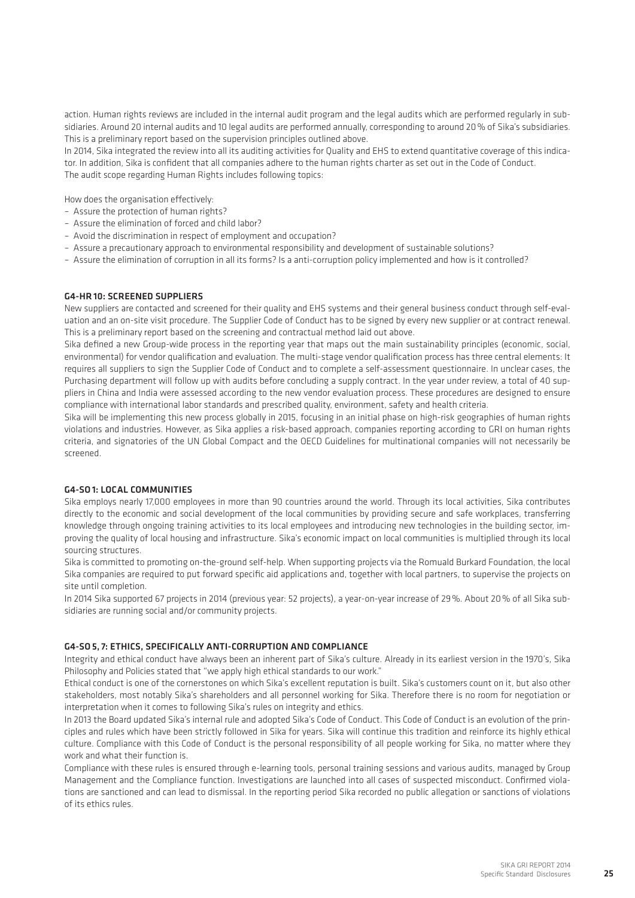action. Human rights reviews are included in the internal audit program and the legal audits which are performed regularly in subsidiaries. Around 20 internal audits and 10 legal audits are performed annually, corresponding to around 20 % of Sika's subsidiaries. This is a preliminary report based on the supervision principles outlined above.
In 2014, Sika integrated the review into all its auditing activities for Quality and EHS to extend quantitative coverage of this indicator. In addition, Sika is confident that all companies adhere to the human rights charter as set out in the Code of Conduct.
The audit scope regarding Human Rights includes following topics:

How does the organisation effectively:
- Assure the protection of human rights?
- Assure the elimination of forced and child labor?
- Avoid the discrimination in respect of employment and occupation?
- Assure a precautionary approach to environmental responsibility and development of sustainable solutions?
- Assure the elimination of corruption in all its forms? Is a anti-corruption policy implemented and how is it controlled?

## G4-HR 10: SCREENED SUPPLIERS

New suppliers are contacted and screened for their quality and EHS systems and their general business conduct through self-evaluation and an on-site visit procedure. The Supplier Code of Conduct has to be signed by every new supplier or at contract renewal. This is a preliminary report based on the screening and contractual method laid out above.
Sika defined a new Group-wide process in the reporting year that maps out the main sustainability principles (economic, social, environmental) for vendor qualification and evaluation. The multi-stage vendor qualification process has three central elements: It requires all suppliers to sign the Supplier Code of Conduct and to complete a self-assessment questionnaire. In unclear cases, the Purchasing department will follow up with audits before concluding a supply contract. In the year under review, a total of 40 suppliers in China and India were assessed according to the new vendor evaluation process. These procedures are designed to ensure compliance with international labor standards and prescribed quality, environment, safety and health criteria.
Sika will be implementing this new process globally in 2015, focusing in an initial phase on high-risk geographies of human rights violations and industries. However, as Sika applies a risk-based approach, companies reporting according to GRI on human rights criteria, and signatories of the UN Global Compact and the OECD Guidelines for multinational companies will not necessarily be screened.

## G4-SO 1: LOCAL COMMUNITIES

Sika employs nearly 17,000 employees in more than 90 countries around the world. Through its local activities, Sika contributes directly to the economic and social development of the local communities by providing secure and safe workplaces, transferring knowledge through ongoing training activities to its local employees and introducing new technologies in the building sector, improving the quality of local housing and infrastructure. Sika's economic impact on local communities is multiplied through its local sourcing structures.
Sika is committed to promoting on-the-ground self-help. When supporting projects via the Romuald Burkard Foundation, the local Sika companies are required to put forward specific aid applications and, together with local partners, to supervise the projects on site until completion.
In 2014 Sika supported 67 projects in 2014 (previous year: 52 projects), a year-on-year increase of 29 %. About 20 % of all Sika subsidiaries are running social and/or community projects.

## G4-SO 5, 7: ETHICS, SPECIFICALLY ANTI-CORRUPTION AND COMPLIANCE

Integrity and ethical conduct have always been an inherent part of Sika's culture. Already in its earliest version in the 1970's, Sika Philosophy and Policies stated that "we apply high ethical standards to our work."
Ethical conduct is one of the cornerstones on which Sika's excellent reputation is built. Sika's customers count on it, but also other stakeholders, most notably Sika's shareholders and all personnel working for Sika. Therefore there is no room for negotiation or interpretation when it comes to following Sika's rules on integrity and ethics.
In 2013 the Board updated Sika's internal rule and adopted Sika's Code of Conduct. This Code of Conduct is an evolution of the principles and rules which have been strictly followed in Sika for years. Sika will continue this tradition and reinforce its highly ethical culture. Compliance with this Code of Conduct is the personal responsibility of all people working for Sika, no matter where they work and what their function is.
Compliance with these rules is ensured through e-learning tools, personal training sessions and various audits, managed by Group Management and the Compliance function. Investigations are launched into all cases of suspected misconduct. Confirmed violations are sanctioned and can lead to dismissal. In the reporting period Sika recorded no public allegation or sanctions of violations of its ethics rules.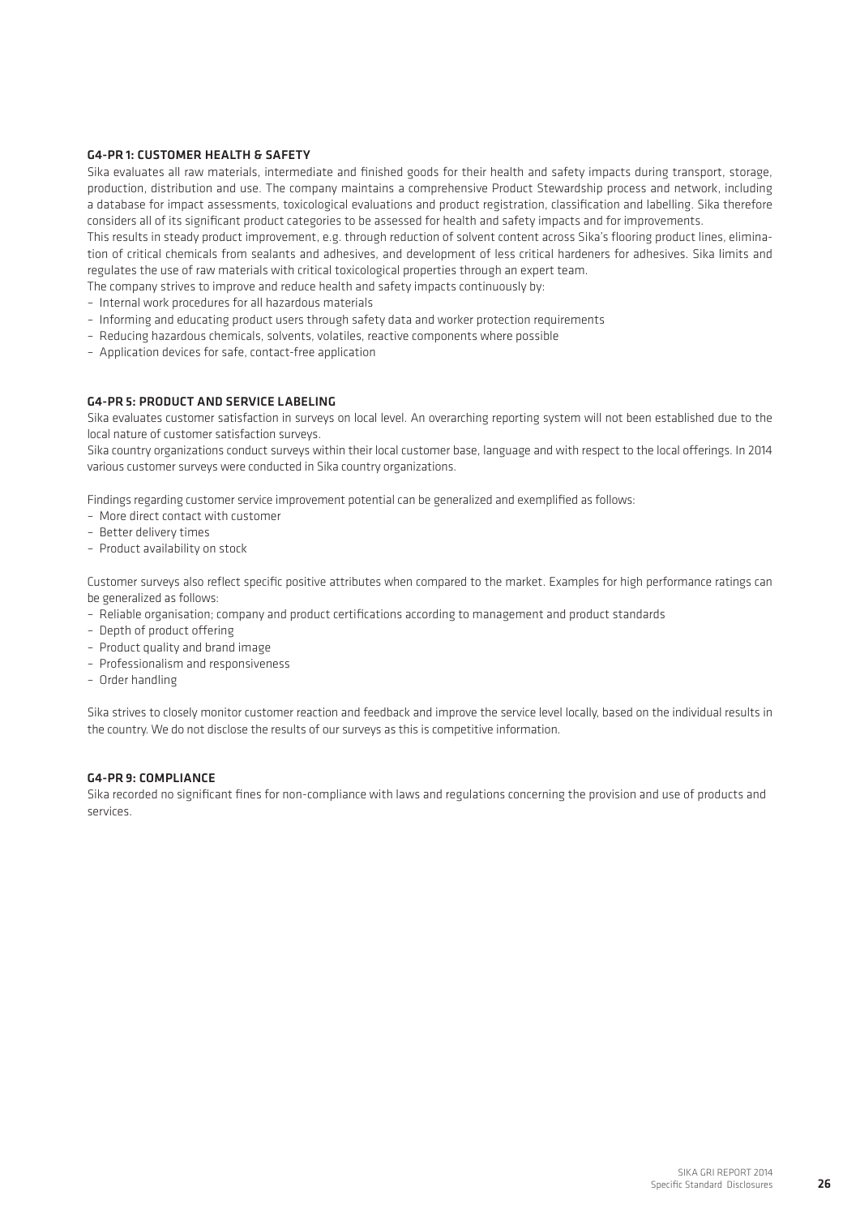### G4-PR 1: CUSTOMER HEALTH & SAFETY

Sika evaluates all raw materials, intermediate and finished goods for their health and safety impacts during transport, storage, production, distribution and use. The company maintains a comprehensive Product Stewardship process and network, including a database for impact assessments, toxicological evaluations and product registration, classification and labelling. Sika therefore considers all of its significant product categories to be assessed for health and safety impacts and for improvements.

This results in steady product improvement, e.g. through reduction of solvent content across Sika's flooring product lines, elimination of critical chemicals from sealants and adhesives, and development of less critical hardeners for adhesives. Sika limits and regulates the use of raw materials with critical toxicological properties through an expert team.

The company strives to improve and reduce health and safety impacts continuously by:

- Internal work procedures for all hazardous materials
- Informing and educating product users through safety data and worker protection requirements
- Reducing hazardous chemicals, solvents, volatiles, reactive components where possible
- Application devices for safe, contact-free application

### G4-PR 5: PRODUCT AND SERVICE LABELING

Sika evaluates customer satisfaction in surveys on local level. An overarching reporting system will not been established due to the local nature of customer satisfaction surveys.

Sika country organizations conduct surveys within their local customer base, language and with respect to the local offerings. In 2014 various customer surveys were conducted in Sika country organizations.

Findings regarding customer service improvement potential can be generalized and exemplified as follows:

- More direct contact with customer
- Better delivery times
- Product availability on stock

Customer surveys also reflect specific positive attributes when compared to the market. Examples for high performance ratings can be generalized as follows:

- Reliable organisation; company and product certifications according to management and product standards
- Depth of product offering
- Product quality and brand image
- Professionalism and responsiveness
- Order handling

Sika strives to closely monitor customer reaction and feedback and improve the service level locally, based on the individual results in the country. We do not disclose the results of our surveys as this is competitive information.

### G4-PR 9: COMPLIANCE

Sika recorded no significant fines for non-compliance with laws and regulations concerning the provision and use of products and services.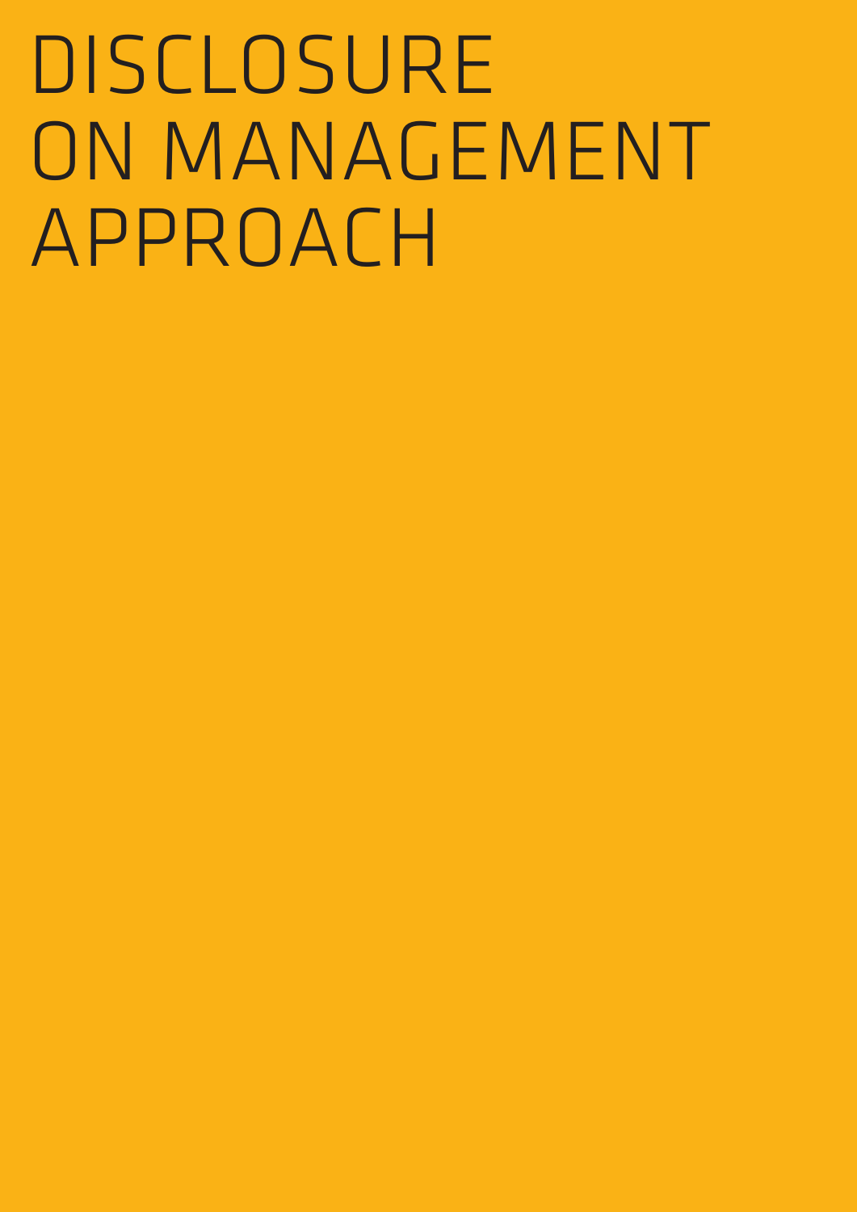# DISCLOSURE ON MANAGEMENT APPROACH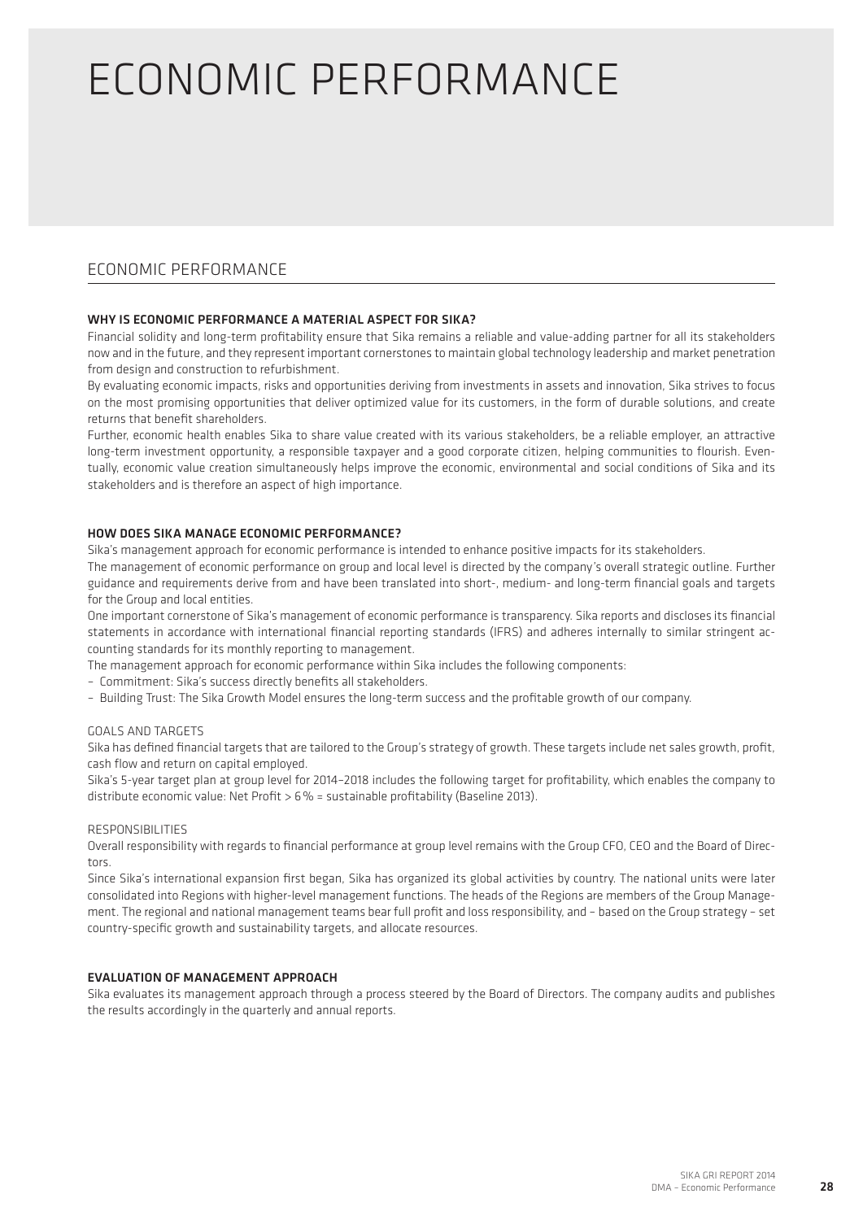# ECONOMIC PERFORMANCE

## ECONOMIC PERFORMANCE

### WHY IS ECONOMIC PERFORMANCE A MATERIAL ASPECT FOR SIKA?

Financial solidity and long-term profitability ensure that Sika remains a reliable and value-adding partner for all its stakeholders now and in the future, and they represent important cornerstones to maintain global technology leadership and market penetration from design and construction to refurbishment.

By evaluating economic impacts, risks and opportunities deriving from investments in assets and innovation, Sika strives to focus on the most promising opportunities that deliver optimized value for its customers, in the form of durable solutions, and create returns that benefit shareholders.

Further, economic health enables Sika to share value created with its various stakeholders, be a reliable employer, an attractive long-term investment opportunity, a responsible taxpayer and a good corporate citizen, helping communities to flourish. Eventually, economic value creation simultaneously helps improve the economic, environmental and social conditions of Sika and its stakeholders and is therefore an aspect of high importance.

### HOW DOES SIKA MANAGE ECONOMIC PERFORMANCE?

Sika's management approach for economic performance is intended to enhance positive impacts for its stakeholders.

The management of economic performance on group and local level is directed by the company's overall strategic outline. Further guidance and requirements derive from and have been translated into short-, medium- and long-term financial goals and targets for the Group and local entities.

One important cornerstone of Sika's management of economic performance is transparency. Sika reports and discloses its financial statements in accordance with international financial reporting standards (IFRS) and adheres internally to similar stringent accounting standards for its monthly reporting to management.

The management approach for economic performance within Sika includes the following components:

- Commitment: Sika's success directly benefits all stakeholders.
- Building Trust: The Sika Growth Model ensures the long-term success and the profitable growth of our company.

#### GOALS AND TARGETS

Sika has defined financial targets that are tailored to the Group's strategy of growth. These targets include net sales growth, profit, cash flow and return on capital employed.

Sika's 5-year target plan at group level for 2014–2018 includes the following target for profitability, which enables the company to distribute economic value: Net Profit > 6% = sustainable profitability (Baseline 2013).

#### RESPONSIBILITIES

Overall responsibility with regards to financial performance at group level remains with the Group CFO, CEO and the Board of Directors.

Since Sika's international expansion first began, Sika has organized its global activities by country. The national units were later consolidated into Regions with higher-level management functions. The heads of the Regions are members of the Group Management. The regional and national management teams bear full profit and loss responsibility, and – based on the Group strategy – set country-specific growth and sustainability targets, and allocate resources.

### EVALUATION OF MANAGEMENT APPROACH

Sika evaluates its management approach through a process steered by the Board of Directors. The company audits and publishes the results accordingly in the quarterly and annual reports.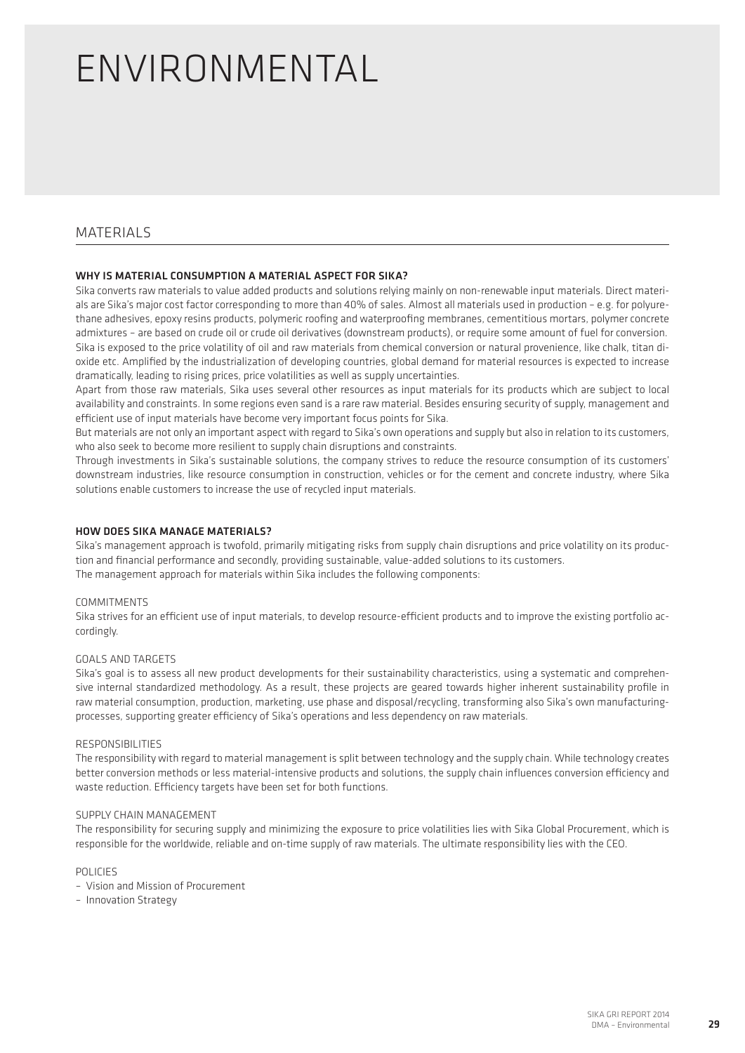# ENVIRONMENTAL

## MATERIALS

### WHY IS MATERIAL CONSUMPTION A MATERIAL ASPECT FOR SIKA?

Sika converts raw materials to value added products and solutions relying mainly on non-renewable input materials. Direct materials are Sika's major cost factor corresponding to more than 40% of sales. Almost all materials used in production – e.g. for polyurethane adhesives, epoxy resins products, polymeric roofing and waterproofing membranes, cementitious mortars, polymer concrete admixtures – are based on crude oil or crude oil derivatives (downstream products), or require some amount of fuel for conversion. Sika is exposed to the price volatility of oil and raw materials from chemical conversion or natural provenience, like chalk, titan dioxide etc. Amplified by the industrialization of developing countries, global demand for material resources is expected to increase dramatically, leading to rising prices, price volatilities as well as supply uncertainties.

Apart from those raw materials, Sika uses several other resources as input materials for its products which are subject to local availability and constraints. In some regions even sand is a rare raw material. Besides ensuring security of supply, management and efficient use of input materials have become very important focus points for Sika.

But materials are not only an important aspect with regard to Sika's own operations and supply but also in relation to its customers, who also seek to become more resilient to supply chain disruptions and constraints.

Through investments in Sika's sustainable solutions, the company strives to reduce the resource consumption of its customers' downstream industries, like resource consumption in construction, vehicles or for the cement and concrete industry, where Sika solutions enable customers to increase the use of recycled input materials.

### HOW DOES SIKA MANAGE MATERIALS?

Sika's management approach is twofold, primarily mitigating risks from supply chain disruptions and price volatility on its production and financial performance and secondly, providing sustainable, value-added solutions to its customers.
The management approach for materials within Sika includes the following components:

#### COMMITMENTS

Sika strives for an efficient use of input materials, to develop resource-efficient products and to improve the existing portfolio accordingly.

#### GOALS AND TARGETS

Sika's goal is to assess all new product developments for their sustainability characteristics, using a systematic and comprehensive internal standardized methodology. As a result, these projects are geared towards higher inherent sustainability profile in raw material consumption, production, marketing, use phase and disposal/recycling, transforming also Sika's own manufacturing-processes, supporting greater efficiency of Sika's operations and less dependency on raw materials.

#### RESPONSIBILITIES

The responsibility with regard to material management is split between technology and the supply chain. While technology creates better conversion methods or less material-intensive products and solutions, the supply chain influences conversion efficiency and waste reduction. Efficiency targets have been set for both functions.

#### SUPPLY CHAIN MANAGEMENT

The responsibility for securing supply and minimizing the exposure to price volatilities lies with Sika Global Procurement, which is responsible for the worldwide, reliable and on-time supply of raw materials. The ultimate responsibility lies with the CEO.

#### POLICIES

- Vision and Mission of Procurement
- Innovation Strategy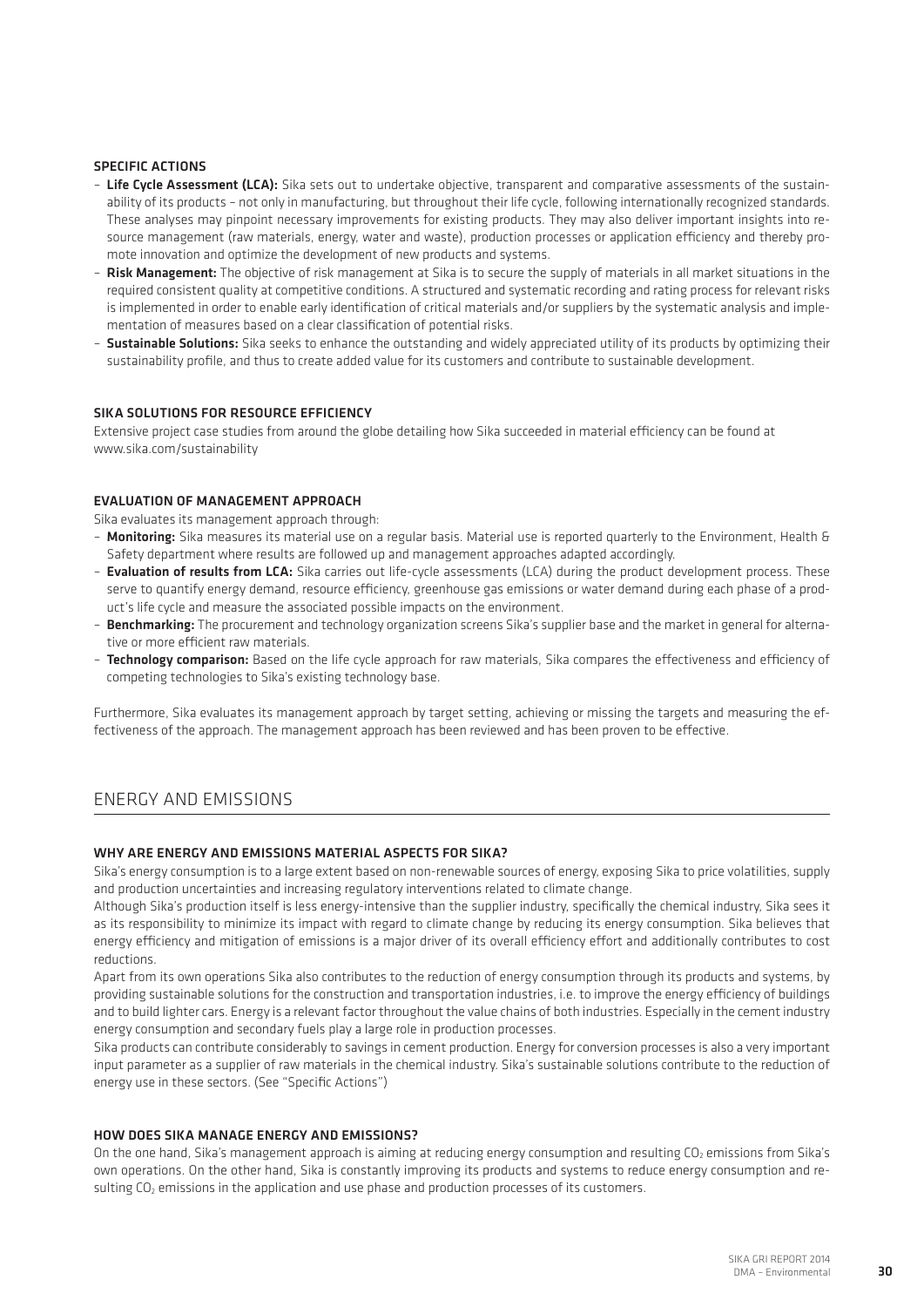### SPECIFIC ACTIONS

- **Life Cycle Assessment (LCA):** Sika sets out to undertake objective, transparent and comparative assessments of the sustainability of its products – not only in manufacturing, but throughout their life cycle, following internationally recognized standards. These analyses may pinpoint necessary improvements for existing products. They may also deliver important insights into resource management (raw materials, energy, water and waste), production processes or application efficiency and thereby promote innovation and optimize the development of new products and systems.
- **Risk Management:** The objective of risk management at Sika is to secure the supply of materials in all market situations in the required consistent quality at competitive conditions. A structured and systematic recording and rating process for relevant risks is implemented in order to enable early identification of critical materials and/or suppliers by the systematic analysis and implementation of measures based on a clear classification of potential risks.
- **Sustainable Solutions:** Sika seeks to enhance the outstanding and widely appreciated utility of its products by optimizing their sustainability profile, and thus to create added value for its customers and contribute to sustainable development.

### SIKA SOLUTIONS FOR RESOURCE EFFICIENCY

Extensive project case studies from around the globe detailing how Sika succeeded in material efficiency can be found at www.sika.com/sustainability

### EVALUATION OF MANAGEMENT APPROACH

Sika evaluates its management approach through:

- **Monitoring:** Sika measures its material use on a regular basis. Material use is reported quarterly to the Environment, Health & Safety department where results are followed up and management approaches adapted accordingly.
- **Evaluation of results from LCA:** Sika carries out life-cycle assessments (LCA) during the product development process. These serve to quantify energy demand, resource efficiency, greenhouse gas emissions or water demand during each phase of a product's life cycle and measure the associated possible impacts on the environment.
- **Benchmarking:** The procurement and technology organization screens Sika's supplier base and the market in general for alternative or more efficient raw materials.
- **Technology comparison:** Based on the life cycle approach for raw materials, Sika compares the effectiveness and efficiency of competing technologies to Sika's existing technology base.

Furthermore, Sika evaluates its management approach by target setting, achieving or missing the targets and measuring the effectiveness of the approach. The management approach has been reviewed and has been proven to be effective.

## ENERGY AND EMISSIONS

### WHY ARE ENERGY AND EMISSIONS MATERIAL ASPECTS FOR SIKA?

Sika's energy consumption is to a large extent based on non-renewable sources of energy, exposing Sika to price volatilities, supply and production uncertainties and increasing regulatory interventions related to climate change.

Although Sika's production itself is less energy-intensive than the supplier industry, specifically the chemical industry, Sika sees it as its responsibility to minimize its impact with regard to climate change by reducing its energy consumption. Sika believes that energy efficiency and mitigation of emissions is a major driver of its overall efficiency effort and additionally contributes to cost reductions.

Apart from its own operations Sika also contributes to the reduction of energy consumption through its products and systems, by providing sustainable solutions for the construction and transportation industries, i.e. to improve the energy efficiency of buildings and to build lighter cars. Energy is a relevant factor throughout the value chains of both industries. Especially in the cement industry energy consumption and secondary fuels play a large role in production processes.

Sika products can contribute considerably to savings in cement production. Energy for conversion processes is also a very important input parameter as a supplier of raw materials in the chemical industry. Sika's sustainable solutions contribute to the reduction of energy use in these sectors. (See "Specific Actions")

### HOW DOES SIKA MANAGE ENERGY AND EMISSIONS?

On the one hand, Sika's management approach is aiming at reducing energy consumption and resulting $CO_2$ emissions from Sika's own operations. On the other hand, Sika is constantly improving its products and systems to reduce energy consumption and resulting $CO_2$ emissions in the application and use phase and production processes of its customers.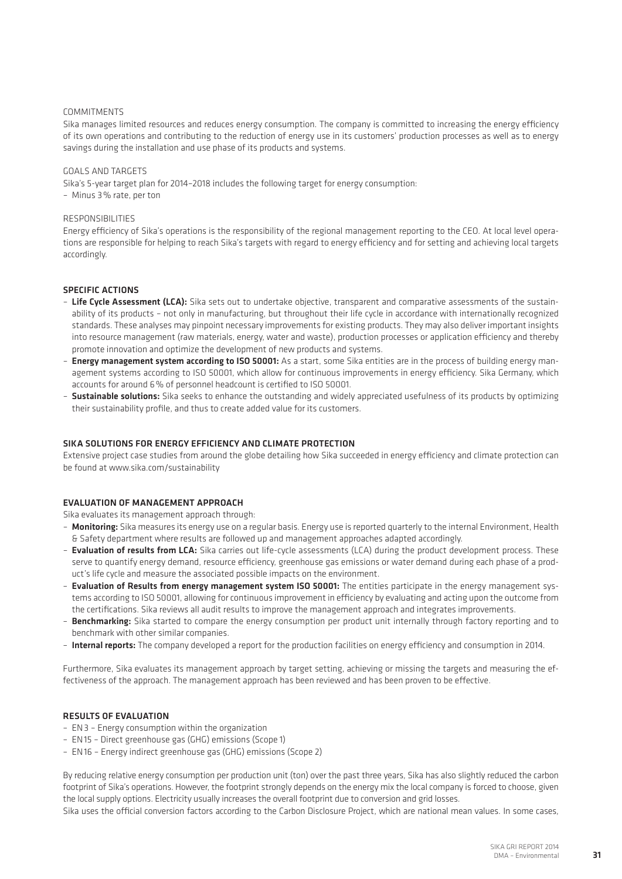COMMITMENTS

Sika manages limited resources and reduces energy consumption. The company is committed to increasing the energy efficiency of its own operations and contributing to the reduction of energy use in its customers' production processes as well as to energy savings during the installation and use phase of its products and systems.

GOALS AND TARGETS

Sika's 5-year target plan for 2014–2018 includes the following target for energy consumption:

– Minus 3% rate, per ton

RESPONSIBILITIES

Energy efficiency of Sika's operations is the responsibility of the regional management reporting to the CEO. At local level operations are responsible for helping to reach Sika's targets with regard to energy efficiency and for setting and achieving local targets accordingly.

## SPECIFIC ACTIONS

- **Life Cycle Assessment (LCA):** Sika sets out to undertake objective, transparent and comparative assessments of the sustainability of its products – not only in manufacturing, but throughout their life cycle in accordance with internationally recognized standards. These analyses may pinpoint necessary improvements for existing products. They may also deliver important insights into resource management (raw materials, energy, water and waste), production processes or application efficiency and thereby promote innovation and optimize the development of new products and systems.
- **Energy management system according to ISO 50001:** As a start, some Sika entities are in the process of building energy management systems according to ISO 50001, which allow for continuous improvements in energy efficiency. Sika Germany, which accounts for around 6% of personnel headcount is certified to ISO 50001.
- **Sustainable solutions:** Sika seeks to enhance the outstanding and widely appreciated usefulness of its products by optimizing their sustainability profile, and thus to create added value for its customers.

## SIKA SOLUTIONS FOR ENERGY EFFICIENCY AND CLIMATE PROTECTION

Extensive project case studies from around the globe detailing how Sika succeeded in energy efficiency and climate protection can be found at www.sika.com/sustainability

## EVALUATION OF MANAGEMENT APPROACH

Sika evaluates its management approach through:

- **Monitoring:** Sika measures its energy use on a regular basis. Energy use is reported quarterly to the internal Environment, Health & Safety department where results are followed up and management approaches adapted accordingly.
- **Evaluation of results from LCA:** Sika carries out life-cycle assessments (LCA) during the product development process. These serve to quantify energy demand, resource efficiency, greenhouse gas emissions or water demand during each phase of a product's life cycle and measure the associated possible impacts on the environment.
- **Evaluation of Results from energy management system ISO 50001:** The entities participate in the energy management systems according to ISO 50001, allowing for continuous improvement in efficiency by evaluating and acting upon the outcome from the certifications. Sika reviews all audit results to improve the management approach and integrates improvements.
- **Benchmarking:** Sika started to compare the energy consumption per product unit internally through factory reporting and to benchmark with other similar companies.
- **Internal reports:** The company developed a report for the production facilities on energy efficiency and consumption in 2014.

Furthermore, Sika evaluates its management approach by target setting, achieving or missing the targets and measuring the effectiveness of the approach. The management approach has been reviewed and has been proven to be effective.

## RESULTS OF EVALUATION

- EN3 – Energy consumption within the organization
- EN15 – Direct greenhouse gas (GHG) emissions (Scope 1)
- EN16 – Energy indirect greenhouse gas (GHG) emissions (Scope 2)

By reducing relative energy consumption per production unit (ton) over the past three years, Sika has also slightly reduced the carbon footprint of Sika's operations. However, the footprint strongly depends on the energy mix the local company is forced to choose, given the local supply options. Electricity usually increases the overall footprint due to conversion and grid losses.

Sika uses the official conversion factors according to the Carbon Disclosure Project, which are national mean values. In some cases,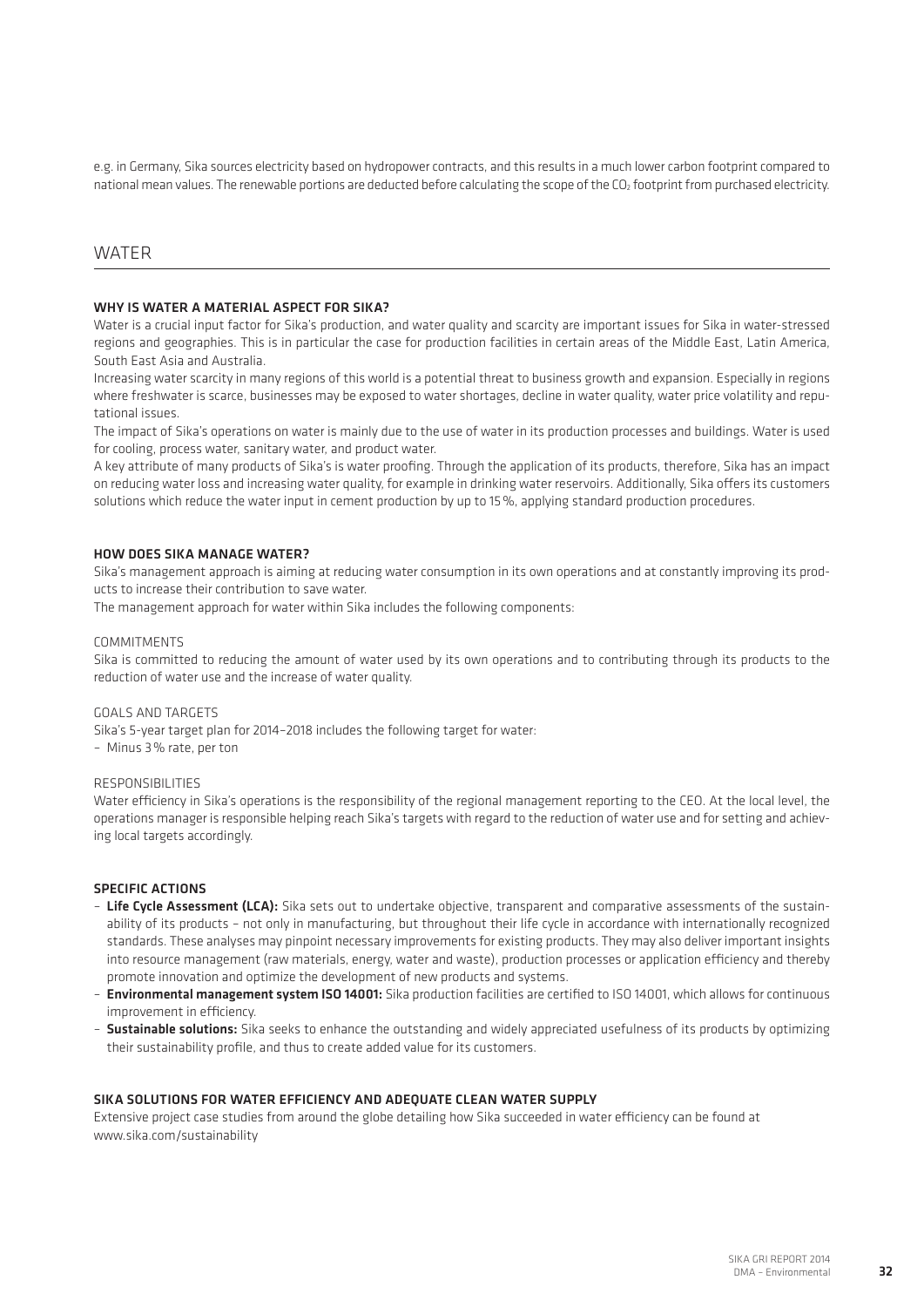e.g. in Germany, Sika sources electricity based on hydropower contracts, and this results in a much lower carbon footprint compared to national mean values. The renewable portions are deducted before calculating the scope of the $CO_2$ footprint from purchased electricity.

## WATER

### WHY IS WATER A MATERIAL ASPECT FOR SIKA?

Water is a crucial input factor for Sika's production, and water quality and scarcity are important issues for Sika in water-stressed regions and geographies. This is in particular the case for production facilities in certain areas of the Middle East, Latin America, South East Asia and Australia.

Increasing water scarcity in many regions of this world is a potential threat to business growth and expansion. Especially in regions where freshwater is scarce, businesses may be exposed to water shortages, decline in water quality, water price volatility and reputational issues.

The impact of Sika's operations on water is mainly due to the use of water in its production processes and buildings. Water is used for cooling, process water, sanitary water, and product water.

A key attribute of many products of Sika's is water proofing. Through the application of its products, therefore, Sika has an impact on reducing water loss and increasing water quality, for example in drinking water reservoirs. Additionally, Sika offers its customers solutions which reduce the water input in cement production by up to 15 %, applying standard production procedures.

### HOW DOES SIKA MANAGE WATER?

Sika's management approach is aiming at reducing water consumption in its own operations and at constantly improving its products to increase their contribution to save water.

The management approach for water within Sika includes the following components:

COMMITMENTS

Sika is committed to reducing the amount of water used by its own operations and to contributing through its products to the reduction of water use and the increase of water quality.

GOALS AND TARGETS

Sika's 5-year target plan for 2014–2018 includes the following target for water:

– Minus 3 % rate, per ton

RESPONSIBILITIES

Water efficiency in Sika's operations is the responsibility of the regional management reporting to the CEO. At the local level, the operations manager is responsible helping reach Sika's targets with regard to the reduction of water use and for setting and achieving local targets accordingly.

### SPECIFIC ACTIONS

– **Life Cycle Assessment (LCA):** Sika sets out to undertake objective, transparent and comparative assessments of the sustainability of its products – not only in manufacturing, but throughout their life cycle in accordance with internationally recognized standards. These analyses may pinpoint necessary improvements for existing products. They may also deliver important insights into resource management (raw materials, energy, water and waste), production processes or application efficiency and thereby promote innovation and optimize the development of new products and systems.

– **Environmental management system ISO 14001:** Sika production facilities are certified to ISO 14001, which allows for continuous improvement in efficiency.

– **Sustainable solutions:** Sika seeks to enhance the outstanding and widely appreciated usefulness of its products by optimizing their sustainability profile, and thus to create added value for its customers.

### SIKA SOLUTIONS FOR WATER EFFICIENCY AND ADEQUATE CLEAN WATER SUPPLY

Extensive project case studies from around the globe detailing how Sika succeeded in water efficiency can be found at www.sika.com/sustainability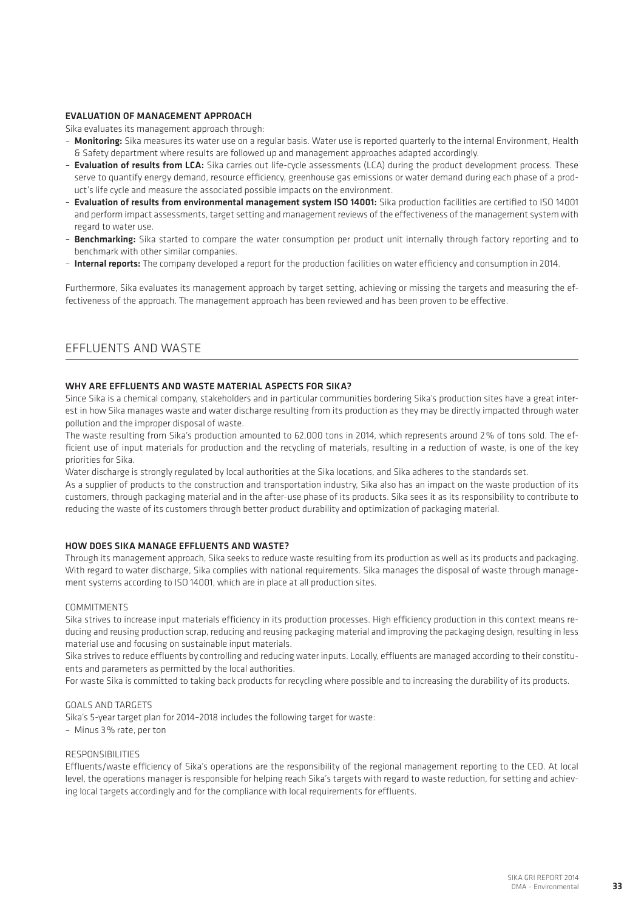#### EVALUATION OF MANAGEMENT APPROACH

Sika evaluates its management approach through:

- **Monitoring:** Sika measures its water use on a regular basis. Water use is reported quarterly to the internal Environment, Health & Safety department where results are followed up and management approaches adapted accordingly.
- **Evaluation of results from LCA:** Sika carries out life-cycle assessments (LCA) during the product development process. These serve to quantify energy demand, resource efficiency, greenhouse gas emissions or water demand during each phase of a product's life cycle and measure the associated possible impacts on the environment.
- **Evaluation of results from environmental management system ISO 14001:** Sika production facilities are certified to ISO 14001 and perform impact assessments, target setting and management reviews of the effectiveness of the management system with regard to water use.
- **Benchmarking:** Sika started to compare the water consumption per product unit internally through factory reporting and to benchmark with other similar companies.
- **Internal reports:** The company developed a report for the production facilities on water efficiency and consumption in 2014.

Furthermore, Sika evaluates its management approach by target setting, achieving or missing the targets and measuring the effectiveness of the approach. The management approach has been reviewed and has been proven to be effective.

## EFFLUENTS AND WASTE

#### WHY ARE EFFLUENTS AND WASTE MATERIAL ASPECTS FOR SIKA?

Since Sika is a chemical company, stakeholders and in particular communities bordering Sika's production sites have a great interest in how Sika manages waste and water discharge resulting from its production as they may be directly impacted through water pollution and the improper disposal of waste.

The waste resulting from Sika's production amounted to 62,000 tons in 2014, which represents around 2% of tons sold. The efficient use of input materials for production and the recycling of materials, resulting in a reduction of waste, is one of the key priorities for Sika.

Water discharge is strongly regulated by local authorities at the Sika locations, and Sika adheres to the standards set.

As a supplier of products to the construction and transportation industry, Sika also has an impact on the waste production of its customers, through packaging material and in the after-use phase of its products. Sika sees it as its responsibility to contribute to reducing the waste of its customers through better product durability and optimization of packaging material.

#### HOW DOES SIKA MANAGE EFFLUENTS AND WASTE?

Through its management approach, Sika seeks to reduce waste resulting from its production as well as its products and packaging. With regard to water discharge, Sika complies with national requirements. Sika manages the disposal of waste through management systems according to ISO 14001, which are in place at all production sites.

COMMITMENTS

Sika strives to increase input materials efficiency in its production processes. High efficiency production in this context means reducing and reusing production scrap, reducing and reusing packaging material and improving the packaging design, resulting in less material use and focusing on sustainable input materials.

Sika strives to reduce effluents by controlling and reducing water inputs. Locally, effluents are managed according to their constituents and parameters as permitted by the local authorities.

For waste Sika is committed to taking back products for recycling where possible and to increasing the durability of its products.

GOALS AND TARGETS

Sika's 5-year target plan for 2014–2018 includes the following target for waste:

- Minus 3% rate, per ton

RESPONSIBILITIES

Effluents/waste efficiency of Sika's operations are the responsibility of the regional management reporting to the CEO. At local level, the operations manager is responsible for helping reach Sika's targets with regard to waste reduction, for setting and achieving local targets accordingly and for the compliance with local requirements for effluents.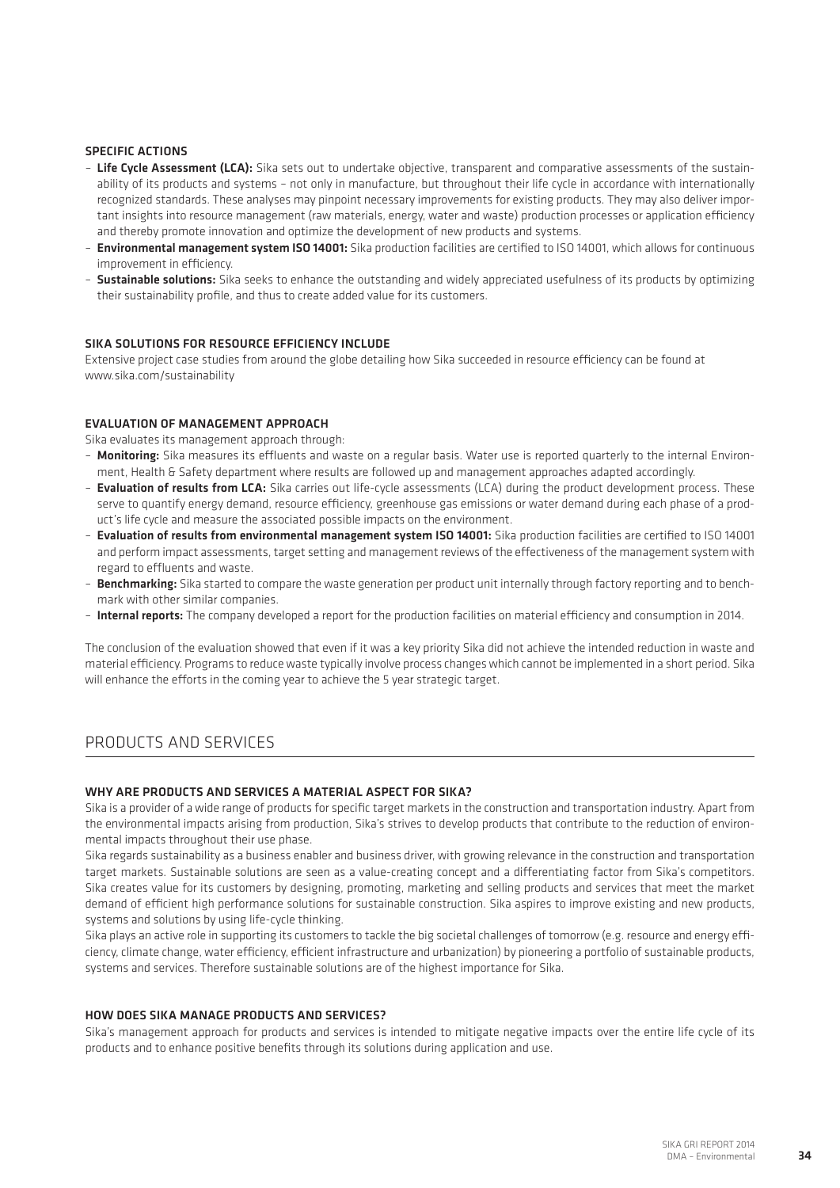#### SPECIFIC ACTIONS

- **Life Cycle Assessment (LCA):** Sika sets out to undertake objective, transparent and comparative assessments of the sustainability of its products and systems – not only in manufacture, but throughout their life cycle in accordance with internationally recognized standards. These analyses may pinpoint necessary improvements for existing products. They may also deliver important insights into resource management (raw materials, energy, water and waste) production processes or application efficiency and thereby promote innovation and optimize the development of new products and systems.
- **Environmental management system ISO 14001:** Sika production facilities are certified to ISO 14001, which allows for continuous improvement in efficiency.
- **Sustainable solutions:** Sika seeks to enhance the outstanding and widely appreciated usefulness of its products by optimizing their sustainability profile, and thus to create added value for its customers.

#### SIKA SOLUTIONS FOR RESOURCE EFFICIENCY INCLUDE

Extensive project case studies from around the globe detailing how Sika succeeded in resource efficiency can be found at www.sika.com/sustainability

#### EVALUATION OF MANAGEMENT APPROACH

Sika evaluates its management approach through:

- **Monitoring:** Sika measures its effluents and waste on a regular basis. Water use is reported quarterly to the internal Environment, Health & Safety department where results are followed up and management approaches adapted accordingly.
- **Evaluation of results from LCA:** Sika carries out life-cycle assessments (LCA) during the product development process. These serve to quantify energy demand, resource efficiency, greenhouse gas emissions or water demand during each phase of a product's life cycle and measure the associated possible impacts on the environment.
- **Evaluation of results from environmental management system ISO 14001:** Sika production facilities are certified to ISO 14001 and perform impact assessments, target setting and management reviews of the effectiveness of the management system with regard to effluents and waste.
- **Benchmarking:** Sika started to compare the waste generation per product unit internally through factory reporting and to benchmark with other similar companies.
- **Internal reports:** The company developed a report for the production facilities on material efficiency and consumption in 2014.

The conclusion of the evaluation showed that even if it was a key priority Sika did not achieve the intended reduction in waste and material efficiency. Programs to reduce waste typically involve process changes which cannot be implemented in a short period. Sika will enhance the efforts in the coming year to achieve the 5 year strategic target.

## PRODUCTS AND SERVICES

#### WHY ARE PRODUCTS AND SERVICES A MATERIAL ASPECT FOR SIKA?

Sika is a provider of a wide range of products for specific target markets in the construction and transportation industry. Apart from the environmental impacts arising from production, Sika's strives to develop products that contribute to the reduction of environmental impacts throughout their use phase.

Sika regards sustainability as a business enabler and business driver, with growing relevance in the construction and transportation target markets. Sustainable solutions are seen as a value-creating concept and a differentiating factor from Sika's competitors. Sika creates value for its customers by designing, promoting, marketing and selling products and services that meet the market demand of efficient high performance solutions for sustainable construction. Sika aspires to improve existing and new products, systems and solutions by using life-cycle thinking.

Sika plays an active role in supporting its customers to tackle the big societal challenges of tomorrow (e.g. resource and energy efficiency, climate change, water efficiency, efficient infrastructure and urbanization) by pioneering a portfolio of sustainable products, systems and services. Therefore sustainable solutions are of the highest importance for Sika.

#### HOW DOES SIKA MANAGE PRODUCTS AND SERVICES?

Sika's management approach for products and services is intended to mitigate negative impacts over the entire life cycle of its products and to enhance positive benefits through its solutions during application and use.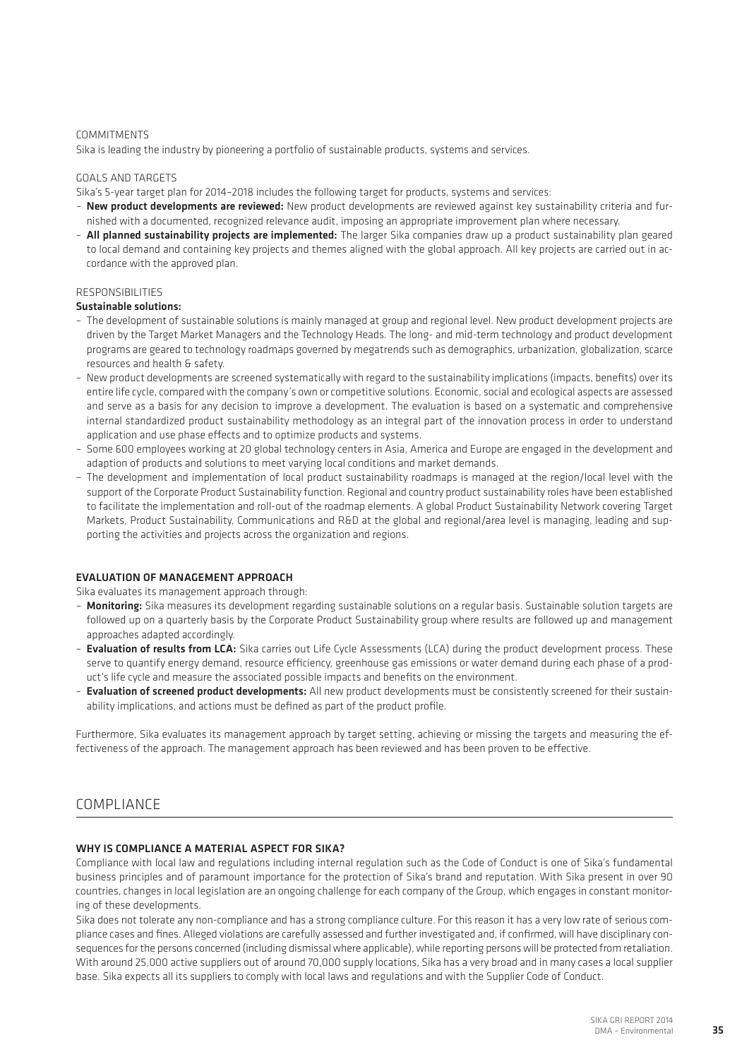COMMITMENTS

Sika is leading the industry by pioneering a portfolio of sustainable products, systems and services.

GOALS AND TARGETS

Sika's 5-year target plan for 2014–2018 includes the following target for products, systems and services:

- **New product developments are reviewed:** New product developments are reviewed against key sustainability criteria and furnished with a documented, recognized relevance audit, imposing an appropriate improvement plan where necessary.
- **All planned sustainability projects are implemented:** The larger Sika companies draw up a product sustainability plan geared to local demand and containing key projects and themes aligned with the global approach. All key projects are carried out in accordance with the approved plan.

RESPONSIBILITIES

**Sustainable solutions:**

- The development of sustainable solutions is mainly managed at group and regional level. New product development projects are driven by the Target Market Managers and the Technology Heads. The long- and mid-term technology and product development programs are geared to technology roadmaps governed by megatrends such as demographics, urbanization, globalization, scarce resources and health & safety.
- New product developments are screened systematically with regard to the sustainability implications (impacts, benefits) over its entire life cycle, compared with the company's own or competitive solutions. Economic, social and ecological aspects are assessed and serve as a basis for any decision to improve a development. The evaluation is based on a systematic and comprehensive internal standardized product sustainability methodology as an integral part of the innovation process in order to understand application and use phase effects and to optimize products and systems.
- Some 600 employees working at 20 global technology centers in Asia, America and Europe are engaged in the development and adaption of products and solutions to meet varying local conditions and market demands.
- The development and implementation of local product sustainability roadmaps is managed at the region/local level with the support of the Corporate Product Sustainability function. Regional and country product sustainability roles have been established to facilitate the implementation and roll-out of the roadmap elements. A global Product Sustainability Network covering Target Markets, Product Sustainability, Communications and R&D at the global and regional/area level is managing, leading and supporting the activities and projects across the organization and regions.

### EVALUATION OF MANAGEMENT APPROACH

Sika evaluates its management approach through:

- **Monitoring:** Sika measures its development regarding sustainable solutions on a regular basis. Sustainable solution targets are followed up on a quarterly basis by the Corporate Product Sustainability group where results are followed up and management approaches adapted accordingly.
- **Evaluation of results from LCA:** Sika carries out Life Cycle Assessments (LCA) during the product development process. These serve to quantify energy demand, resource efficiency, greenhouse gas emissions or water demand during each phase of a product's life cycle and measure the associated possible impacts and benefits on the environment.
- **Evaluation of screened product developments:** All new product developments must be consistently screened for their sustainability implications, and actions must be defined as part of the product profile.

Furthermore, Sika evaluates its management approach by target setting, achieving or missing the targets and measuring the effectiveness of the approach. The management approach has been reviewed and has been proven to be effective.

## COMPLIANCE

### WHY IS COMPLIANCE A MATERIAL ASPECT FOR SIKA?

Compliance with local law and regulations including internal regulation such as the Code of Conduct is one of Sika's fundamental business principles and of paramount importance for the protection of Sika's brand and reputation. With Sika present in over 90 countries, changes in local legislation are an ongoing challenge for each company of the Group, which engages in constant monitoring of these developments.

Sika does not tolerate any non-compliance and has a strong compliance culture. For this reason it has a very low rate of serious compliance cases and fines. Alleged violations are carefully assessed and further investigated and, if confirmed, will have disciplinary consequences for the persons concerned (including dismissal where applicable), while reporting persons will be protected from retaliation. With around 25,000 active suppliers out of around 70,000 supply locations, Sika has a very broad and in many cases a local supplier base. Sika expects all its suppliers to comply with local laws and regulations and with the Supplier Code of Conduct.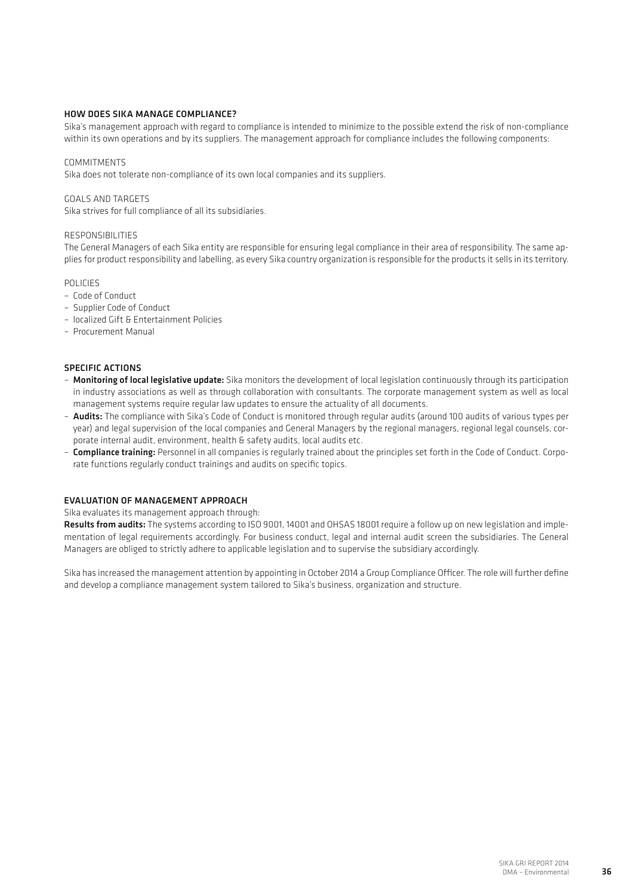### HOW DOES SIKA MANAGE COMPLIANCE?

Sika's management approach with regard to compliance is intended to minimize to the possible extend the risk of non-compliance within its own operations and by its suppliers. The management approach for compliance includes the following components:

COMMITMENTS

Sika does not tolerate non-compliance of its own local companies and its suppliers.

GOALS AND TARGETS

Sika strives for full compliance of all its subsidiaries.

RESPONSIBILITIES

The General Managers of each Sika entity are responsible for ensuring legal compliance in their area of responsibility. The same applies for product responsibility and labelling, as every Sika country organization is responsible for the products it sells in its territory.

POLICIES

- Code of Conduct
- Supplier Code of Conduct
- localized Gift & Entertainment Policies
- Procurement Manual

### SPECIFIC ACTIONS

- **Monitoring of local legislative update:** Sika monitors the development of local legislation continuously through its participation in industry associations as well as through collaboration with consultants. The corporate management system as well as local management systems require regular law updates to ensure the actuality of all documents.
- **Audits:** The compliance with Sika's Code of Conduct is monitored through regular audits (around 100 audits of various types per year) and legal supervision of the local companies and General Managers by the regional managers, regional legal counsels, corporate internal audit, environment, health & safety audits, local audits etc.
- **Compliance training:** Personnel in all companies is regularly trained about the principles set forth in the Code of Conduct. Corporate functions regularly conduct trainings and audits on specific topics.

### EVALUATION OF MANAGEMENT APPROACH

Sika evaluates its management approach through:

**Results from audits:** The systems according to ISO 9001, 14001 and OHSAS 18001 require a follow up on new legislation and implementation of legal requirements accordingly. For business conduct, legal and internal audit screen the subsidiaries. The General Managers are obliged to strictly adhere to applicable legislation and to supervise the subsidiary accordingly.

Sika has increased the management attention by appointing in October 2014 a Group Compliance Officer. The role will further define and develop a compliance management system tailored to Sika's business, organization and structure.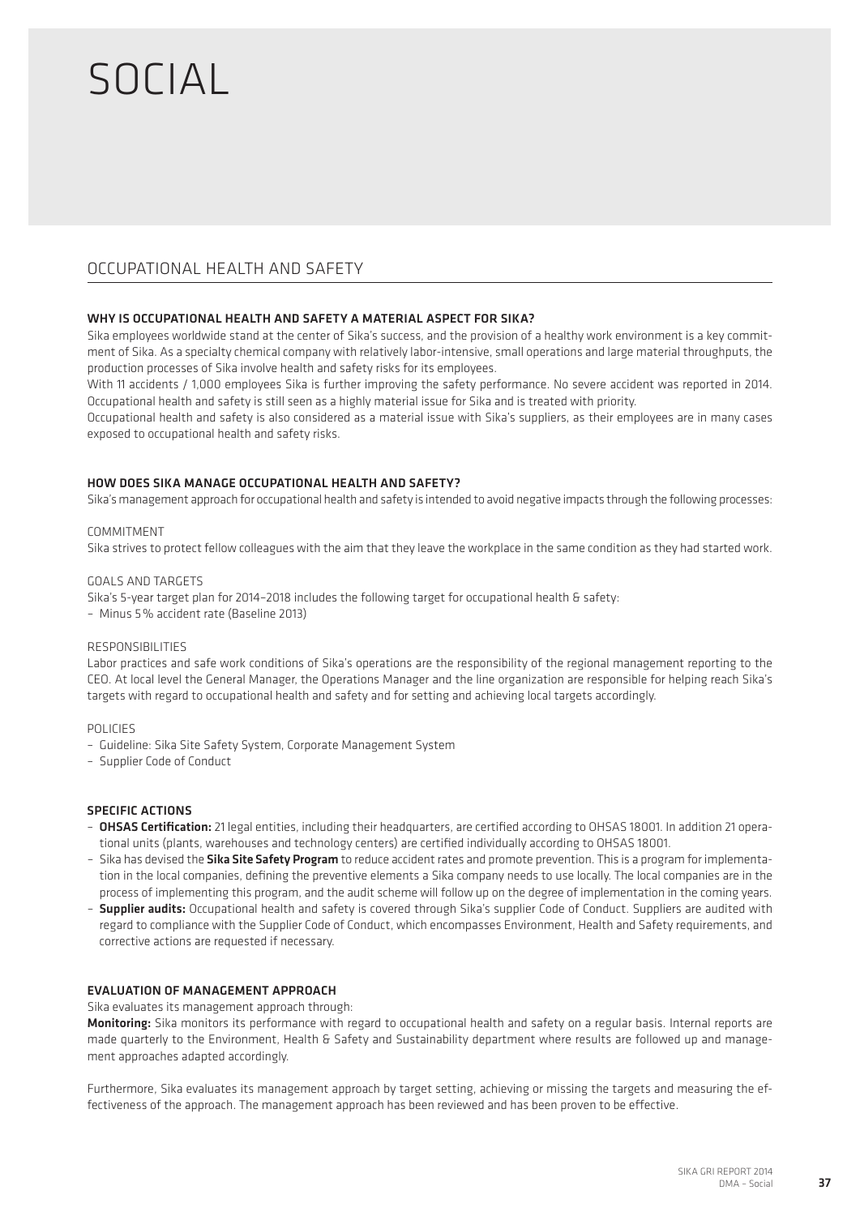# SOCIAL

## OCCUPATIONAL HEALTH AND SAFETY

### WHY IS OCCUPATIONAL HEALTH AND SAFETY A MATERIAL ASPECT FOR SIKA?

Sika employees worldwide stand at the center of Sika's success, and the provision of a healthy work environment is a key commitment of Sika. As a specialty chemical company with relatively labor-intensive, small operations and large material throughputs, the production processes of Sika involve health and safety risks for its employees.

With 11 accidents / 1,000 employees Sika is further improving the safety performance. No severe accident was reported in 2014. Occupational health and safety is still seen as a highly material issue for Sika and is treated with priority.

Occupational health and safety is also considered as a material issue with Sika's suppliers, as their employees are in many cases exposed to occupational health and safety risks.

### HOW DOES SIKA MANAGE OCCUPATIONAL HEALTH AND SAFETY?

Sika's management approach for occupational health and safety is intended to avoid negative impacts through the following processes:

COMMITMENT

Sika strives to protect fellow colleagues with the aim that they leave the workplace in the same condition as they had started work.

GOALS AND TARGETS

Sika's 5-year target plan for 2014–2018 includes the following target for occupational health & safety:

- Minus 5% accident rate (Baseline 2013)

RESPONSIBILITIES

Labor practices and safe work conditions of Sika's operations are the responsibility of the regional management reporting to the CEO. At local level the General Manager, the Operations Manager and the line organization are responsible for helping reach Sika's targets with regard to occupational health and safety and for setting and achieving local targets accordingly.

POLICIES

- Guideline: Sika Site Safety System, Corporate Management System
- Supplier Code of Conduct

### SPECIFIC ACTIONS

- **OHSAS Certification:** 21 legal entities, including their headquarters, are certified according to OHSAS 18001. In addition 21 operational units (plants, warehouses and technology centers) are certified individually according to OHSAS 18001.
- Sika has devised the **Sika Site Safety Program** to reduce accident rates and promote prevention. This is a program for implementation in the local companies, defining the preventive elements a Sika company needs to use locally. The local companies are in the process of implementing this program, and the audit scheme will follow up on the degree of implementation in the coming years.
- **Supplier audits:** Occupational health and safety is covered through Sika's supplier Code of Conduct. Suppliers are audited with regard to compliance with the Supplier Code of Conduct, which encompasses Environment, Health and Safety requirements, and corrective actions are requested if necessary.

### EVALUATION OF MANAGEMENT APPROACH

Sika evaluates its management approach through:

**Monitoring:** Sika monitors its performance with regard to occupational health and safety on a regular basis. Internal reports are made quarterly to the Environment, Health & Safety and Sustainability department where results are followed up and management approaches adapted accordingly.

Furthermore, Sika evaluates its management approach by target setting, achieving or missing the targets and measuring the effectiveness of the approach. The management approach has been reviewed and has been proven to be effective.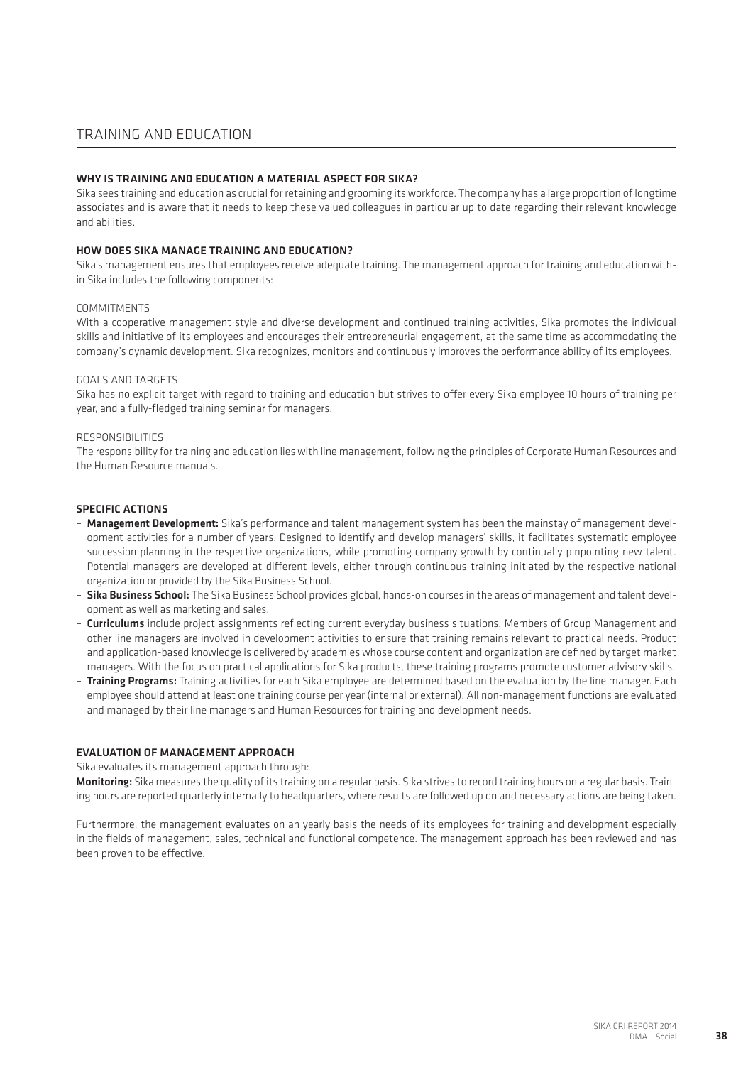# TRAINING AND EDUCATION

## WHY IS TRAINING AND EDUCATION A MATERIAL ASPECT FOR SIKA?

Sika sees training and education as crucial for retaining and grooming its workforce. The company has a large proportion of longtime associates and is aware that it needs to keep these valued colleagues in particular up to date regarding their relevant knowledge and abilities.

## HOW DOES SIKA MANAGE TRAINING AND EDUCATION?

Sika's management ensures that employees receive adequate training. The management approach for training and education within Sika includes the following components:

### COMMITMENTS

With a cooperative management style and diverse development and continued training activities, Sika promotes the individual skills and initiative of its employees and encourages their entrepreneurial engagement, at the same time as accommodating the company's dynamic development. Sika recognizes, monitors and continuously improves the performance ability of its employees.

### GOALS AND TARGETS

Sika has no explicit target with regard to training and education but strives to offer every Sika employee 10 hours of training per year, and a fully-fledged training seminar for managers.

### RESPONSIBILITIES

The responsibility for training and education lies with line management, following the principles of Corporate Human Resources and the Human Resource manuals.

## SPECIFIC ACTIONS

- **Management Development:** Sika's performance and talent management system has been the mainstay of management development activities for a number of years. Designed to identify and develop managers' skills, it facilitates systematic employee succession planning in the respective organizations, while promoting company growth by continually pinpointing new talent. Potential managers are developed at different levels, either through continuous training initiated by the respective national organization or provided by the Sika Business School.
- **Sika Business School:** The Sika Business School provides global, hands-on courses in the areas of management and talent development as well as marketing and sales.
- **Curriculums** include project assignments reflecting current everyday business situations. Members of Group Management and other line managers are involved in development activities to ensure that training remains relevant to practical needs. Product and application-based knowledge is delivered by academies whose course content and organization are defined by target market managers. With the focus on practical applications for Sika products, these training programs promote customer advisory skills.
- **Training Programs:** Training activities for each Sika employee are determined based on the evaluation by the line manager. Each employee should attend at least one training course per year (internal or external). All non-management functions are evaluated and managed by their line managers and Human Resources for training and development needs.

## EVALUATION OF MANAGEMENT APPROACH

Sika evaluates its management approach through:

**Monitoring:** Sika measures the quality of its training on a regular basis. Sika strives to record training hours on a regular basis. Training hours are reported quarterly internally to headquarters, where results are followed up on and necessary actions are being taken.

Furthermore, the management evaluates on an yearly basis the needs of its employees for training and development especially in the fields of management, sales, technical and functional competence. The management approach has been reviewed and has been proven to be effective.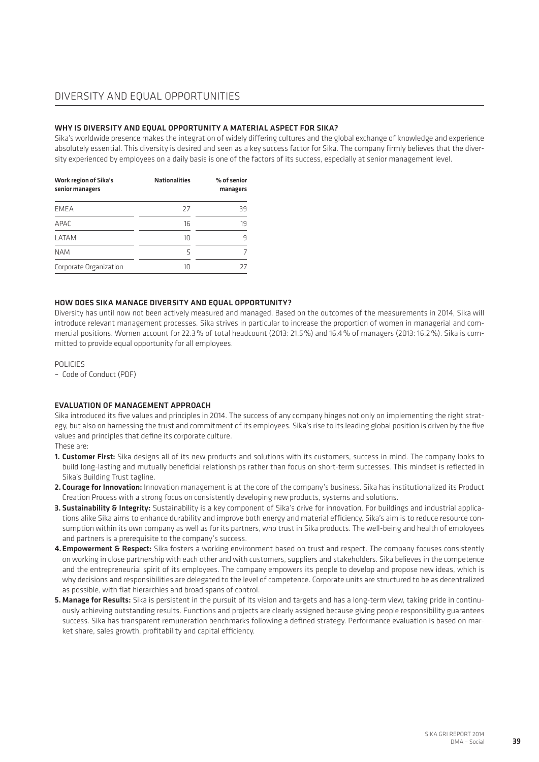# DIVERSITY AND EQUAL OPPORTUNITIES

## WHY IS DIVERSITY AND EQUAL OPPORTUNITY A MATERIAL ASPECT FOR SIKA?

Sika's worldwide presence makes the integration of widely differing cultures and the global exchange of knowledge and experience absolutely essential. This diversity is desired and seen as a key success factor for Sika. The company firmly believes that the diversity experienced by employees on a daily basis is one of the factors of its success, especially at senior management level.

| Work region of Sika's senior managers | Nationalities | % of senior managers |
|---|---|---|
| EMEA | 27 | 39 |
| APAC | 16 | 19 |
| LATAM | 10 | 9 |
| NAM | 5 | 7 |
| Corporate Organization | 10 | 27 |

## HOW DOES SIKA MANAGE DIVERSITY AND EQUAL OPPORTUNITY?

Diversity has until now not been actively measured and managed. Based on the outcomes of the measurements in 2014, Sika will introduce relevant management processes. Sika strives in particular to increase the proportion of women in managerial and commercial positions. Women account for 22.3 % of total headcount (2013: 21.5 %) and 16.4 % of managers (2013: 16.2 %). Sika is committed to provide equal opportunity for all employees.

POLICIES

– Code of Conduct (PDF)

## EVALUATION OF MANAGEMENT APPROACH

Sika introduced its five values and principles in 2014. The success of any company hinges not only on implementing the right strategy, but also on harnessing the trust and commitment of its employees. Sika's rise to its leading global position is driven by the five values and principles that define its corporate culture.

These are:

1. **Customer First:** Sika designs all of its new products and solutions with its customers, success in mind. The company looks to build long-lasting and mutually beneficial relationships rather than focus on short-term successes. This mindset is reflected in Sika's Building Trust tagline.
2. **Courage for Innovation:** Innovation management is at the core of the company's business. Sika has institutionalized its Product Creation Process with a strong focus on consistently developing new products, systems and solutions.
3. **Sustainability & Integrity:** Sustainability is a key component of Sika's drive for innovation. For buildings and industrial applications alike Sika aims to enhance durability and improve both energy and material efficiency. Sika's aim is to reduce resource consumption within its own company as well as for its partners, who trust in Sika products. The well-being and health of employees and partners is a prerequisite to the company's success.
4. **Empowerment & Respect:** Sika fosters a working environment based on trust and respect. The company focuses consistently on working in close partnership with each other and with customers, suppliers and stakeholders. Sika believes in the competence and the entrepreneurial spirit of its employees. The company empowers its people to develop and propose new ideas, which is why decisions and responsibilities are delegated to the level of competence. Corporate units are structured to be as decentralized as possible, with flat hierarchies and broad spans of control.
5. **Manage for Results:** Sika is persistent in the pursuit of its vision and targets and has a long-term view, taking pride in continuously achieving outstanding results. Functions and projects are clearly assigned because giving people responsibility guarantees success. Sika has transparent remuneration benchmarks following a defined strategy. Performance evaluation is based on market share, sales growth, profitability and capital efficiency.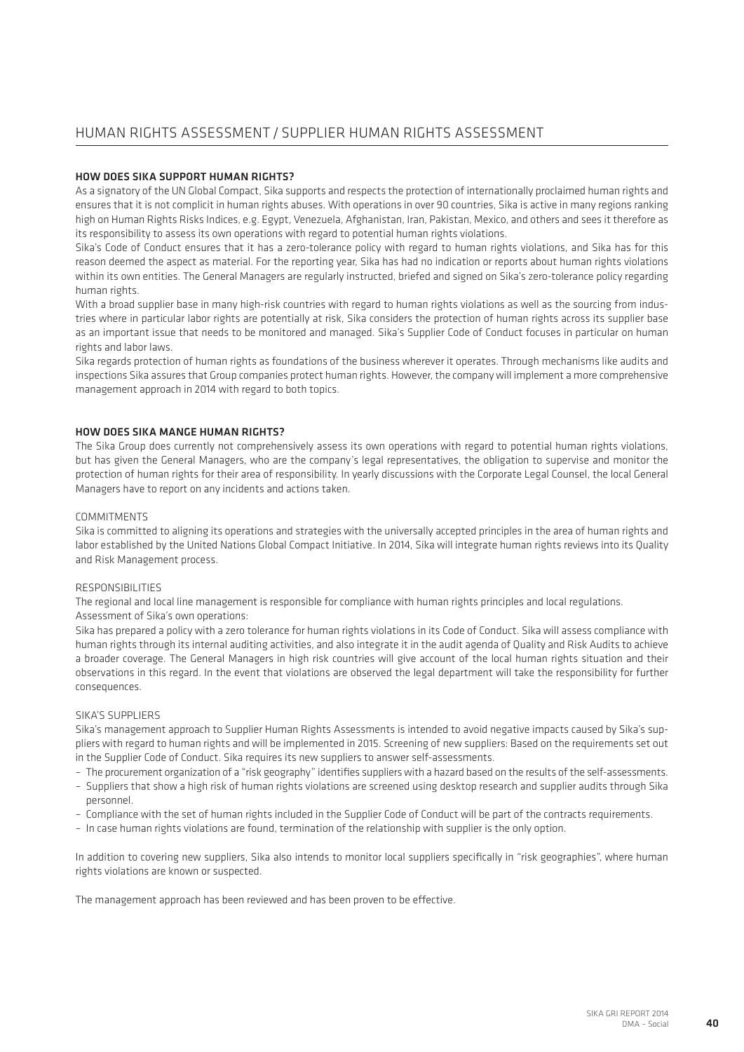# HUMAN RIGHTS ASSESSMENT / SUPPLIER HUMAN RIGHTS ASSESSMENT

### HOW DOES SIKA SUPPORT HUMAN RIGHTS?

As a signatory of the UN Global Compact, Sika supports and respects the protection of internationally proclaimed human rights and ensures that it is not complicit in human rights abuses. With operations in over 90 countries, Sika is active in many regions ranking high on Human Rights Risks Indices, e.g. Egypt, Venezuela, Afghanistan, Iran, Pakistan, Mexico, and others and sees it therefore as its responsibility to assess its own operations with regard to potential human rights violations.

Sika's Code of Conduct ensures that it has a zero-tolerance policy with regard to human rights violations, and Sika has for this reason deemed the aspect as material. For the reporting year, Sika has had no indication or reports about human rights violations within its own entities. The General Managers are regularly instructed, briefed and signed on Sika's zero-tolerance policy regarding human rights.

With a broad supplier base in many high-risk countries with regard to human rights violations as well as the sourcing from industries where in particular labor rights are potentially at risk, Sika considers the protection of human rights across its supplier base as an important issue that needs to be monitored and managed. Sika's Supplier Code of Conduct focuses in particular on human rights and labor laws.

Sika regards protection of human rights as foundations of the business wherever it operates. Through mechanisms like audits and inspections Sika assures that Group companies protect human rights. However, the company will implement a more comprehensive management approach in 2014 with regard to both topics.

### HOW DOES SIKA MANGE HUMAN RIGHTS?

The Sika Group does currently not comprehensively assess its own operations with regard to potential human rights violations, but has given the General Managers, who are the company's legal representatives, the obligation to supervise and monitor the protection of human rights for their area of responsibility. In yearly discussions with the Corporate Legal Counsel, the local General Managers have to report on any incidents and actions taken.

#### COMMITMENTS

Sika is committed to aligning its operations and strategies with the universally accepted principles in the area of human rights and labor established by the United Nations Global Compact Initiative. In 2014, Sika will integrate human rights reviews into its Quality and Risk Management process.

#### RESPONSIBILITIES

The regional and local line management is responsible for compliance with human rights principles and local regulations.
Assessment of Sika's own operations:

Sika has prepared a policy with a zero tolerance for human rights violations in its Code of Conduct. Sika will assess compliance with human rights through its internal auditing activities, and also integrate it in the audit agenda of Quality and Risk Audits to achieve a broader coverage. The General Managers in high risk countries will give account of the local human rights situation and their observations in this regard. In the event that violations are observed the legal department will take the responsibility for further consequences.

#### SIKA'S SUPPLIERS

Sika's management approach to Supplier Human Rights Assessments is intended to avoid negative impacts caused by Sika's suppliers with regard to human rights and will be implemented in 2015. Screening of new suppliers: Based on the requirements set out in the Supplier Code of Conduct. Sika requires its new suppliers to answer self-assessments.

- The procurement organization of a "risk geography" identifies suppliers with a hazard based on the results of the self-assessments.
- Suppliers that show a high risk of human rights violations are screened using desktop research and supplier audits through Sika personnel.
- Compliance with the set of human rights included in the Supplier Code of Conduct will be part of the contracts requirements.
- In case human rights violations are found, termination of the relationship with supplier is the only option.

In addition to covering new suppliers, Sika also intends to monitor local suppliers specifically in "risk geographies", where human rights violations are known or suspected.

The management approach has been reviewed and has been proven to be effective.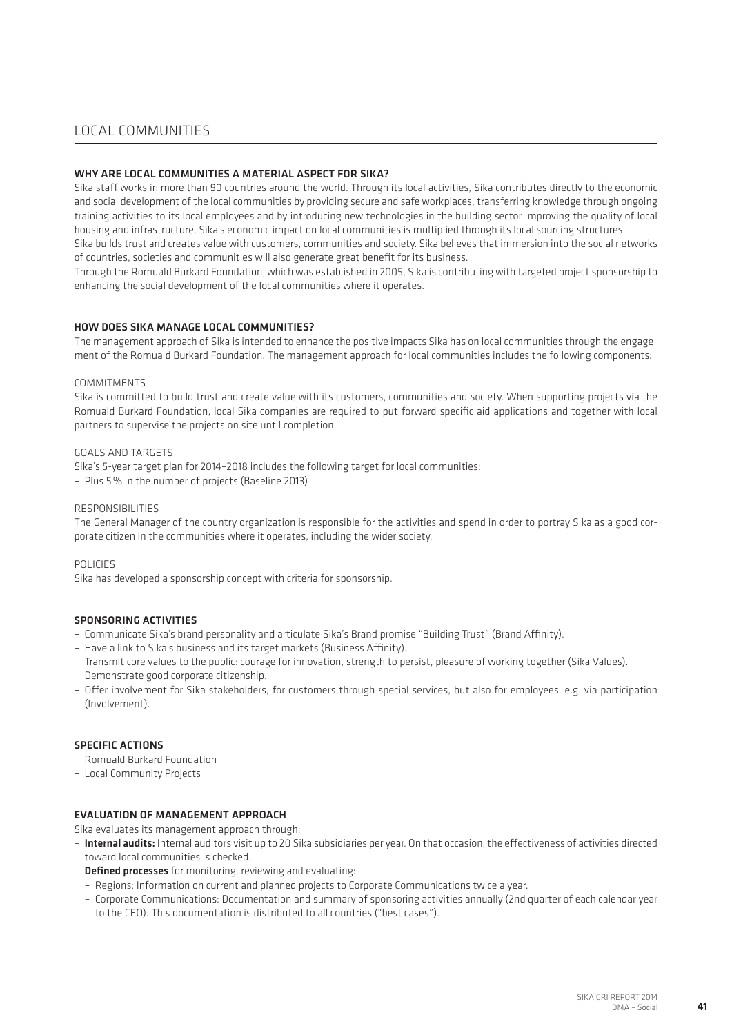# LOCAL COMMUNITIES

## WHY ARE LOCAL COMMUNITIES A MATERIAL ASPECT FOR SIKA?

Sika staff works in more than 90 countries around the world. Through its local activities, Sika contributes directly to the economic and social development of the local communities by providing secure and safe workplaces, transferring knowledge through ongoing training activities to its local employees and by introducing new technologies in the building sector improving the quality of local housing and infrastructure. Sika's economic impact on local communities is multiplied through its local sourcing structures.
Sika builds trust and creates value with customers, communities and society. Sika believes that immersion into the social networks of countries, societies and communities will also generate great benefit for its business.
Through the Romuald Burkard Foundation, which was established in 2005, Sika is contributing with targeted project sponsorship to enhancing the social development of the local communities where it operates.

## HOW DOES SIKA MANAGE LOCAL COMMUNITIES?

The management approach of Sika is intended to enhance the positive impacts Sika has on local communities through the engagement of the Romuald Burkard Foundation. The management approach for local communities includes the following components:

### COMMITMENTS

Sika is committed to build trust and create value with its customers, communities and society. When supporting projects via the Romuald Burkard Foundation, local Sika companies are required to put forward specific aid applications and together with local partners to supervise the projects on site until completion.

### GOALS AND TARGETS

Sika's 5-year target plan for 2014–2018 includes the following target for local communities:

- Plus 5% in the number of projects (Baseline 2013)

### RESPONSIBILITIES

The General Manager of the country organization is responsible for the activities and spend in order to portray Sika as a good corporate citizen in the communities where it operates, including the wider society.

### POLICIES

Sika has developed a sponsorship concept with criteria for sponsorship.

## SPONSORING ACTIVITIES

- Communicate Sika's brand personality and articulate Sika's Brand promise "Building Trust" (Brand Affinity).
- Have a link to Sika's business and its target markets (Business Affinity).
- Transmit core values to the public: courage for innovation, strength to persist, pleasure of working together (Sika Values).
- Demonstrate good corporate citizenship.
- Offer involvement for Sika stakeholders, for customers through special services, but also for employees, e.g. via participation (Involvement).

## SPECIFIC ACTIONS

- Romuald Burkard Foundation
- Local Community Projects

## EVALUATION OF MANAGEMENT APPROACH

Sika evaluates its management approach through:

- **Internal audits:** Internal auditors visit up to 20 Sika subsidiaries per year. On that occasion, the effectiveness of activities directed toward local communities is checked.
- **Defined processes** for monitoring, reviewing and evaluating:
  - Regions: Information on current and planned projects to Corporate Communications twice a year.
  - Corporate Communications: Documentation and summary of sponsoring activities annually (2nd quarter of each calendar year to the CEO). This documentation is distributed to all countries ("best cases").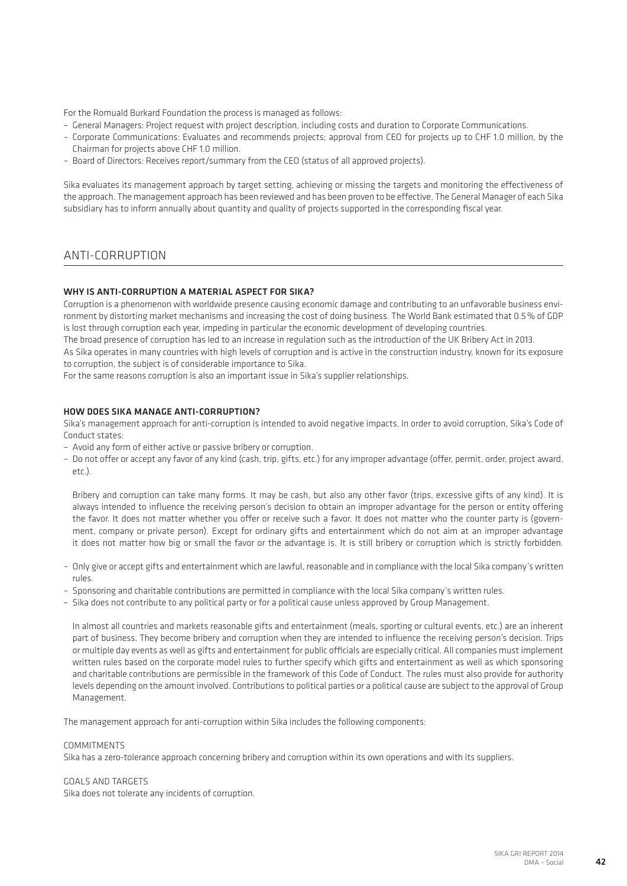For the Romuald Burkard Foundation the process is managed as follows:

- General Managers: Project request with project description, including costs and duration to Corporate Communications.
- Corporate Communications: Evaluates and recommends projects; approval from CEO for projects up to CHF 1.0 million, by the Chairman for projects above CHF 1.0 million.
- Board of Directors: Receives report/summary from the CEO (status of all approved projects).

Sika evaluates its management approach by target setting, achieving or missing the targets and monitoring the effectiveness of the approach. The management approach has been reviewed and has been proven to be effective. The General Manager of each Sika subsidiary has to inform annually about quantity and quality of projects supported in the corresponding fiscal year.

## ANTI-CORRUPTION

### WHY IS ANTI-CORRUPTION A MATERIAL ASPECT FOR SIKA?

Corruption is a phenomenon with worldwide presence causing economic damage and contributing to an unfavorable business environment by distorting market mechanisms and increasing the cost of doing business. The World Bank estimated that 0.5 % of GDP is lost through corruption each year, impeding in particular the economic development of developing countries.

The broad presence of corruption has led to an increase in regulation such as the introduction of the UK Bribery Act in 2013.

As Sika operates in many countries with high levels of corruption and is active in the construction industry, known for its exposure to corruption, the subject is of considerable importance to Sika.

For the same reasons corruption is also an important issue in Sika's supplier relationships.

### HOW DOES SIKA MANAGE ANTI-CORRUPTION?

Sika's management approach for anti-corruption is intended to avoid negative impacts. In order to avoid corruption, Sika's Code of Conduct states:

- Avoid any form of either active or passive bribery or corruption.
- Do not offer or accept any favor of any kind (cash, trip, gifts, etc.) for any improper advantage (offer, permit, order, project award, etc.).

  Bribery and corruption can take many forms. It may be cash, but also any other favor (trips, excessive gifts of any kind). It is always intended to influence the receiving person's decision to obtain an improper advantage for the person or entity offering the favor. It does not matter whether you offer or receive such a favor. It does not matter who the counter party is (government, company or private person). Except for ordinary gifts and entertainment which do not aim at an improper advantage it does not matter how big or small the favor or the advantage is. It is still bribery or corruption which is strictly forbidden.

- Only give or accept gifts and entertainment which are lawful, reasonable and in compliance with the local Sika company's written rules.
- Sponsoring and charitable contributions are permitted in compliance with the local Sika company's written rules.
- Sika does not contribute to any political party or for a political cause unless approved by Group Management.

  In almost all countries and markets reasonable gifts and entertainment (meals, sporting or cultural events, etc.) are an inherent part of business. They become bribery and corruption when they are intended to influence the receiving person's decision. Trips or multiple day events as well as gifts and entertainment for public officials are especially critical. All companies must implement written rules based on the corporate model rules to further specify which gifts and entertainment as well as which sponsoring and charitable contributions are permissible in the framework of this Code of Conduct. The rules must also provide for authority levels depending on the amount involved. Contributions to political parties or a political cause are subject to the approval of Group Management.

The management approach for anti-corruption within Sika includes the following components:

COMMITMENTS

Sika has a zero-tolerance approach concerning bribery and corruption within its own operations and with its suppliers.

GOALS AND TARGETS

Sika does not tolerate any incidents of corruption.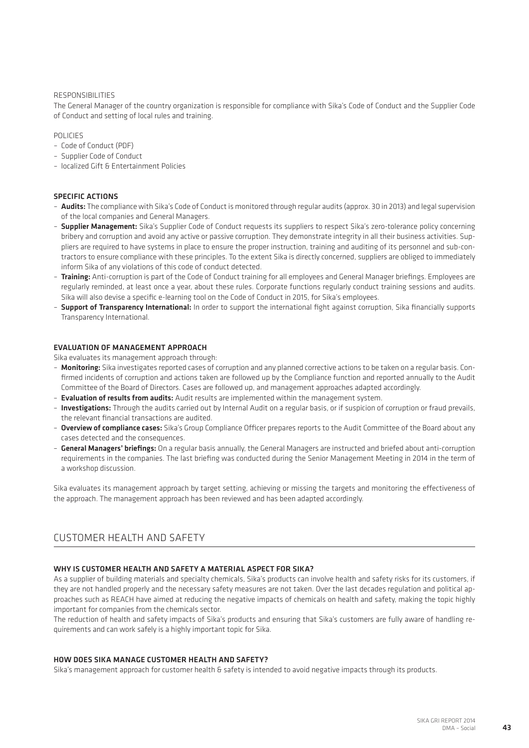RESPONSIBILITIES

The General Manager of the country organization is responsible for compliance with Sika's Code of Conduct and the Supplier Code of Conduct and setting of local rules and training.

POLICIES

- Code of Conduct (PDF)
- Supplier Code of Conduct
- localized Gift & Entertainment Policies

### SPECIFIC ACTIONS

- **Audits:** The compliance with Sika's Code of Conduct is monitored through regular audits (approx. 30 in 2013) and legal supervision of the local companies and General Managers.
- **Supplier Management:** Sika's Supplier Code of Conduct requests its suppliers to respect Sika's zero-tolerance policy concerning bribery and corruption and avoid any active or passive corruption. They demonstrate integrity in all their business activities. Suppliers are required to have systems in place to ensure the proper instruction, training and auditing of its personnel and sub-contractors to ensure compliance with these principles. To the extent Sika is directly concerned, suppliers are obliged to immediately inform Sika of any violations of this code of conduct detected.
- **Training:** Anti-corruption is part of the Code of Conduct training for all employees and General Manager briefings. Employees are regularly reminded, at least once a year, about these rules. Corporate functions regularly conduct training sessions and audits. Sika will also devise a specific e-learning tool on the Code of Conduct in 2015, for Sika's employees.
- **Support of Transparency International:** In order to support the international fight against corruption, Sika financially supports Transparency International.

### EVALUATION OF MANAGEMENT APPROACH

Sika evaluates its management approach through:

- **Monitoring:** Sika investigates reported cases of corruption and any planned corrective actions to be taken on a regular basis. Confirmed incidents of corruption and actions taken are followed up by the Compliance function and reported annually to the Audit Committee of the Board of Directors. Cases are followed up, and management approaches adapted accordingly.
- **Evaluation of results from audits:** Audit results are implemented within the management system.
- **Investigations:** Through the audits carried out by Internal Audit on a regular basis, or if suspicion of corruption or fraud prevails, the relevant financial transactions are audited.
- **Overview of compliance cases:** Sika's Group Compliance Officer prepares reports to the Audit Committee of the Board about any cases detected and the consequences.
- **General Managers' briefings:** On a regular basis annually, the General Managers are instructed and briefed about anti-corruption requirements in the companies. The last briefing was conducted during the Senior Management Meeting in 2014 in the term of a workshop discussion.

Sika evaluates its management approach by target setting, achieving or missing the targets and monitoring the effectiveness of the approach. The management approach has been reviewed and has been adapted accordingly.

## CUSTOMER HEALTH AND SAFETY

### WHY IS CUSTOMER HEALTH AND SAFETY A MATERIAL ASPECT FOR SIKA?

As a supplier of building materials and specialty chemicals, Sika's products can involve health and safety risks for its customers, if they are not handled properly and the necessary safety measures are not taken. Over the last decades regulation and political approaches such as REACH have aimed at reducing the negative impacts of chemicals on health and safety, making the topic highly important for companies from the chemicals sector.

The reduction of health and safety impacts of Sika's products and ensuring that Sika's customers are fully aware of handling requirements and can work safely is a highly important topic for Sika.

### HOW DOES SIKA MANAGE CUSTOMER HEALTH AND SAFETY?

Sika's management approach for customer health & safety is intended to avoid negative impacts through its products.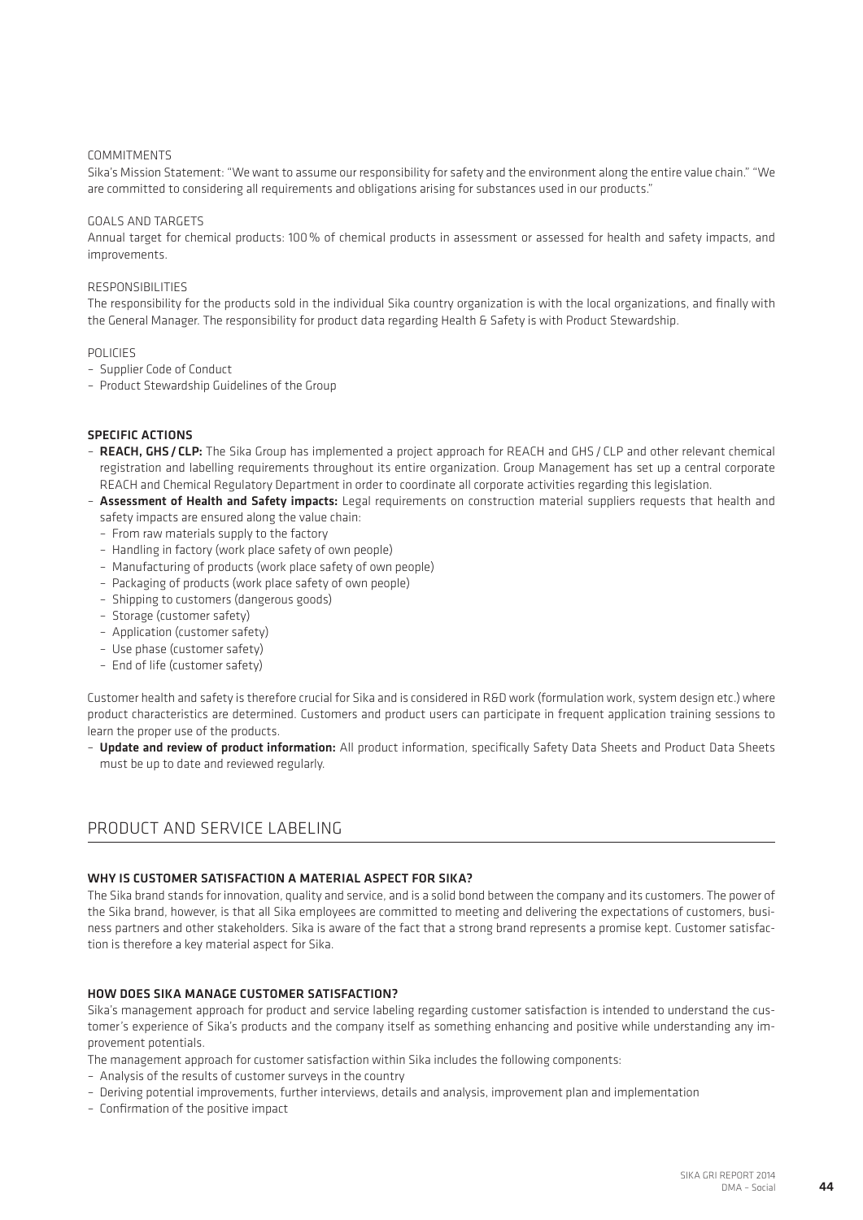COMMITMENTS

Sika's Mission Statement: "We want to assume our responsibility for safety and the environment along the entire value chain." "We are committed to considering all requirements and obligations arising for substances used in our products."

GOALS AND TARGETS

Annual target for chemical products: 100% of chemical products in assessment or assessed for health and safety impacts, and improvements.

RESPONSIBILITIES

The responsibility for the products sold in the individual Sika country organization is with the local organizations, and finally with the General Manager. The responsibility for product data regarding Health & Safety is with Product Stewardship.

POLICIES

- Supplier Code of Conduct
- Product Stewardship Guidelines of the Group

### SPECIFIC ACTIONS

- **REACH, GHS / CLP:** The Sika Group has implemented a project approach for REACH and GHS / CLP and other relevant chemical registration and labelling requirements throughout its entire organization. Group Management has set up a central corporate REACH and Chemical Regulatory Department in order to coordinate all corporate activities regarding this legislation.
- **Assessment of Health and Safety impacts:** Legal requirements on construction material suppliers requests that health and safety impacts are ensured along the value chain:
  - From raw materials supply to the factory
  - Handling in factory (work place safety of own people)
  - Manufacturing of products (work place safety of own people)
  - Packaging of products (work place safety of own people)
  - Shipping to customers (dangerous goods)
  - Storage (customer safety)
  - Application (customer safety)
  - Use phase (customer safety)
  - End of life (customer safety)

Customer health and safety is therefore crucial for Sika and is considered in R&D work (formulation work, system design etc.) where product characteristics are determined. Customers and product users can participate in frequent application training sessions to learn the proper use of the products.

- **Update and review of product information:** All product information, specifically Safety Data Sheets and Product Data Sheets must be up to date and reviewed regularly.

## PRODUCT AND SERVICE LABELING

### WHY IS CUSTOMER SATISFACTION A MATERIAL ASPECT FOR SIKA?

The Sika brand stands for innovation, quality and service, and is a solid bond between the company and its customers. The power of the Sika brand, however, is that all Sika employees are committed to meeting and delivering the expectations of customers, business partners and other stakeholders. Sika is aware of the fact that a strong brand represents a promise kept. Customer satisfaction is therefore a key material aspect for Sika.

### HOW DOES SIKA MANAGE CUSTOMER SATISFACTION?

Sika's management approach for product and service labeling regarding customer satisfaction is intended to understand the customer's experience of Sika's products and the company itself as something enhancing and positive while understanding any improvement potentials.

The management approach for customer satisfaction within Sika includes the following components:

- Analysis of the results of customer surveys in the country
- Deriving potential improvements, further interviews, details and analysis, improvement plan and implementation
- Confirmation of the positive impact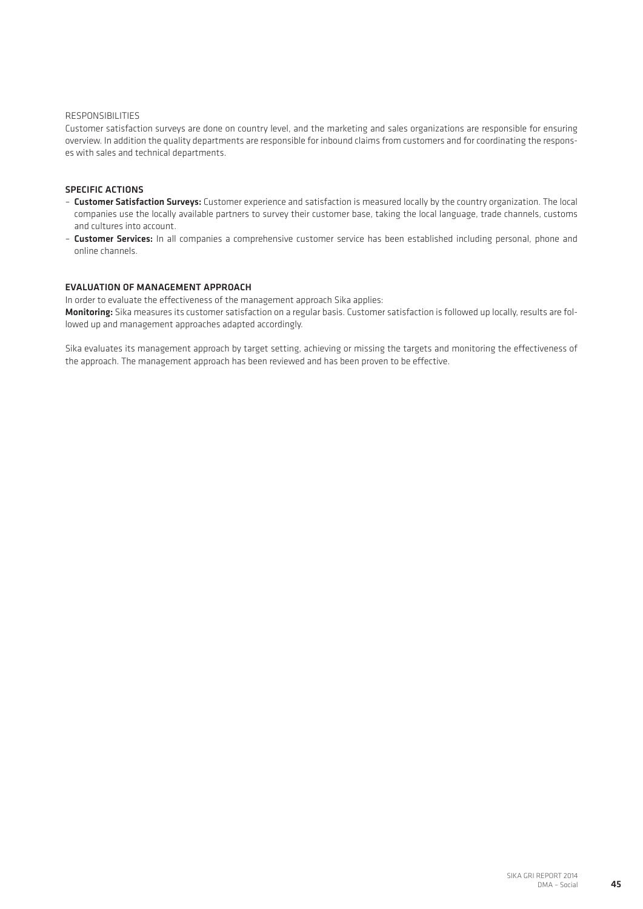RESPONSIBILITIES

Customer satisfaction surveys are done on country level, and the marketing and sales organizations are responsible for ensuring overview. In addition the quality departments are responsible for inbound claims from customers and for coordinating the responses with sales and technical departments.

### SPECIFIC ACTIONS

- **Customer Satisfaction Surveys:** Customer experience and satisfaction is measured locally by the country organization. The local companies use the locally available partners to survey their customer base, taking the local language, trade channels, customs and cultures into account.
- **Customer Services:** In all companies a comprehensive customer service has been established including personal, phone and online channels.

### EVALUATION OF MANAGEMENT APPROACH

In order to evaluate the effectiveness of the management approach Sika applies:

**Monitoring:** Sika measures its customer satisfaction on a regular basis. Customer satisfaction is followed up locally, results are followed up and management approaches adapted accordingly.

Sika evaluates its management approach by target setting, achieving or missing the targets and monitoring the effectiveness of the approach. The management approach has been reviewed and has been proven to be effective.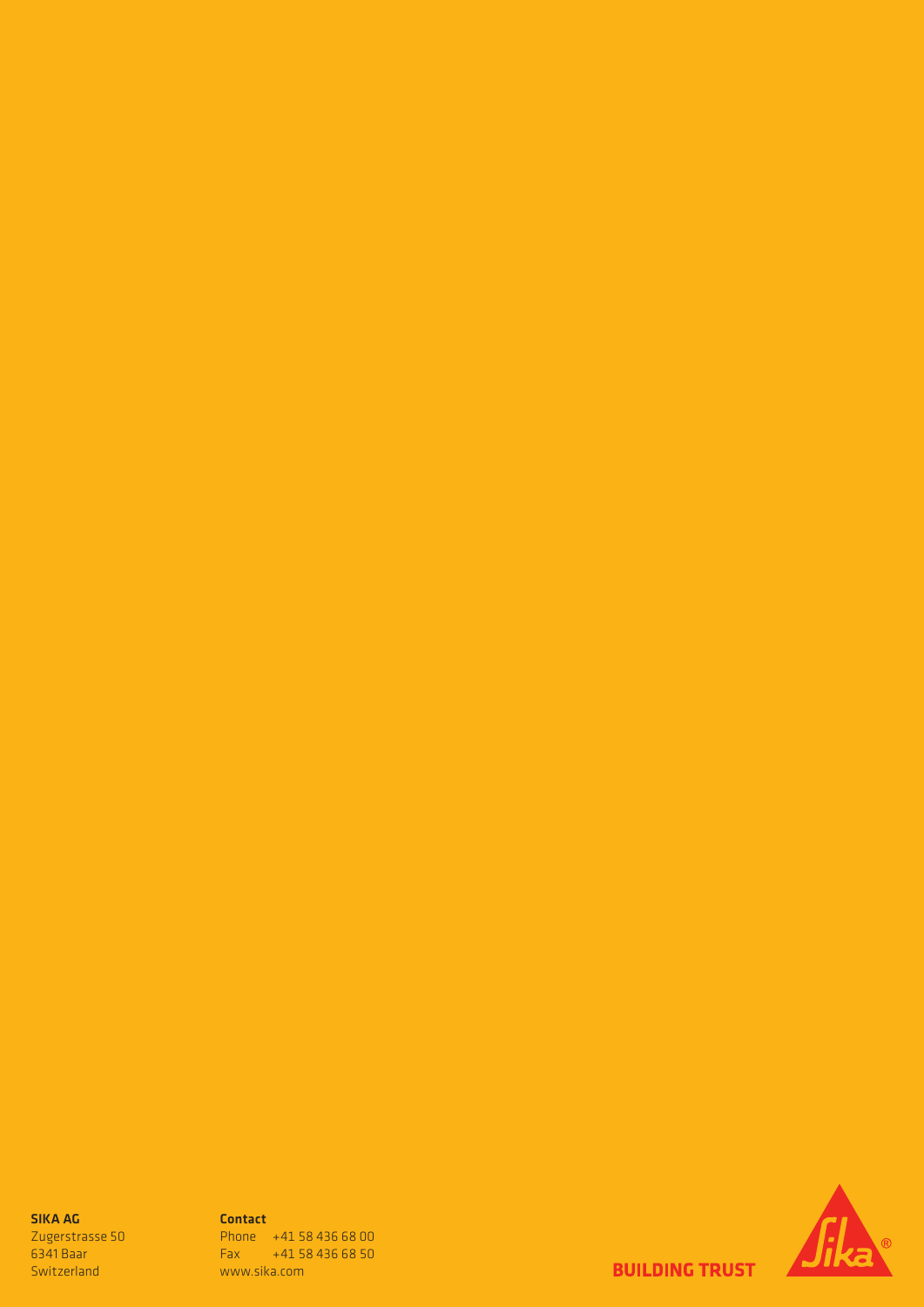**SIKA AG**
Zugerstrasse 50
6341 Baar
Switzerland

**Contact**
Phone +41 58 436 68 00
Fax +41 58 436 68 50
www.sika.com

**BUILDING TRUST**